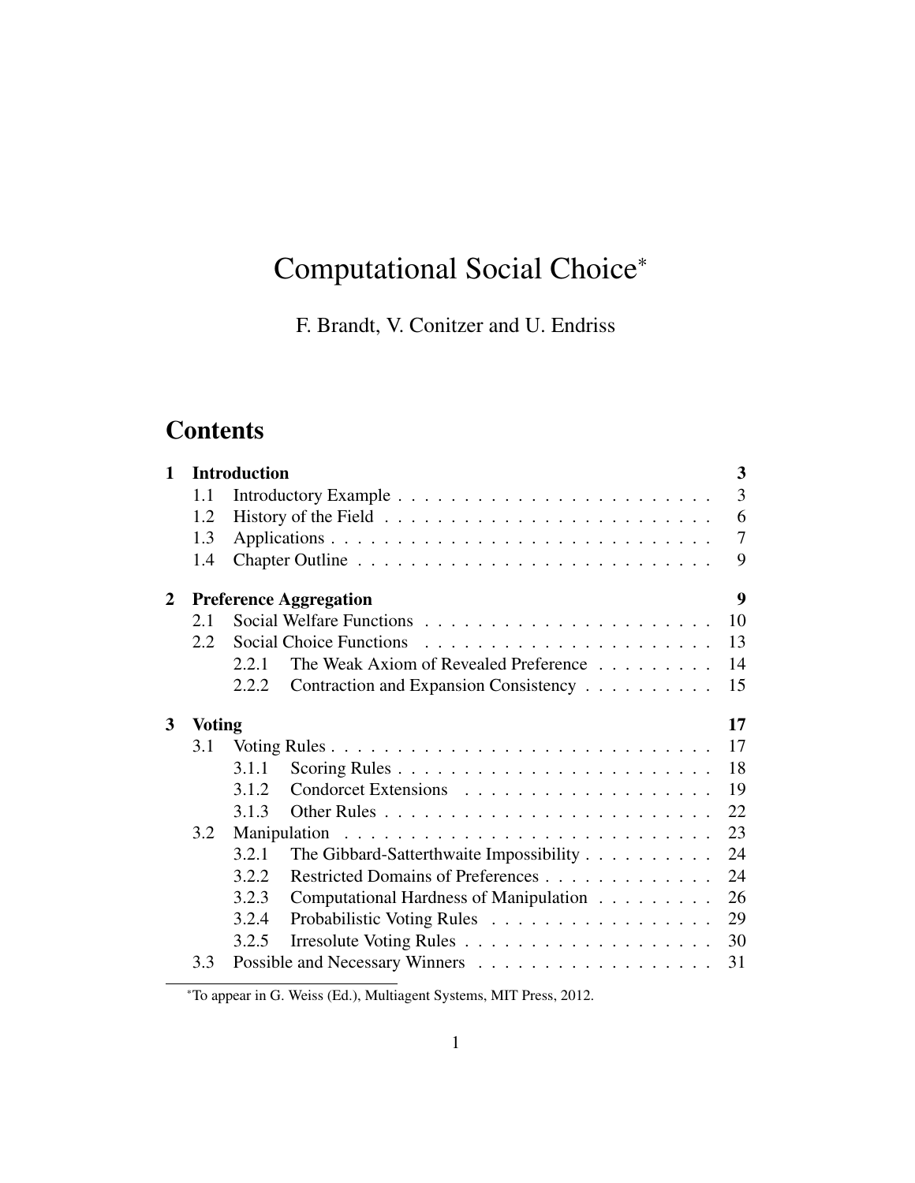# Computational Social Choice*

F. Brandt, V. Conitzer and U. Endriss

## Contents

| | | | |
|---|---|---|---|
| **1** | **Introduction** | | **3** |
| | 1.1 | Introductory Example | 3 |
| | 1.2 | History of the Field | 6 |
| | 1.3 | Applications | 7 |
| | 1.4 | Chapter Outline | 9 |
| **2** | **Preference Aggregation** | | **9** |
| | 2.1 | Social Welfare Functions | 10 |
| | 2.2 | Social Choice Functions | 13 |
| | | 2.2.1 The Weak Axiom of Revealed Preference | 14 |
| | | 2.2.2 Contraction and Expansion Consistency | 15 |
| **3** | **Voting** | | **17** |
| | 3.1 | Voting Rules | 17 |
| | | 3.1.1 Scoring Rules | 18 |
| | | 3.1.2 Condorcet Extensions | 19 |
| | | 3.1.3 Other Rules | 22 |
| | 3.2 | Manipulation | 23 |
| | | 3.2.1 The Gibbard-Satterthwaite Impossibility | 24 |
| | | 3.2.2 Restricted Domains of Preferences | 24 |
| | | 3.2.3 Computational Hardness of Manipulation | 26 |
| | | 3.2.4 Probabilistic Voting Rules | 29 |
| | | 3.2.5 Irresolute Voting Rules | 30 |
| | 3.3 | Possible and Necessary Winners | 31 |

*To appear in G. Weiss (Ed.), Multiagent Systems, MIT Press, 2012.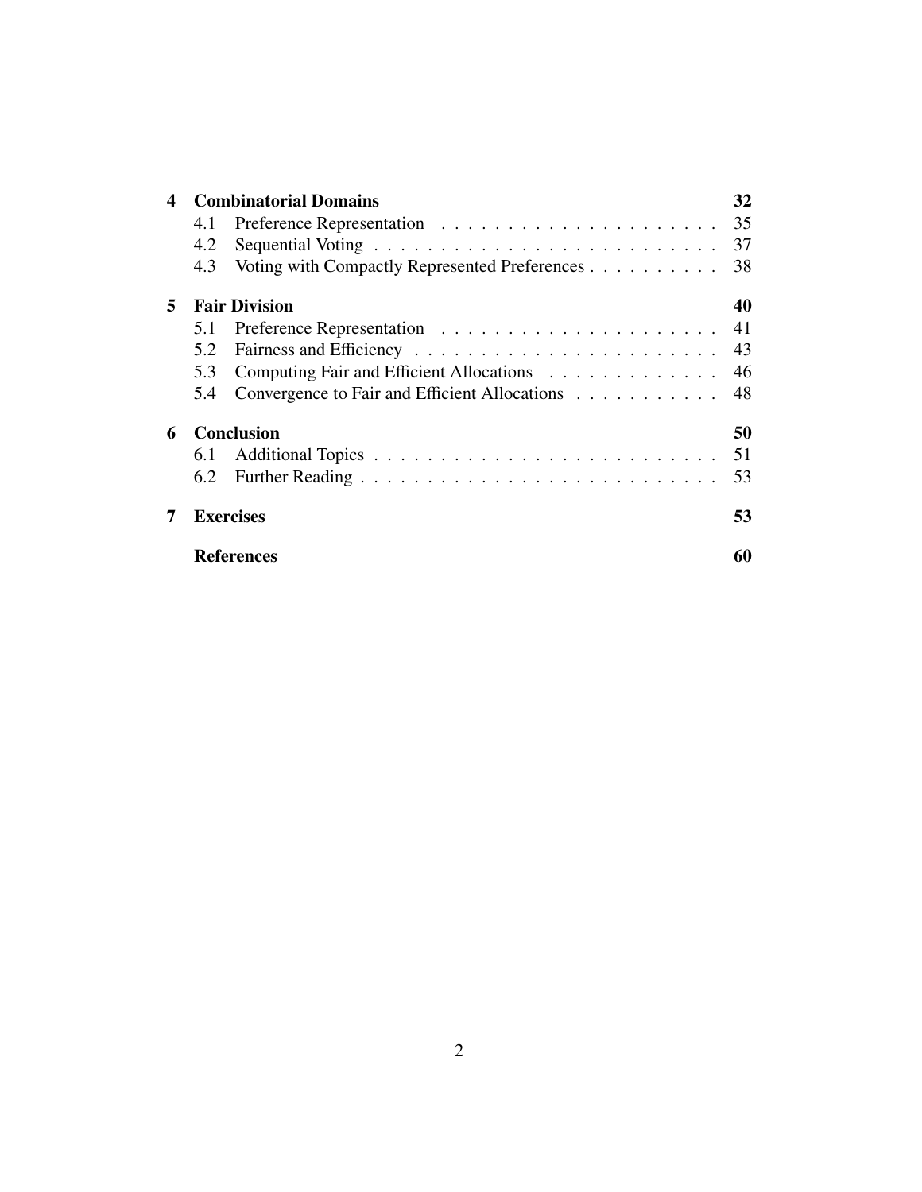| | | |
|---|---|---|
| **4** | **Combinatorial Domains** | **32** |
| | 4.1 Preference Representation | 35 |
| | 4.2 Sequential Voting | 37 |
| | 4.3 Voting with Compactly Represented Preferences | 38 |
| **5** | **Fair Division** | **40** |
| | 5.1 Preference Representation | 41 |
| | 5.2 Fairness and Efficiency | 43 |
| | 5.3 Computing Fair and Efficient Allocations | 46 |
| | 5.4 Convergence to Fair and Efficient Allocations | 48 |
| **6** | **Conclusion** | **50** |
| | 6.1 Additional Topics | 51 |
| | 6.2 Further Reading | 53 |
| **7** | **Exercises** | **53** |
| | **References** | **60** |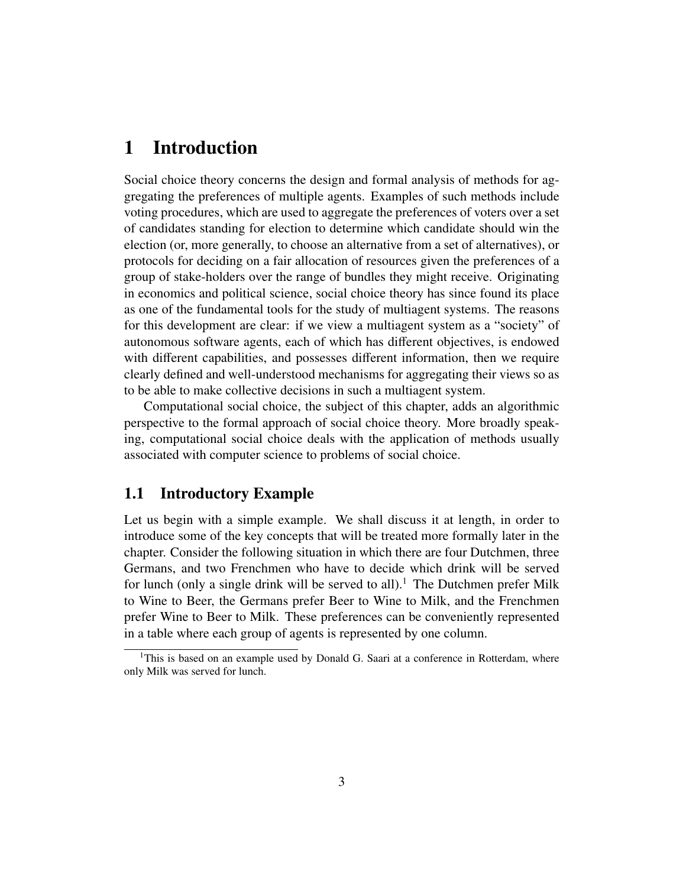# 1 Introduction

Social choice theory concerns the design and formal analysis of methods for aggregating the preferences of multiple agents. Examples of such methods include voting procedures, which are used to aggregate the preferences of voters over a set of candidates standing for election to determine which candidate should win the election (or, more generally, to choose an alternative from a set of alternatives), or protocols for deciding on a fair allocation of resources given the preferences of a group of stake-holders over the range of bundles they might receive. Originating in economics and political science, social choice theory has since found its place as one of the fundamental tools for the study of multiagent systems. The reasons for this development are clear: if we view a multiagent system as a "society" of autonomous software agents, each of which has different objectives, is endowed with different capabilities, and possesses different information, then we require clearly defined and well-understood mechanisms for aggregating their views so as to be able to make collective decisions in such a multiagent system.

Computational social choice, the subject of this chapter, adds an algorithmic perspective to the formal approach of social choice theory. More broadly speaking, computational social choice deals with the application of methods usually associated with computer science to problems of social choice.

## 1.1 Introductory Example

Let us begin with a simple example. We shall discuss it at length, in order to introduce some of the key concepts that will be treated more formally later in the chapter. Consider the following situation in which there are four Dutchmen, three Germans, and two Frenchmen who have to decide which drink will be served for lunch (only a single drink will be served to all).[1] The Dutchmen prefer Milk to Wine to Beer, the Germans prefer Beer to Wine to Milk, and the Frenchmen prefer Wine to Beer to Milk. These preferences can be conveniently represented in a table where each group of agents is represented by one column.

[1]This is based on an example used by Donald G. Saari at a conference in Rotterdam, where only Milk was served for lunch.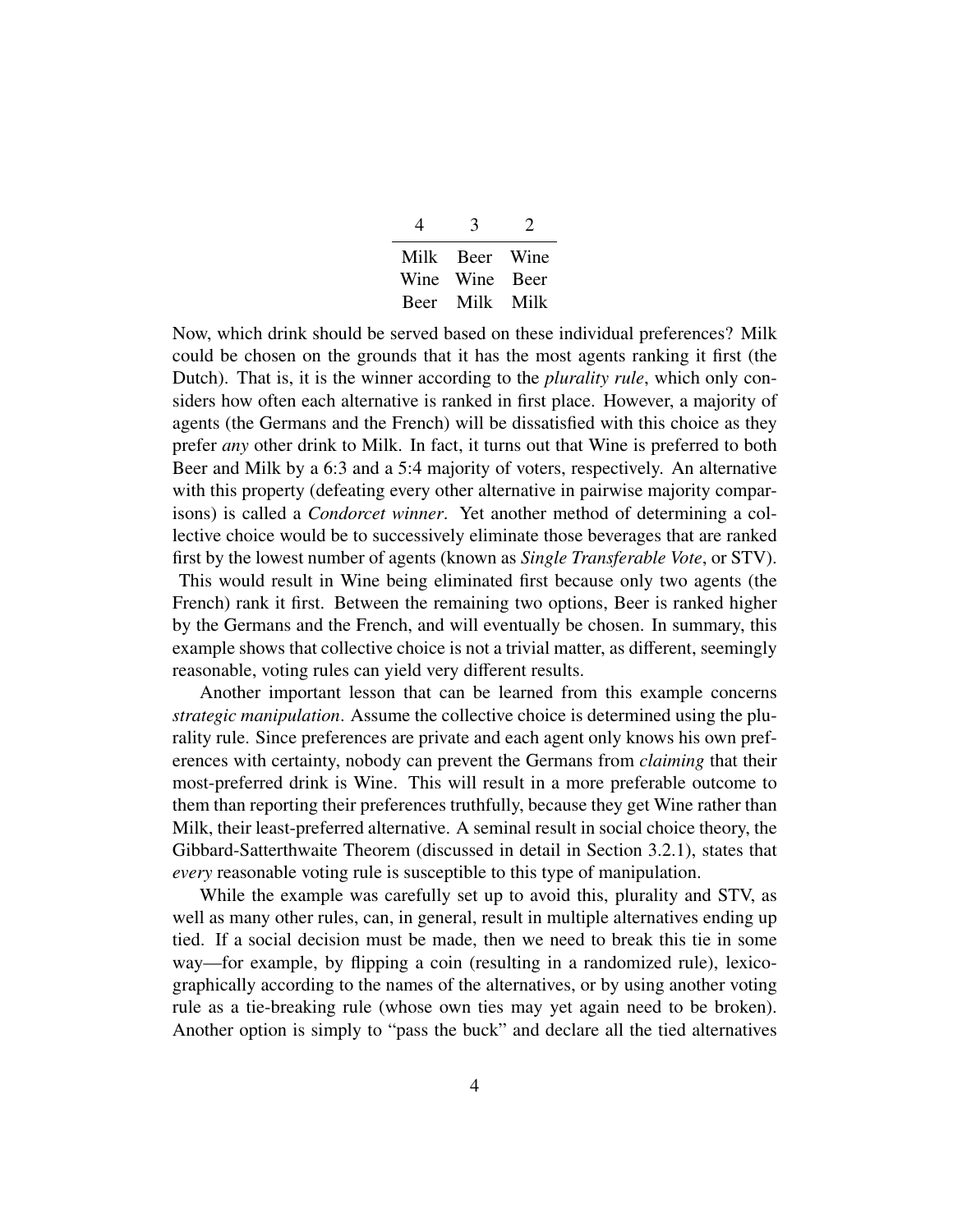| 4 | 3 | 2 |
|---|---|---|
| Milk | Beer | Wine |
| Wine | Wine | Beer |
| Beer | Milk | Milk |

Now, which drink should be served based on these individual preferences? Milk could be chosen on the grounds that it has the most agents ranking it first (the Dutch). That is, it is the winner according to the *plurality rule*, which only considers how often each alternative is ranked in first place. However, a majority of agents (the Germans and the French) will be dissatisfied with this choice as they prefer *any* other drink to Milk. In fact, it turns out that Wine is preferred to both Beer and Milk by a 6:3 and a 5:4 majority of voters, respectively. An alternative with this property (defeating every other alternative in pairwise majority comparisons) is called a *Condorcet winner*. Yet another method of determining a collective choice would be to successively eliminate those beverages that are ranked first by the lowest number of agents (known as *Single Transferable Vote*, or STV). This would result in Wine being eliminated first because only two agents (the French) rank it first. Between the remaining two options, Beer is ranked higher by the Germans and the French, and will eventually be chosen. In summary, this example shows that collective choice is not a trivial matter, as different, seemingly reasonable, voting rules can yield very different results.

Another important lesson that can be learned from this example concerns *strategic manipulation*. Assume the collective choice is determined using the plurality rule. Since preferences are private and each agent only knows his own preferences with certainty, nobody can prevent the Germans from *claiming* that their most-preferred drink is Wine. This will result in a more preferable outcome to them than reporting their preferences truthfully, because they get Wine rather than Milk, their least-preferred alternative. A seminal result in social choice theory, the Gibbard-Satterthwaite Theorem (discussed in detail in Section 3.2.1), states that *every* reasonable voting rule is susceptible to this type of manipulation.

While the example was carefully set up to avoid this, plurality and STV, as well as many other rules, can, in general, result in multiple alternatives ending up tied. If a social decision must be made, then we need to break this tie in some way—for example, by flipping a coin (resulting in a randomized rule), lexicographically according to the names of the alternatives, or by using another voting rule as a tie-breaking rule (whose own ties may yet again need to be broken). Another option is simply to "pass the buck" and declare all the tied alternatives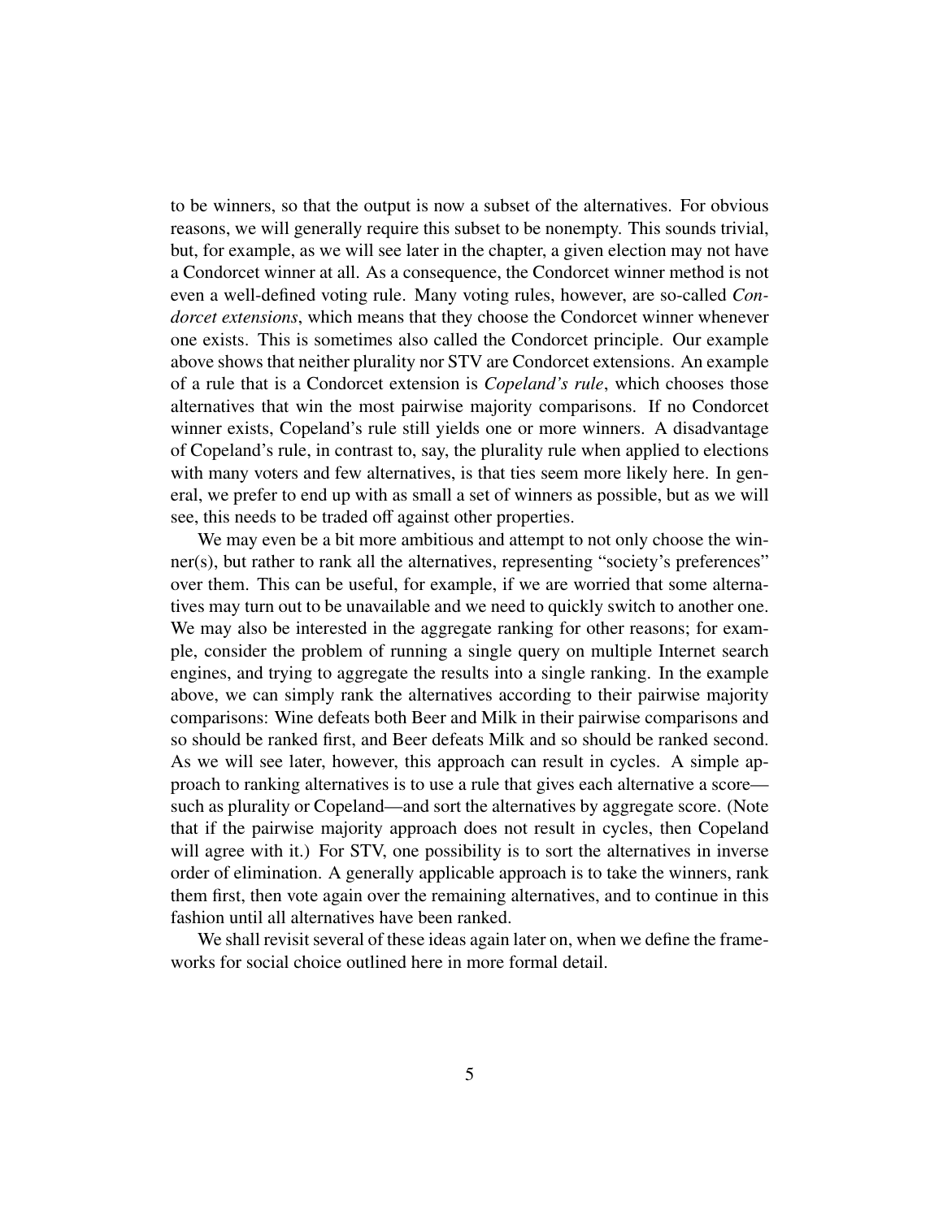to be winners, so that the output is now a subset of the alternatives. For obvious reasons, we will generally require this subset to be nonempty. This sounds trivial, but, for example, as we will see later in the chapter, a given election may not have a Condorcet winner at all. As a consequence, the Condorcet winner method is not even a well-defined voting rule. Many voting rules, however, are so-called *Condorcet extensions*, which means that they choose the Condorcet winner whenever one exists. This is sometimes also called the Condorcet principle. Our example above shows that neither plurality nor STV are Condorcet extensions. An example of a rule that is a Condorcet extension is *Copeland's rule*, which chooses those alternatives that win the most pairwise majority comparisons. If no Condorcet winner exists, Copeland's rule still yields one or more winners. A disadvantage of Copeland's rule, in contrast to, say, the plurality rule when applied to elections with many voters and few alternatives, is that ties seem more likely here. In general, we prefer to end up with as small a set of winners as possible, but as we will see, this needs to be traded off against other properties.

We may even be a bit more ambitious and attempt to not only choose the winner(s), but rather to rank all the alternatives, representing "society's preferences" over them. This can be useful, for example, if we are worried that some alternatives may turn out to be unavailable and we need to quickly switch to another one. We may also be interested in the aggregate ranking for other reasons; for example, consider the problem of running a single query on multiple Internet search engines, and trying to aggregate the results into a single ranking. In the example above, we can simply rank the alternatives according to their pairwise majority comparisons: Wine defeats both Beer and Milk in their pairwise comparisons and so should be ranked first, and Beer defeats Milk and so should be ranked second. As we will see later, however, this approach can result in cycles. A simple approach to ranking alternatives is to use a rule that gives each alternative a score—such as plurality or Copeland—and sort the alternatives by aggregate score. (Note that if the pairwise majority approach does not result in cycles, then Copeland will agree with it.) For STV, one possibility is to sort the alternatives in inverse order of elimination. A generally applicable approach is to take the winners, rank them first, then vote again over the remaining alternatives, and to continue in this fashion until all alternatives have been ranked.

We shall revisit several of these ideas again later on, when we define the frameworks for social choice outlined here in more formal detail.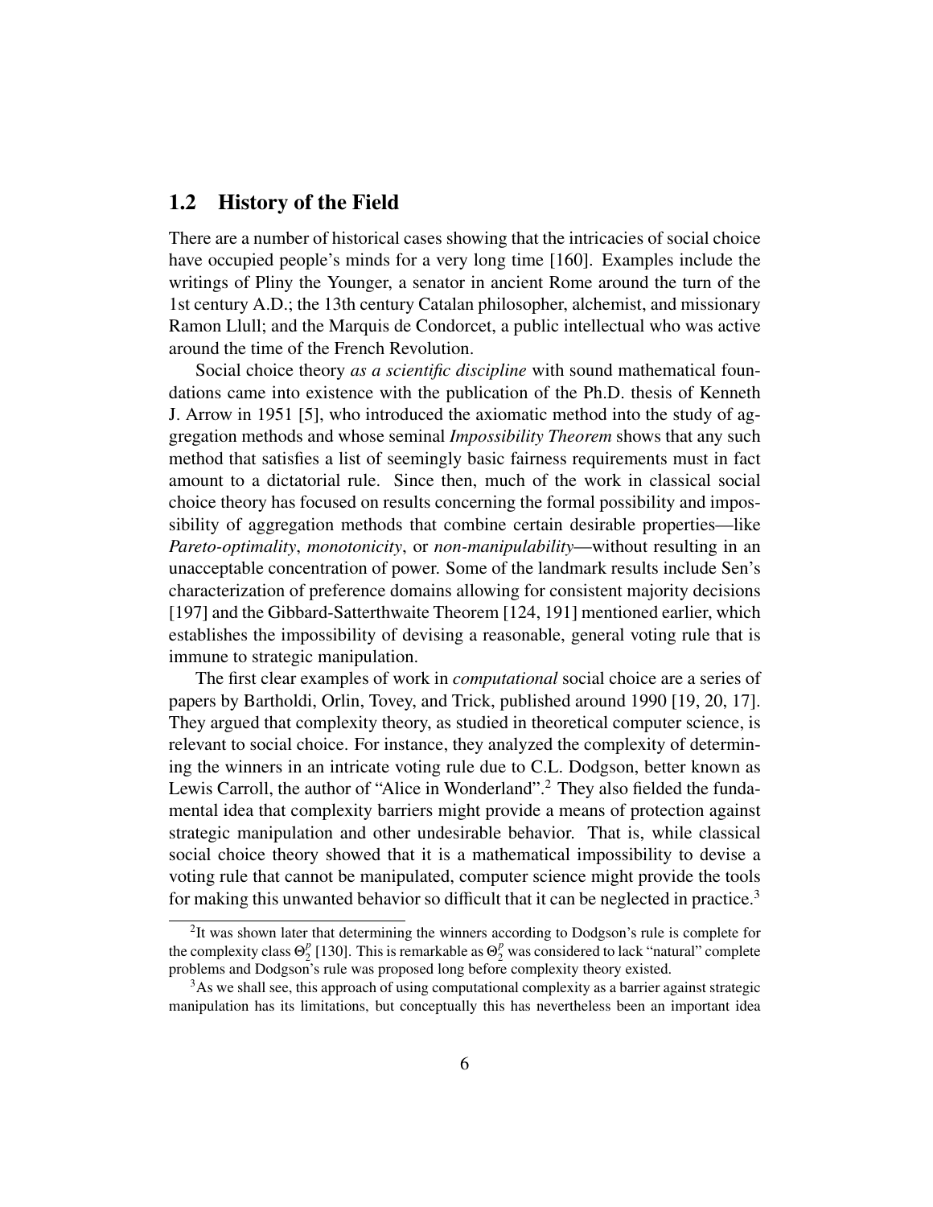## 1.2 History of the Field

There are a number of historical cases showing that the intricacies of social choice have occupied people's minds for a very long time [160]. Examples include the writings of Pliny the Younger, a senator in ancient Rome around the turn of the 1st century A.D.; the 13th century Catalan philosopher, alchemist, and missionary Ramon Llull; and the Marquis de Condorcet, a public intellectual who was active around the time of the French Revolution.

Social choice theory *as a scientific discipline* with sound mathematical foundations came into existence with the publication of the Ph.D. thesis of Kenneth J. Arrow in 1951 [5], who introduced the axiomatic method into the study of aggregation methods and whose seminal *Impossibility Theorem* shows that any such method that satisfies a list of seemingly basic fairness requirements must in fact amount to a dictatorial rule. Since then, much of the work in classical social choice theory has focused on results concerning the formal possibility and impossibility of aggregation methods that combine certain desirable properties—like *Pareto-optimality*, *monotonicity*, or *non-manipulability*—without resulting in an unacceptable concentration of power. Some of the landmark results include Sen's characterization of preference domains allowing for consistent majority decisions [197] and the Gibbard-Satterthwaite Theorem [124, 191] mentioned earlier, which establishes the impossibility of devising a reasonable, general voting rule that is immune to strategic manipulation.

The first clear examples of work in *computational* social choice are a series of papers by Bartholdi, Orlin, Tovey, and Trick, published around 1990 [19, 20, 17]. They argued that complexity theory, as studied in theoretical computer science, is relevant to social choice. For instance, they analyzed the complexity of determining the winners in an intricate voting rule due to C.L. Dodgson, better known as Lewis Carroll, the author of "Alice in Wonderland".[2] They also fielded the fundamental idea that complexity barriers might provide a means of protection against strategic manipulation and other undesirable behavior. That is, while classical social choice theory showed that it is a mathematical impossibility to devise a voting rule that cannot be manipulated, computer science might provide the tools for making this unwanted behavior so difficult that it can be neglected in practice.[3]

[2] It was shown later that determining the winners according to Dodgson's rule is complete for the complexity class $\Theta_2^p$ [130]. This is remarkable as $\Theta_2^p$ was considered to lack "natural" complete problems and Dodgson's rule was proposed long before complexity theory existed.

[3] As we shall see, this approach of using computational complexity as a barrier against strategic manipulation has its limitations, but conceptually this has nevertheless been an important idea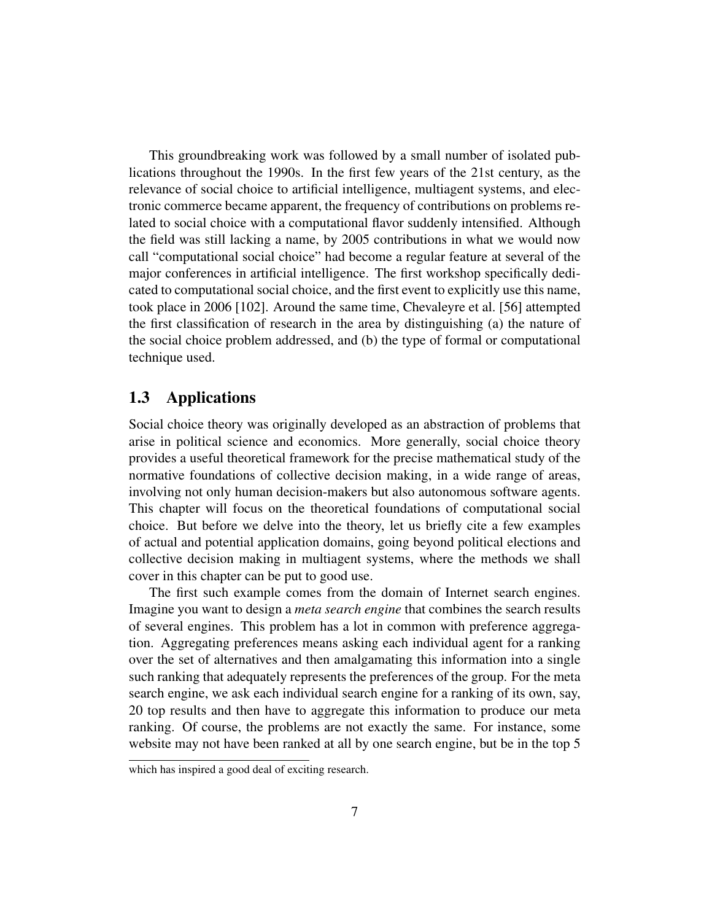This groundbreaking work was followed by a small number of isolated publications throughout the 1990s. In the first few years of the 21st century, as the relevance of social choice to artificial intelligence, multiagent systems, and electronic commerce became apparent, the frequency of contributions on problems related to social choice with a computational flavor suddenly intensified. Although the field was still lacking a name, by 2005 contributions in what we would now call "computational social choice" had become a regular feature at several of the major conferences in artificial intelligence. The first workshop specifically dedicated to computational social choice, and the first event to explicitly use this name, took place in 2006 [102]. Around the same time, Chevaleyre et al. [56] attempted the first classification of research in the area by distinguishing (a) the nature of the social choice problem addressed, and (b) the type of formal or computational technique used.

## 1.3 Applications

Social choice theory was originally developed as an abstraction of problems that arise in political science and economics. More generally, social choice theory provides a useful theoretical framework for the precise mathematical study of the normative foundations of collective decision making, in a wide range of areas, involving not only human decision-makers but also autonomous software agents. This chapter will focus on the theoretical foundations of computational social choice. But before we delve into the theory, let us briefly cite a few examples of actual and potential application domains, going beyond political elections and collective decision making in multiagent systems, where the methods we shall cover in this chapter can be put to good use.

The first such example comes from the domain of Internet search engines. Imagine you want to design a *meta search engine* that combines the search results of several engines. This problem has a lot in common with preference aggregation. Aggregating preferences means asking each individual agent for a ranking over the set of alternatives and then amalgamating this information into a single such ranking that adequately represents the preferences of the group. For the meta search engine, we ask each individual search engine for a ranking of its own, say, 20 top results and then have to aggregate this information to produce our meta ranking. Of course, the problems are not exactly the same. For instance, some website may not have been ranked at all by one search engine, but be in the top 5

which has inspired a good deal of exciting research.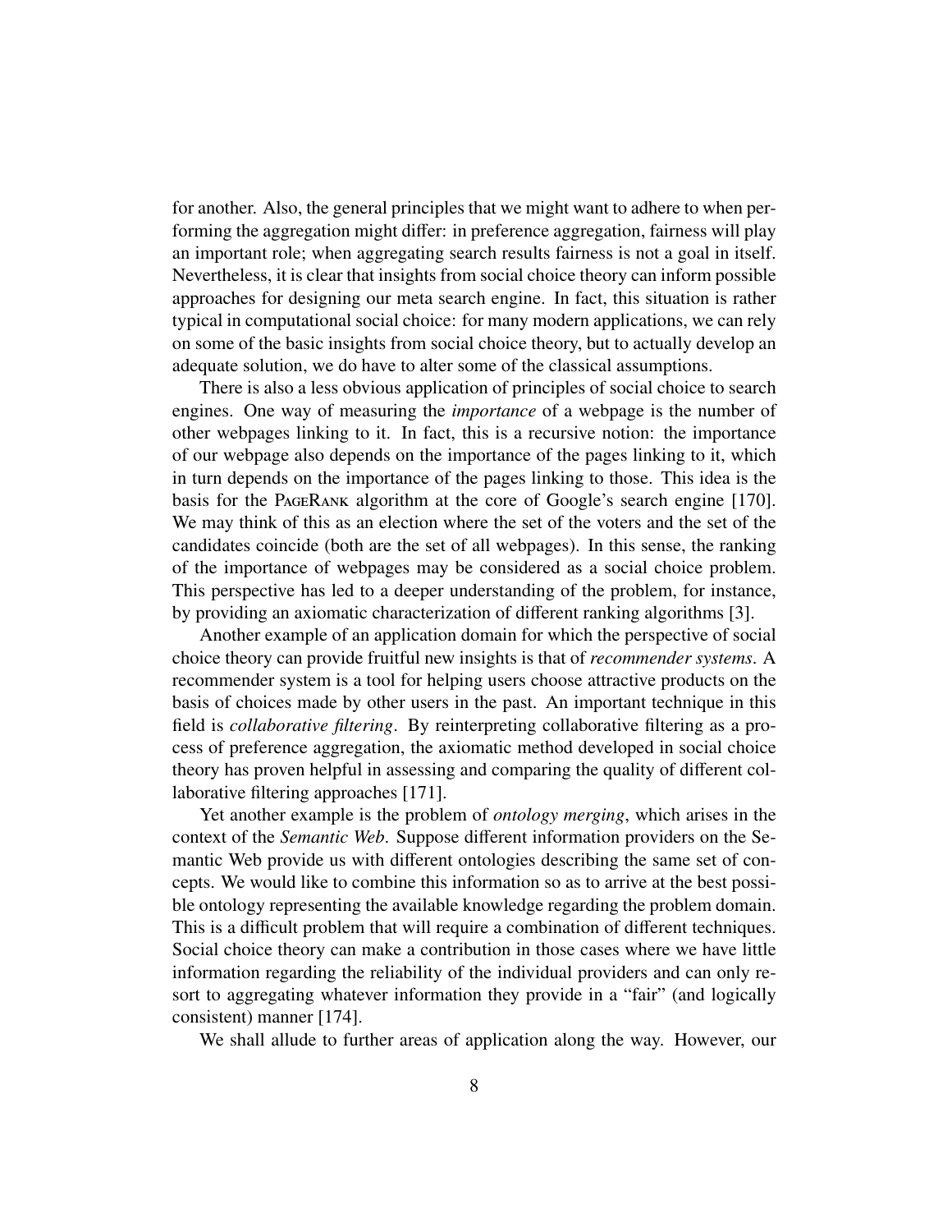for another. Also, the general principles that we might want to adhere to when performing the aggregation might differ: in preference aggregation, fairness will play an important role; when aggregating search results fairness is not a goal in itself. Nevertheless, it is clear that insights from social choice theory can inform possible approaches for designing our meta search engine. In fact, this situation is rather typical in computational social choice: for many modern applications, we can rely on some of the basic insights from social choice theory, but to actually develop an adequate solution, we do have to alter some of the classical assumptions.

There is also a less obvious application of principles of social choice to search engines. One way of measuring the *importance* of a webpage is the number of other webpages linking to it. In fact, this is a recursive notion: the importance of our webpage also depends on the importance of the pages linking to it, which in turn depends on the importance of the pages linking to those. This idea is the basis for the PageRank algorithm at the core of Google's search engine [170]. We may think of this as an election where the set of the voters and the set of the candidates coincide (both are the set of all webpages). In this sense, the ranking of the importance of webpages may be considered as a social choice problem. This perspective has led to a deeper understanding of the problem, for instance, by providing an axiomatic characterization of different ranking algorithms [3].

Another example of an application domain for which the perspective of social choice theory can provide fruitful new insights is that of *recommender systems*. A recommender system is a tool for helping users choose attractive products on the basis of choices made by other users in the past. An important technique in this field is *collaborative filtering*. By reinterpreting collaborative filtering as a process of preference aggregation, the axiomatic method developed in social choice theory has proven helpful in assessing and comparing the quality of different collaborative filtering approaches [171].

Yet another example is the problem of *ontology merging*, which arises in the context of the *Semantic Web*. Suppose different information providers on the Semantic Web provide us with different ontologies describing the same set of concepts. We would like to combine this information so as to arrive at the best possible ontology representing the available knowledge regarding the problem domain. This is a difficult problem that will require a combination of different techniques. Social choice theory can make a contribution in those cases where we have little information regarding the reliability of the individual providers and can only resort to aggregating whatever information they provide in a "fair" (and logically consistent) manner [174].

We shall allude to further areas of application along the way. However, our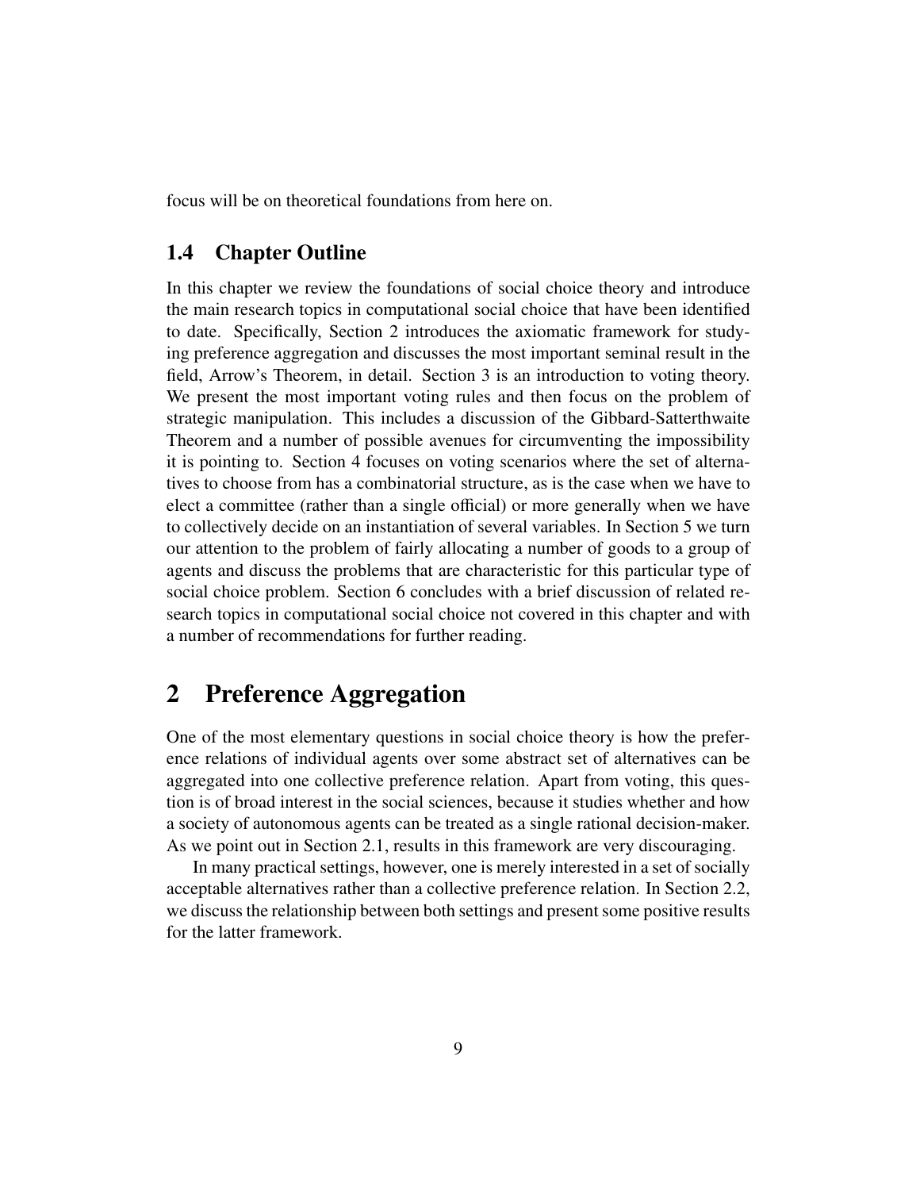focus will be on theoretical foundations from here on.

## 1.4 Chapter Outline

In this chapter we review the foundations of social choice theory and introduce the main research topics in computational social choice that have been identified to date. Specifically, Section 2 introduces the axiomatic framework for studying preference aggregation and discusses the most important seminal result in the field, Arrow's Theorem, in detail. Section 3 is an introduction to voting theory. We present the most important voting rules and then focus on the problem of strategic manipulation. This includes a discussion of the Gibbard-Satterthwaite Theorem and a number of possible avenues for circumventing the impossibility it is pointing to. Section 4 focuses on voting scenarios where the set of alternatives to choose from has a combinatorial structure, as is the case when we have to elect a committee (rather than a single official) or more generally when we have to collectively decide on an instantiation of several variables. In Section 5 we turn our attention to the problem of fairly allocating a number of goods to a group of agents and discuss the problems that are characteristic for this particular type of social choice problem. Section 6 concludes with a brief discussion of related research topics in computational social choice not covered in this chapter and with a number of recommendations for further reading.

# 2 Preference Aggregation

One of the most elementary questions in social choice theory is how the preference relations of individual agents over some abstract set of alternatives can be aggregated into one collective preference relation. Apart from voting, this question is of broad interest in the social sciences, because it studies whether and how a society of autonomous agents can be treated as a single rational decision-maker. As we point out in Section 2.1, results in this framework are very discouraging.

In many practical settings, however, one is merely interested in a set of socially acceptable alternatives rather than a collective preference relation. In Section 2.2, we discuss the relationship between both settings and present some positive results for the latter framework.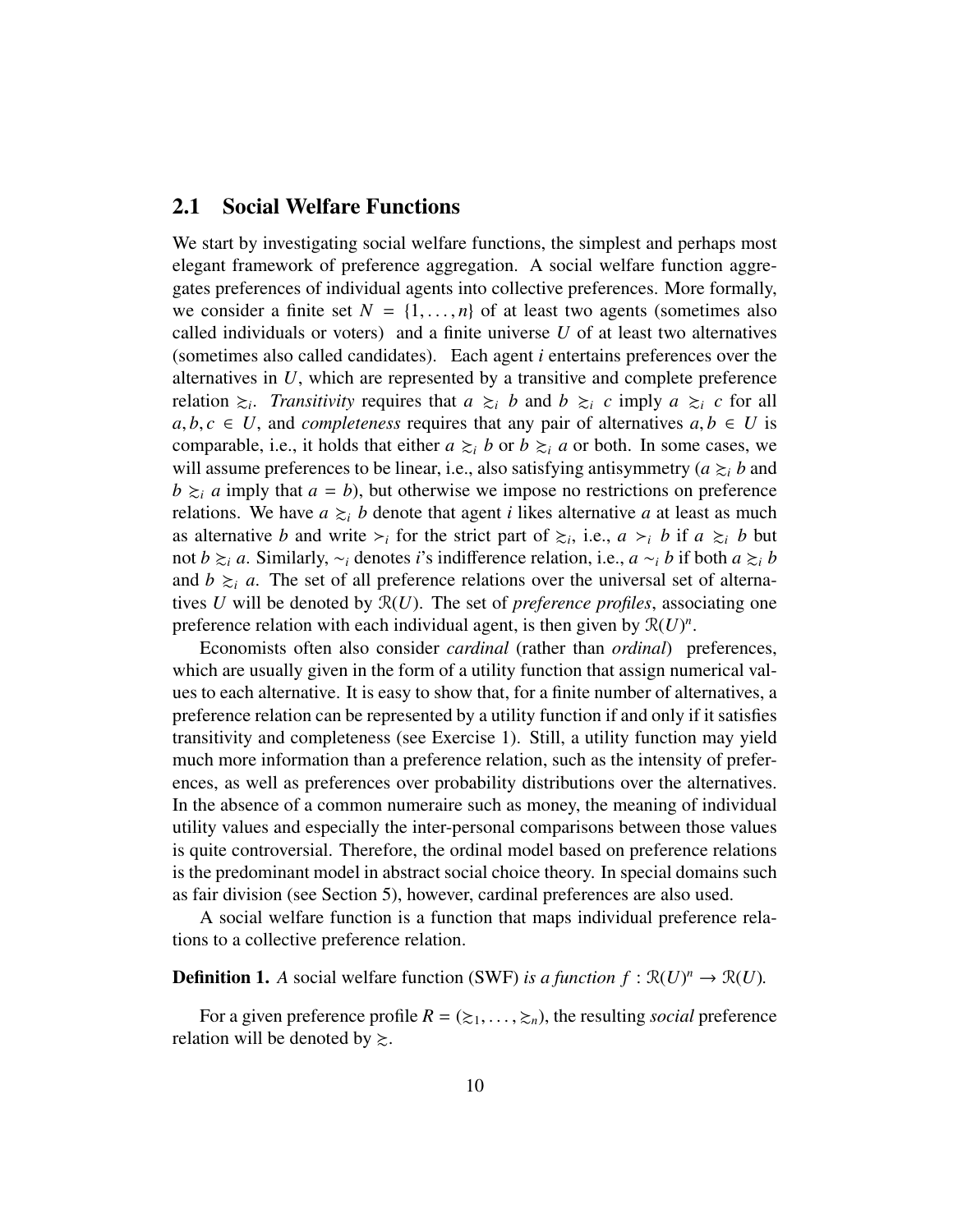## 2.1 Social Welfare Functions

We start by investigating social welfare functions, the simplest and perhaps most elegant framework of preference aggregation. A social welfare function aggregates preferences of individual agents into collective preferences. More formally, we consider a finite set $N = \{1, \ldots, n\}$ of at least two agents (sometimes also called individuals or voters) and a finite universe $U$ of at least two alternatives (sometimes also called candidates). Each agent $i$ entertains preferences over the alternatives in $U$, which are represented by a transitive and complete preference relation $\succsim_i$. *Transitivity* requires that $a \succsim_i b$ and $b \succsim_i c$ imply $a \succsim_i c$ for all $a, b, c \in U$, and *completeness* requires that any pair of alternatives $a, b \in U$ is comparable, i.e., it holds that either $a \succsim_i b$ or $b \succsim_i a$ or both. In some cases, we will assume preferences to be linear, i.e., also satisfying antisymmetry ($a \succsim_i b$ and $b \succsim_i a$ imply that $a = b$), but otherwise we impose no restrictions on preference relations. We have $a \succsim_i b$ denote that agent $i$ likes alternative $a$ at least as much as alternative $b$ and write $\succ_i$ for the strict part of $\succsim_i$, i.e., $a \succ_i b$ if $a \succsim_i b$ but not $b \succsim_i a$. Similarly, $\sim_i$ denotes $i$'s indifference relation, i.e., $a \sim_i b$ if both $a \succsim_i b$ and $b \succsim_i a$. The set of all preference relations over the universal set of alternatives $U$ will be denoted by $\mathcal{R}(U)$. The set of *preference profiles*, associating one preference relation with each individual agent, is then given by $\mathcal{R}(U)^n$.

Economists often also consider *cardinal* (rather than *ordinal*) preferences, which are usually given in the form of a utility function that assign numerical values to each alternative. It is easy to show that, for a finite number of alternatives, a preference relation can be represented by a utility function if and only if it satisfies transitivity and completeness (see Exercise 1). Still, a utility function may yield much more information than a preference relation, such as the intensity of preferences, as well as preferences over probability distributions over the alternatives. In the absence of a common numeraire such as money, the meaning of individual utility values and especially the inter-personal comparisons between those values is quite controversial. Therefore, the ordinal model based on preference relations is the predominant model in abstract social choice theory. In special domains such as fair division (see Section 5), however, cardinal preferences are also used.

A social welfare function is a function that maps individual preference relations to a collective preference relation.

**Definition 1.** *A* social welfare function (SWF) *is a function $f : \mathcal{R}(U)^n \to \mathcal{R}(U)$.*

For a given preference profile $R = (\succsim_1, \ldots, \succsim_n)$, the resulting *social* preference relation will be denoted by $\succsim$.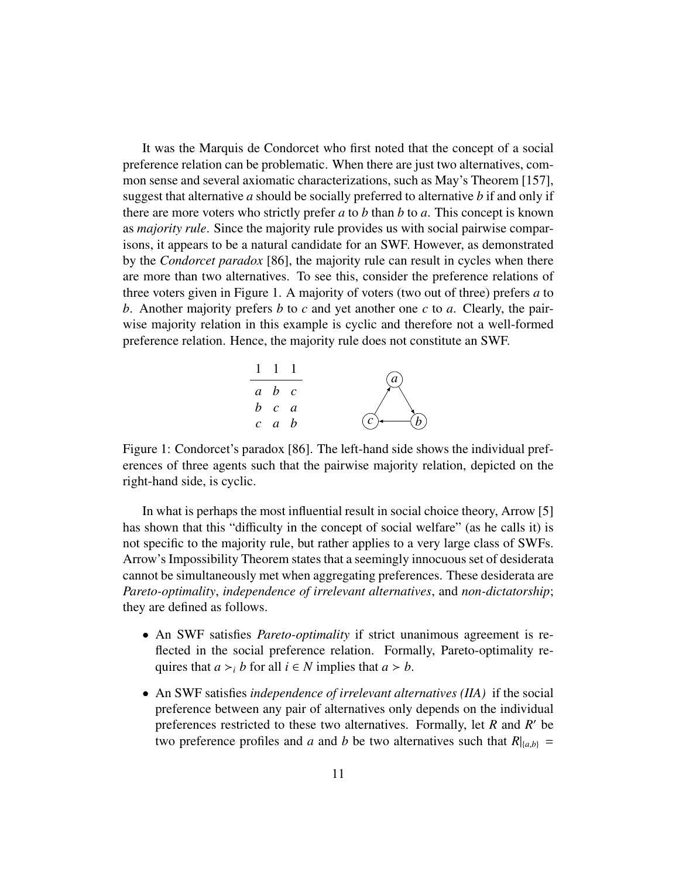It was the Marquis de Condorcet who first noted that the concept of a social preference relation can be problematic. When there are just two alternatives, common sense and several axiomatic characterizations, such as May's Theorem [157], suggest that alternative $a$ should be socially preferred to alternative $b$ if and only if there are more voters who strictly prefer $a$ to $b$ than $b$ to $a$. This concept is known as *majority rule*. Since the majority rule provides us with social pairwise comparisons, it appears to be a natural candidate for an SWF. However, as demonstrated by the *Condorcet paradox* [86], the majority rule can result in cycles when there are more than two alternatives. To see this, consider the preference relations of three voters given in Figure 1. A majority of voters (two out of three) prefers $a$ to $b$. Another majority prefers $b$ to $c$ and yet another one $c$ to $a$. Clearly, the pairwise majority relation in this example is cyclic and therefore not a well-formed preference relation. Hence, the majority rule does not constitute an SWF.

| 1 | 1 | 1 |
|---|---|---|
| $a$ | $b$ | $c$ |
| $b$ | $c$ | $a$ |
| $c$ | $a$ | $b$ |

Figure 1: Condorcet's paradox [86]. The left-hand side shows the individual preferences of three agents such that the pairwise majority relation, depicted on the right-hand side, is cyclic.

In what is perhaps the most influential result in social choice theory, Arrow [5] has shown that this "difficulty in the concept of social welfare" (as he calls it) is not specific to the majority rule, but rather applies to a very large class of SWFs. Arrow's Impossibility Theorem states that a seemingly innocuous set of desiderata cannot be simultaneously met when aggregating preferences. These desiderata are *Pareto-optimality*, *independence of irrelevant alternatives*, and *non-dictatorship*; they are defined as follows.

- An SWF satisfies *Pareto-optimality* if strict unanimous agreement is reflected in the social preference relation. Formally, Pareto-optimality requires that $a \succ_i b$ for all $i \in N$ implies that $a \succ b$.
- An SWF satisfies *independence of irrelevant alternatives (IIA)* if the social preference between any pair of alternatives only depends on the individual preferences restricted to these two alternatives. Formally, let $R$ and $R'$ be two preference profiles and $a$ and $b$ be two alternatives such that $R|_{\{a,b\}} =$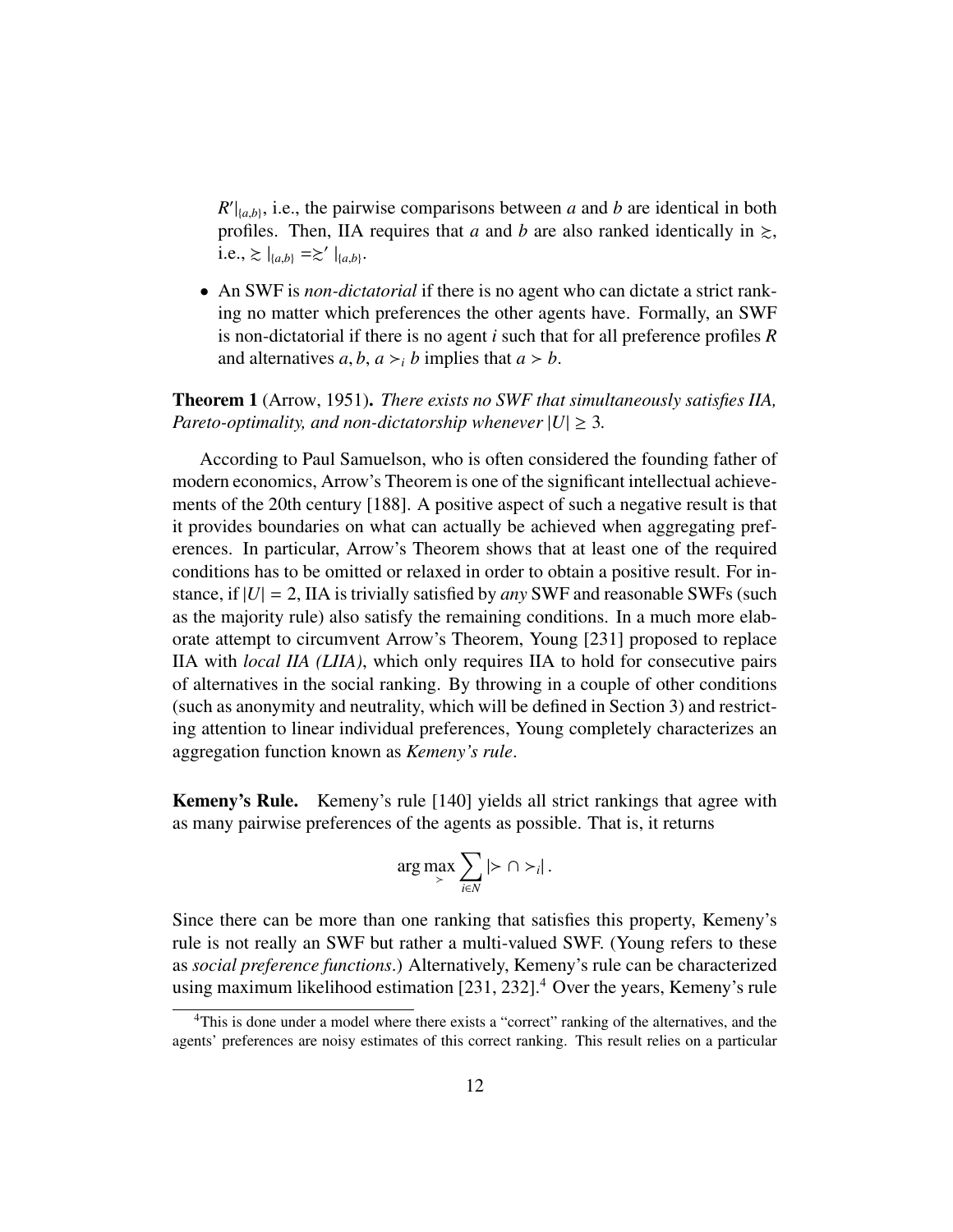$R'|_{\{a,b\}}$, i.e., the pairwise comparisons between $a$ and $b$ are identical in both profiles. Then, IIA requires that $a$ and $b$ are also ranked identically in $\succsim$, i.e., $\succsim|_{\{a,b\}} = \succsim'|_{\{a,b\}}$.

- An SWF is *non-dictatorial* if there is no agent who can dictate a strict ranking no matter which preferences the other agents have. Formally, an SWF is non-dictatorial if there is no agent $i$ such that for all preference profiles $R$ and alternatives $a, b$, $a \succ_i b$ implies that $a \succ b$.

**Theorem 1** (Arrow, 1951)**.** *There exists no SWF that simultaneously satisfies IIA, Pareto-optimality, and non-dictatorship whenever $|U| \geq 3$.*

According to Paul Samuelson, who is often considered the founding father of modern economics, Arrow's Theorem is one of the significant intellectual achievements of the 20th century [188]. A positive aspect of such a negative result is that it provides boundaries on what can actually be achieved when aggregating preferences. In particular, Arrow's Theorem shows that at least one of the required conditions has to be omitted or relaxed in order to obtain a positive result. For instance, if $|U| = 2$, IIA is trivially satisfied by *any* SWF and reasonable SWFs (such as the majority rule) also satisfy the remaining conditions. In a much more elaborate attempt to circumvent Arrow's Theorem, Young [231] proposed to replace IIA with *local IIA (LIIA)*, which only requires IIA to hold for consecutive pairs of alternatives in the social ranking. By throwing in a couple of other conditions (such as anonymity and neutrality, which will be defined in Section 3) and restricting attention to linear individual preferences, Young completely characterizes an aggregation function known as *Kemeny's rule*.

**Kemeny's Rule.** Kemeny's rule [140] yields all strict rankings that agree with as many pairwise preferences of the agents as possible. That is, it returns

$$\arg\max_{\succ} \sum_{i \in N} |\succ \cap \succ_i| \,.$$

Since there can be more than one ranking that satisfies this property, Kemeny's rule is not really an SWF but rather a multi-valued SWF. (Young refers to these as *social preference functions*.) Alternatively, Kemeny's rule can be characterized using maximum likelihood estimation [231, 232].[4] Over the years, Kemeny's rule

[4] This is done under a model where there exists a "correct" ranking of the alternatives, and the agents' preferences are noisy estimates of this correct ranking. This result relies on a particular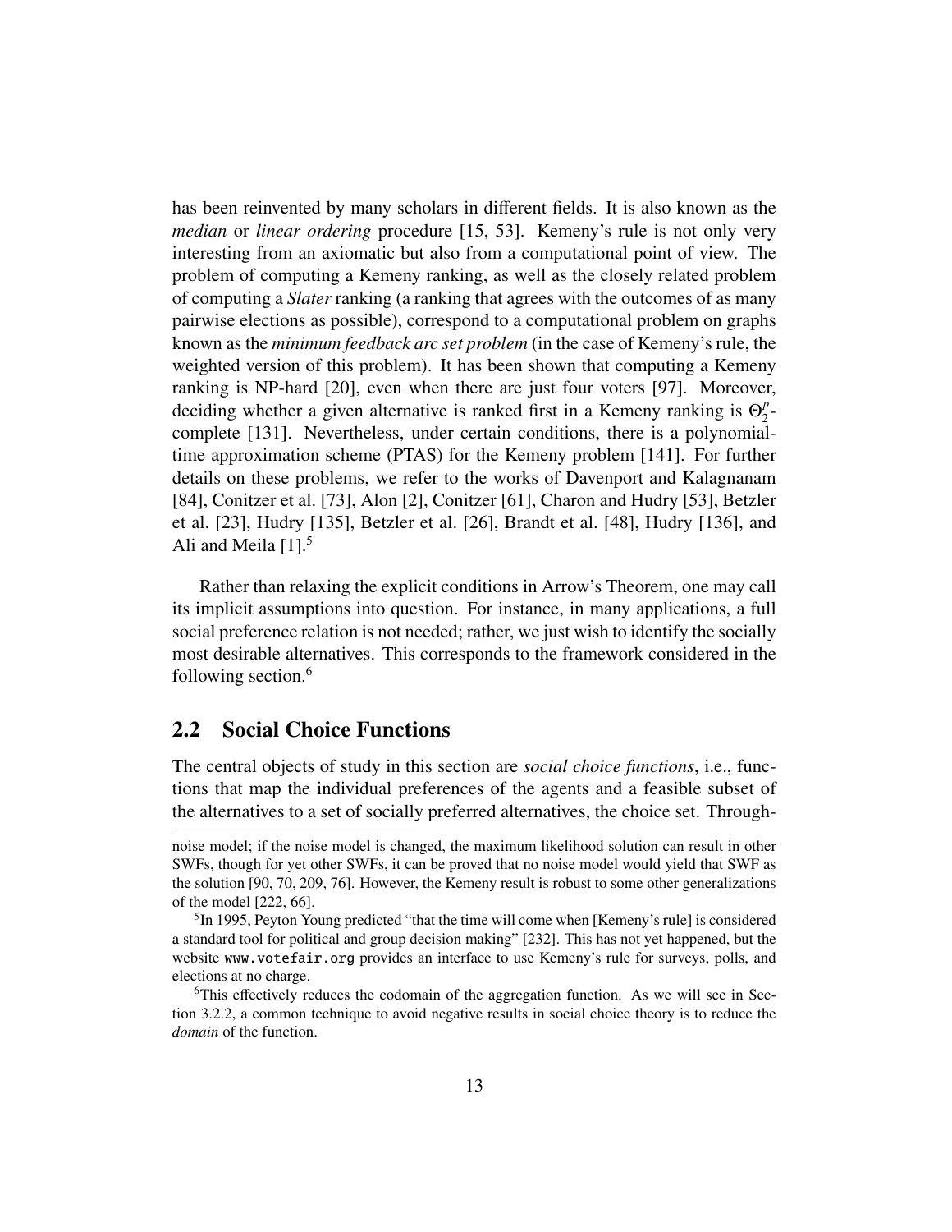has been reinvented by many scholars in different fields. It is also known as the *median* or *linear ordering* procedure [15, 53]. Kemeny's rule is not only very interesting from an axiomatic but also from a computational point of view. The problem of computing a Kemeny ranking, as well as the closely related problem of computing a *Slater* ranking (a ranking that agrees with the outcomes of as many pairwise elections as possible), correspond to a computational problem on graphs known as the *minimum feedback arc set problem* (in the case of Kemeny's rule, the weighted version of this problem). It has been shown that computing a Kemeny ranking is NP-hard [20], even when there are just four voters [97]. Moreover, deciding whether a given alternative is ranked first in a Kemeny ranking is $\Theta_2^p$-complete [131]. Nevertheless, under certain conditions, there is a polynomial-time approximation scheme (PTAS) for the Kemeny problem [141]. For further details on these problems, we refer to the works of Davenport and Kalagnanam [84], Conitzer et al. [73], Alon [2], Conitzer [61], Charon and Hudry [53], Betzler et al. [23], Hudry [135], Betzler et al. [26], Brandt et al. [48], Hudry [136], and Ali and Meila [1].[5]

Rather than relaxing the explicit conditions in Arrow's Theorem, one may call its implicit assumptions into question. For instance, in many applications, a full social preference relation is not needed; rather, we just wish to identify the socially most desirable alternatives. This corresponds to the framework considered in the following section.[6]

## 2.2 Social Choice Functions

The central objects of study in this section are *social choice functions*, i.e., functions that map the individual preferences of the agents and a feasible subset of the alternatives to a set of socially preferred alternatives, the choice set. Through-

noise model; if the noise model is changed, the maximum likelihood solution can result in other SWFs, though for yet other SWFs, it can be proved that no noise model would yield that SWF as the solution [90, 70, 209, 76]. However, the Kemeny result is robust to some other generalizations of the model [222, 66].

[5] In 1995, Peyton Young predicted "that the time will come when [Kemeny's rule] is considered a standard tool for political and group decision making" [232]. This has not yet happened, but the website `www.votefair.org` provides an interface to use Kemeny's rule for surveys, polls, and elections at no charge.

[6] This effectively reduces the codomain of the aggregation function. As we will see in Section 3.2.2, a common technique to avoid negative results in social choice theory is to reduce the *domain* of the function.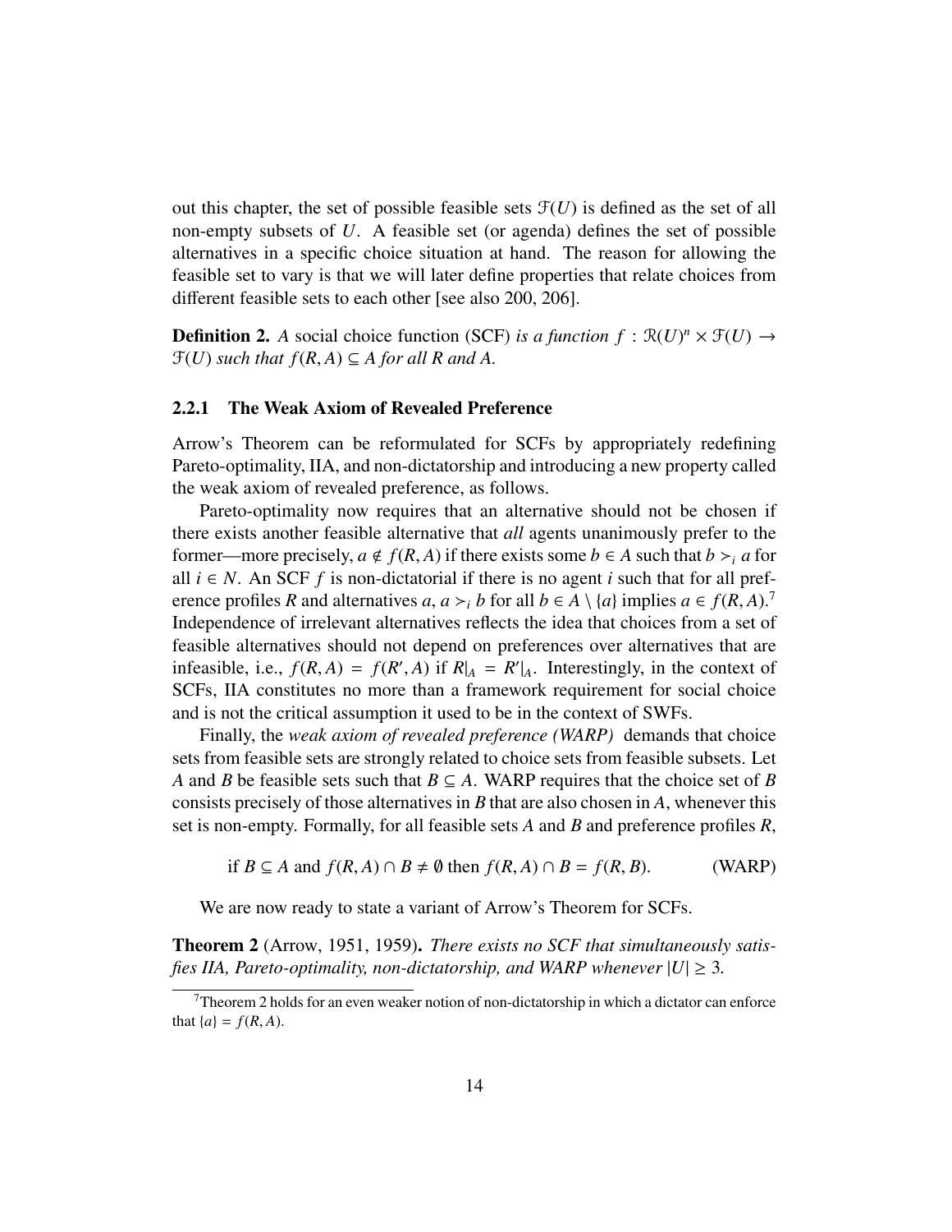out this chapter, the set of possible feasible sets $\mathcal{F}(U)$ is defined as the set of all non-empty subsets of $U$. A feasible set (or agenda) defines the set of possible alternatives in a specific choice situation at hand. The reason for allowing the feasible set to vary is that we will later define properties that relate choices from different feasible sets to each other [see also 200, 206].

**Definition 2.** *A* social choice function (SCF) *is a function* $f : \mathcal{R}(U)^n \times \mathcal{F}(U) \to \mathcal{F}(U)$ *such that* $f(R, A) \subseteq A$ *for all* $R$ *and* $A$*.*

### 2.2.1 The Weak Axiom of Revealed Preference

Arrow's Theorem can be reformulated for SCFs by appropriately redefining Pareto-optimality, IIA, and non-dictatorship and introducing a new property called the weak axiom of revealed preference, as follows.

Pareto-optimality now requires that an alternative should not be chosen if there exists another feasible alternative that *all* agents unanimously prefer to the former—more precisely, $a \notin f(R, A)$ if there exists some $b \in A$ such that $b \succ_i a$ for all $i \in N$. An SCF $f$ is non-dictatorial if there is no agent $i$ such that for all preference profiles $R$ and alternatives $a$, $a \succ_i b$ for all $b \in A \setminus \{a\}$ implies $a \in f(R, A)$.[7] Independence of irrelevant alternatives reflects the idea that choices from a set of feasible alternatives should not depend on preferences over alternatives that are infeasible, i.e., $f(R, A) = f(R', A)$ if $R|_A = R'|_A$. Interestingly, in the context of SCFs, IIA constitutes no more than a framework requirement for social choice and is not the critical assumption it used to be in the context of SWFs.

Finally, the *weak axiom of revealed preference (WARP)* demands that choice sets from feasible sets are strongly related to choice sets from feasible subsets. Let $A$ and $B$ be feasible sets such that $B \subseteq A$. WARP requires that the choice set of $B$ consists precisely of those alternatives in $B$ that are also chosen in $A$, whenever this set is non-empty. Formally, for all feasible sets $A$ and $B$ and preference profiles $R$,

$$\text{if } B \subseteq A \text{ and } f(R, A) \cap B \neq \emptyset \text{ then } f(R, A) \cap B = f(R, B). \qquad \text{(WARP)}$$

We are now ready to state a variant of Arrow's Theorem for SCFs.

**Theorem 2** (Arrow, 1951, 1959)**.** *There exists no SCF that simultaneously satisfies IIA, Pareto-optimality, non-dictatorship, and WARP whenever* $|U| \geq 3$*.*

[7] Theorem 2 holds for an even weaker notion of non-dictatorship in which a dictator can enforce that $\{a\} = f(R, A)$.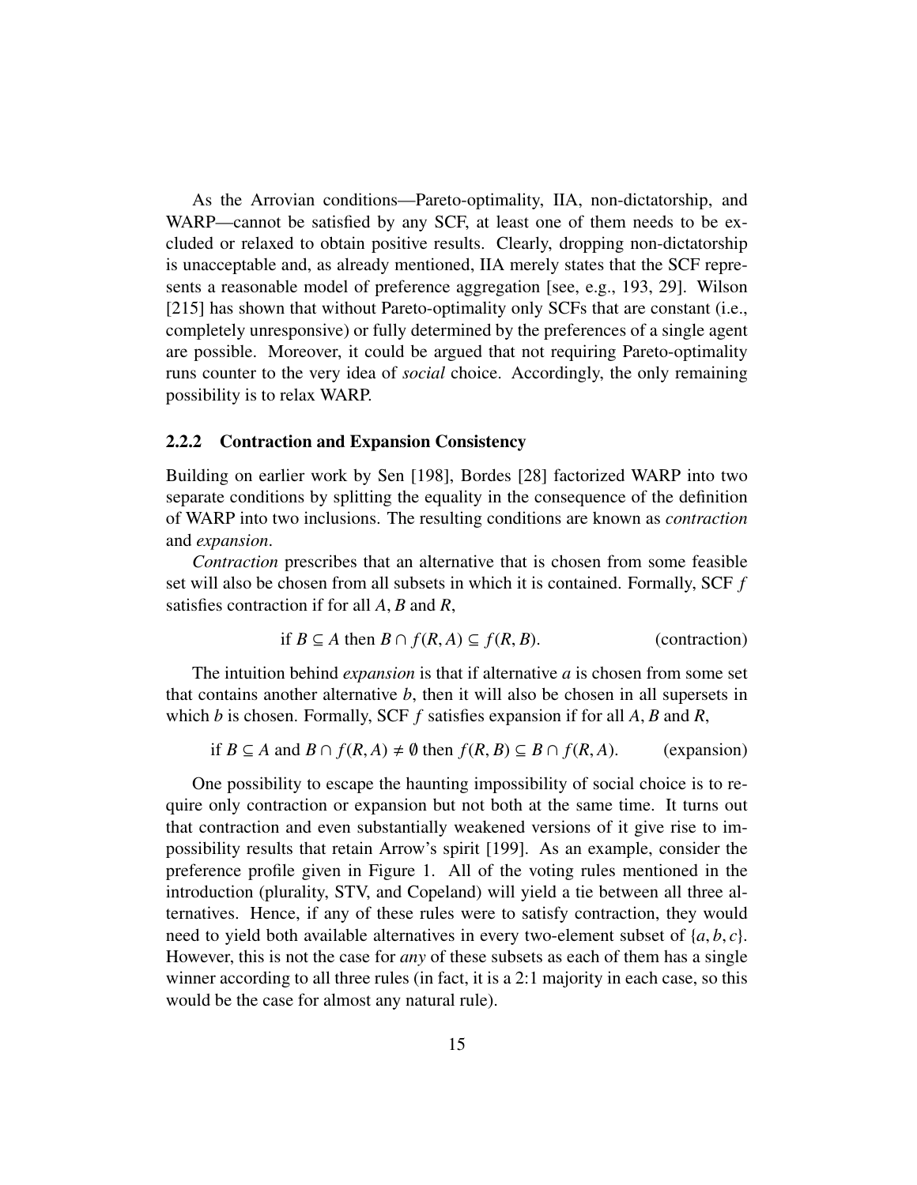As the Arrovian conditions—Pareto-optimality, IIA, non-dictatorship, and WARP—cannot be satisfied by any SCF, at least one of them needs to be excluded or relaxed to obtain positive results. Clearly, dropping non-dictatorship is unacceptable and, as already mentioned, IIA merely states that the SCF represents a reasonable model of preference aggregation [see, e.g., 193, 29]. Wilson [215] has shown that without Pareto-optimality only SCFs that are constant (i.e., completely unresponsive) or fully determined by the preferences of a single agent are possible. Moreover, it could be argued that not requiring Pareto-optimality runs counter to the very idea of *social* choice. Accordingly, the only remaining possibility is to relax WARP.

### 2.2.2 Contraction and Expansion Consistency

Building on earlier work by Sen [198], Bordes [28] factorized WARP into two separate conditions by splitting the equality in the consequence of the definition of WARP into two inclusions. The resulting conditions are known as *contraction* and *expansion*.

*Contraction* prescribes that an alternative that is chosen from some feasible set will also be chosen from all subsets in which it is contained. Formally, SCF $f$ satisfies contraction if for all $A$, $B$ and $R$,

$$\text{if } B \subseteq A \text{ then } B \cap f(R, A) \subseteq f(R, B). \qquad \text{(contraction)}$$

The intuition behind *expansion* is that if alternative $a$ is chosen from some set that contains another alternative $b$, then it will also be chosen in all supersets in which $b$ is chosen. Formally, SCF $f$ satisfies expansion if for all $A$, $B$ and $R$,

$$\text{if } B \subseteq A \text{ and } B \cap f(R, A) \neq \emptyset \text{ then } f(R, B) \subseteq B \cap f(R, A). \qquad \text{(expansion)}$$

One possibility to escape the haunting impossibility of social choice is to require only contraction or expansion but not both at the same time. It turns out that contraction and even substantially weakened versions of it give rise to impossibility results that retain Arrow's spirit [199]. As an example, consider the preference profile given in Figure 1. All of the voting rules mentioned in the introduction (plurality, STV, and Copeland) will yield a tie between all three alternatives. Hence, if any of these rules were to satisfy contraction, they would need to yield both available alternatives in every two-element subset of $\{a, b, c\}$. However, this is not the case for *any* of these subsets as each of them has a single winner according to all three rules (in fact, it is a 2:1 majority in each case, so this would be the case for almost any natural rule).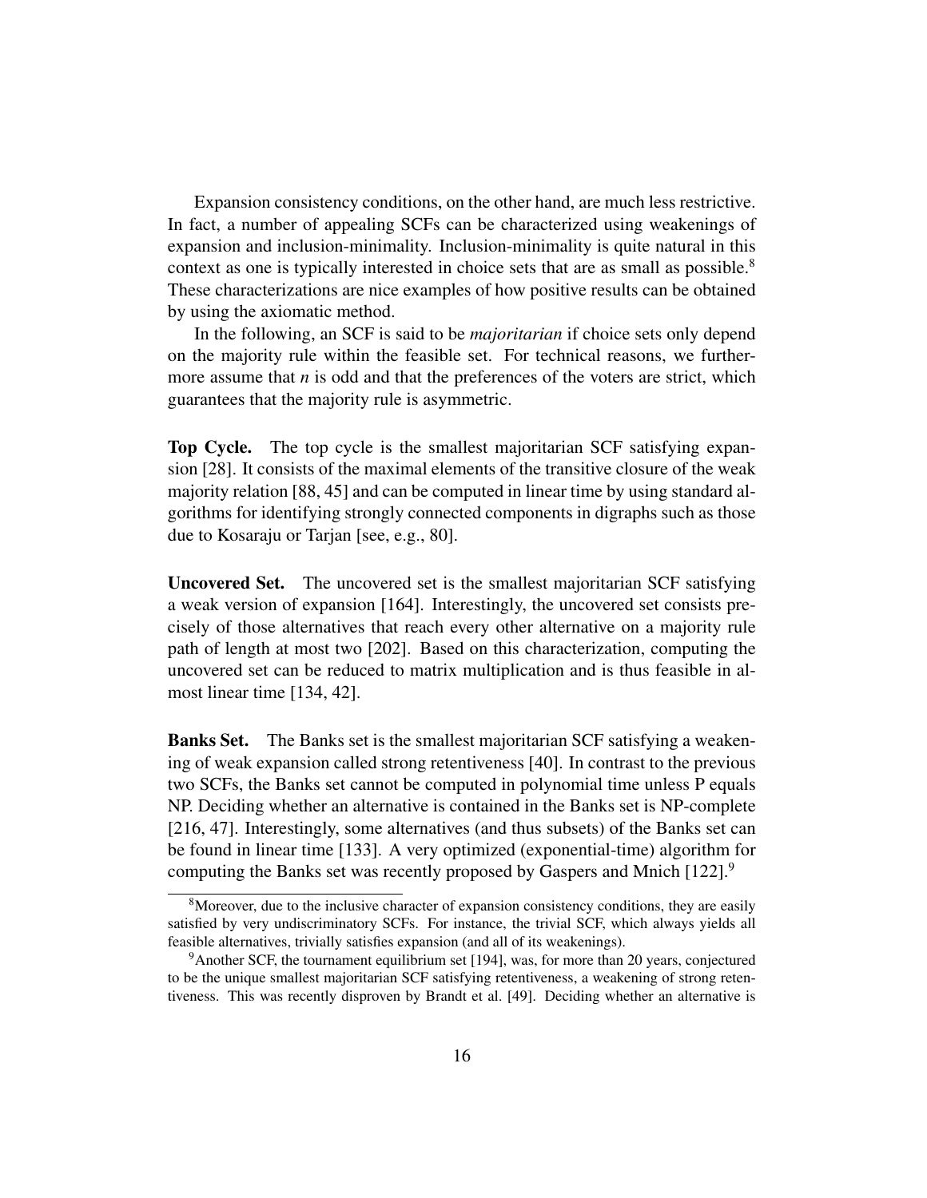Expansion consistency conditions, on the other hand, are much less restrictive. In fact, a number of appealing SCFs can be characterized using weakenings of expansion and inclusion-minimality. Inclusion-minimality is quite natural in this context as one is typically interested in choice sets that are as small as possible.[8] These characterizations are nice examples of how positive results can be obtained by using the axiomatic method.

In the following, an SCF is said to be *majoritarian* if choice sets only depend on the majority rule within the feasible set. For technical reasons, we furthermore assume that $n$ is odd and that the preferences of the voters are strict, which guarantees that the majority rule is asymmetric.

**Top Cycle.** The top cycle is the smallest majoritarian SCF satisfying expansion [28]. It consists of the maximal elements of the transitive closure of the weak majority relation [88, 45] and can be computed in linear time by using standard algorithms for identifying strongly connected components in digraphs such as those due to Kosaraju or Tarjan [see, e.g., 80].

**Uncovered Set.** The uncovered set is the smallest majoritarian SCF satisfying a weak version of expansion [164]. Interestingly, the uncovered set consists precisely of those alternatives that reach every other alternative on a majority rule path of length at most two [202]. Based on this characterization, computing the uncovered set can be reduced to matrix multiplication and is thus feasible in almost linear time [134, 42].

**Banks Set.** The Banks set is the smallest majoritarian SCF satisfying a weakening of weak expansion called strong retentiveness [40]. In contrast to the previous two SCFs, the Banks set cannot be computed in polynomial time unless P equals NP. Deciding whether an alternative is contained in the Banks set is NP-complete [216, 47]. Interestingly, some alternatives (and thus subsets) of the Banks set can be found in linear time [133]. A very optimized (exponential-time) algorithm for computing the Banks set was recently proposed by Gaspers and Mnich [122].[9]

---

[8] Moreover, due to the inclusive character of expansion consistency conditions, they are easily satisfied by very undiscriminatory SCFs. For instance, the trivial SCF, which always yields all feasible alternatives, trivially satisfies expansion (and all of its weakenings).

[9] Another SCF, the tournament equilibrium set [194], was, for more than 20 years, conjectured to be the unique smallest majoritarian SCF satisfying retentiveness, a weakening of strong retentiveness. This was recently disproven by Brandt et al. [49]. Deciding whether an alternative is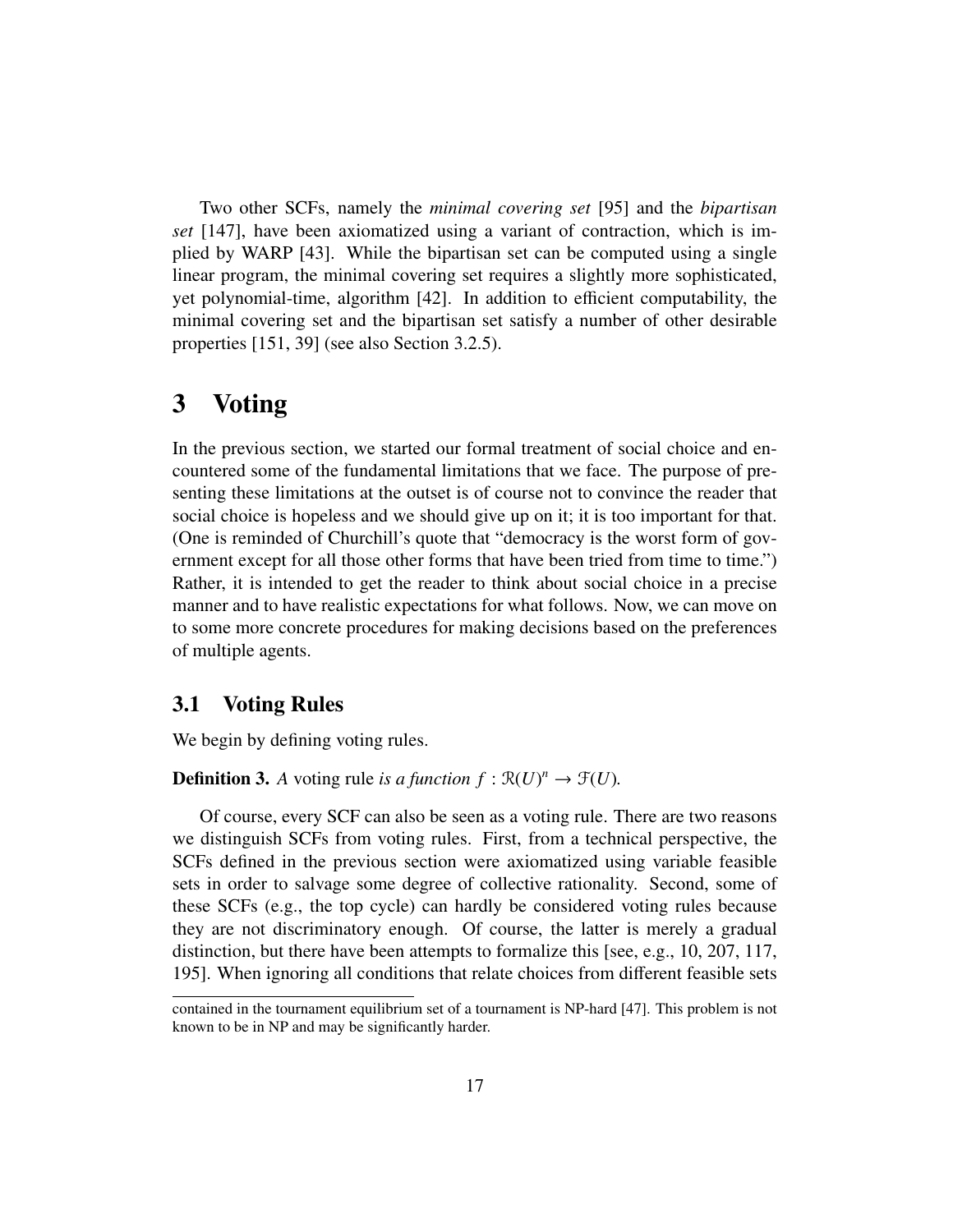Two other SCFs, namely the *minimal covering set* [95] and the *bipartisan set* [147], have been axiomatized using a variant of contraction, which is implied by WARP [43]. While the bipartisan set can be computed using a single linear program, the minimal covering set requires a slightly more sophisticated, yet polynomial-time, algorithm [42]. In addition to efficient computability, the minimal covering set and the bipartisan set satisfy a number of other desirable properties [151, 39] (see also Section 3.2.5).

# 3 Voting

In the previous section, we started our formal treatment of social choice and encountered some of the fundamental limitations that we face. The purpose of presenting these limitations at the outset is of course not to convince the reader that social choice is hopeless and we should give up on it; it is too important for that. (One is reminded of Churchill's quote that "democracy is the worst form of government except for all those other forms that have been tried from time to time.") Rather, it is intended to get the reader to think about social choice in a precise manner and to have realistic expectations for what follows. Now, we can move on to some more concrete procedures for making decisions based on the preferences of multiple agents.

## 3.1 Voting Rules

We begin by defining voting rules.

**Definition 3.** *A* voting rule *is a function* $f : \mathcal{R}(U)^n \to \mathcal{F}(U)$*.*

Of course, every SCF can also be seen as a voting rule. There are two reasons we distinguish SCFs from voting rules. First, from a technical perspective, the SCFs defined in the previous section were axiomatized using variable feasible sets in order to salvage some degree of collective rationality. Second, some of these SCFs (e.g., the top cycle) can hardly be considered voting rules because they are not discriminatory enough. Of course, the latter is merely a gradual distinction, but there have been attempts to formalize this [see, e.g., 10, 207, 117, 195]. When ignoring all conditions that relate choices from different feasible sets

contained in the tournament equilibrium set of a tournament is NP-hard [47]. This problem is not known to be in NP and may be significantly harder.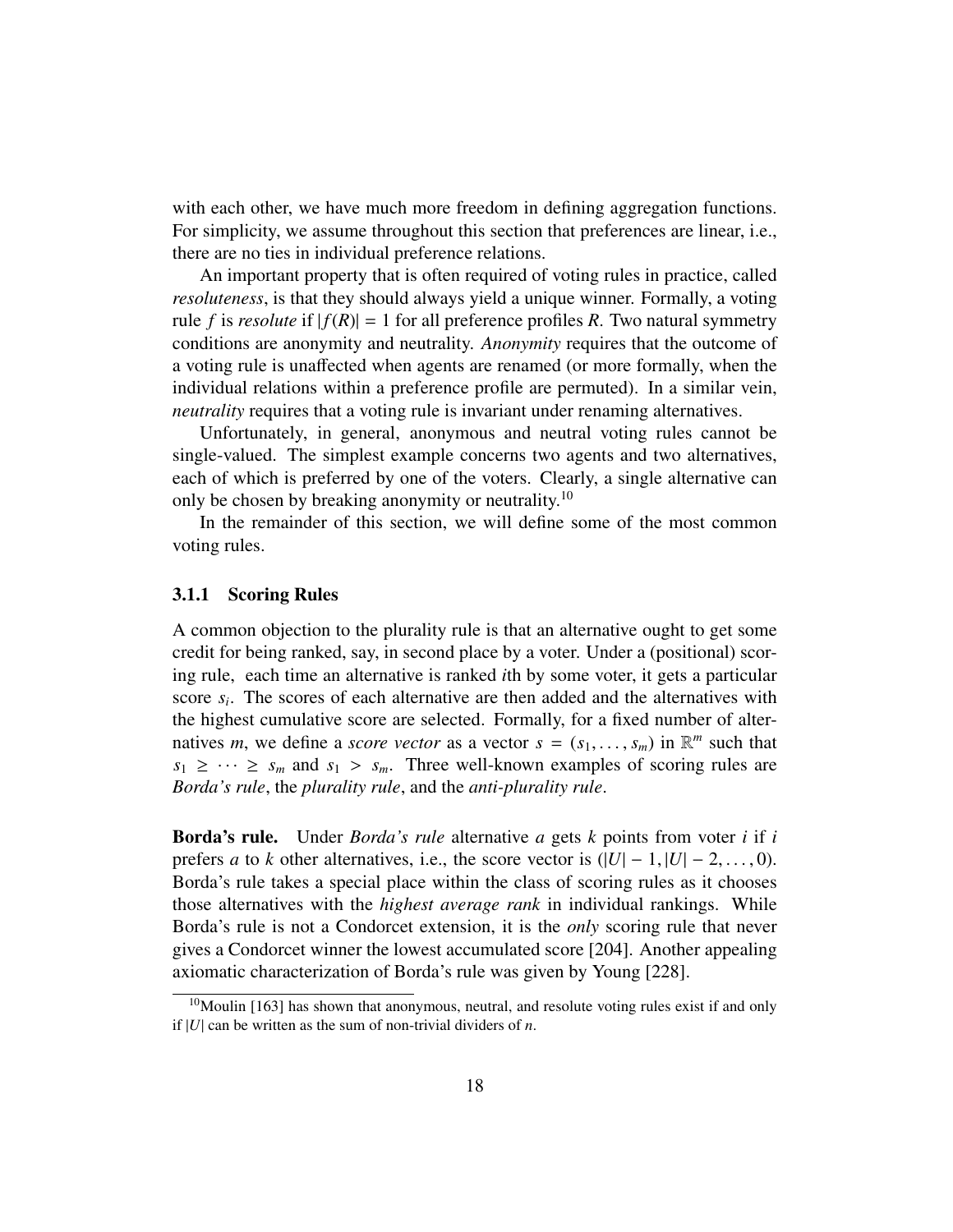with each other, we have much more freedom in defining aggregation functions. For simplicity, we assume throughout this section that preferences are linear, i.e., there are no ties in individual preference relations.

An important property that is often required of voting rules in practice, called *resoluteness*, is that they should always yield a unique winner. Formally, a voting rule $f$ is *resolute* if $|f(R)| = 1$ for all preference profiles $R$. Two natural symmetry conditions are anonymity and neutrality. *Anonymity* requires that the outcome of a voting rule is unaffected when agents are renamed (or more formally, when the individual relations within a preference profile are permuted). In a similar vein, *neutrality* requires that a voting rule is invariant under renaming alternatives.

Unfortunately, in general, anonymous and neutral voting rules cannot be single-valued. The simplest example concerns two agents and two alternatives, each of which is preferred by one of the voters. Clearly, a single alternative can only be chosen by breaking anonymity or neutrality.[10]

In the remainder of this section, we will define some of the most common voting rules.

### 3.1.1 Scoring Rules

A common objection to the plurality rule is that an alternative ought to get some credit for being ranked, say, in second place by a voter. Under a (positional) scoring rule, each time an alternative is ranked $i$th by some voter, it gets a particular score $s_i$. The scores of each alternative are then added and the alternatives with the highest cumulative score are selected. Formally, for a fixed number of alternatives $m$, we define a *score vector* as a vector $s = (s_1, \ldots, s_m)$ in $\mathbb{R}^m$ such that $s_1 \geq \cdots \geq s_m$ and $s_1 > s_m$. Three well-known examples of scoring rules are *Borda's rule*, the *plurality rule*, and the *anti-plurality rule*.

**Borda's rule.** Under *Borda's rule* alternative $a$ gets $k$ points from voter $i$ if $i$ prefers $a$ to $k$ other alternatives, i.e., the score vector is $(|U| - 1, |U| - 2, \ldots, 0)$. Borda's rule takes a special place within the class of scoring rules as it chooses those alternatives with the *highest average rank* in individual rankings. While Borda's rule is not a Condorcet extension, it is the *only* scoring rule that never gives a Condorcet winner the lowest accumulated score [204]. Another appealing axiomatic characterization of Borda's rule was given by Young [228].

[10] Moulin [163] has shown that anonymous, neutral, and resolute voting rules exist if and only if $|U|$ can be written as the sum of non-trivial dividers of $n$.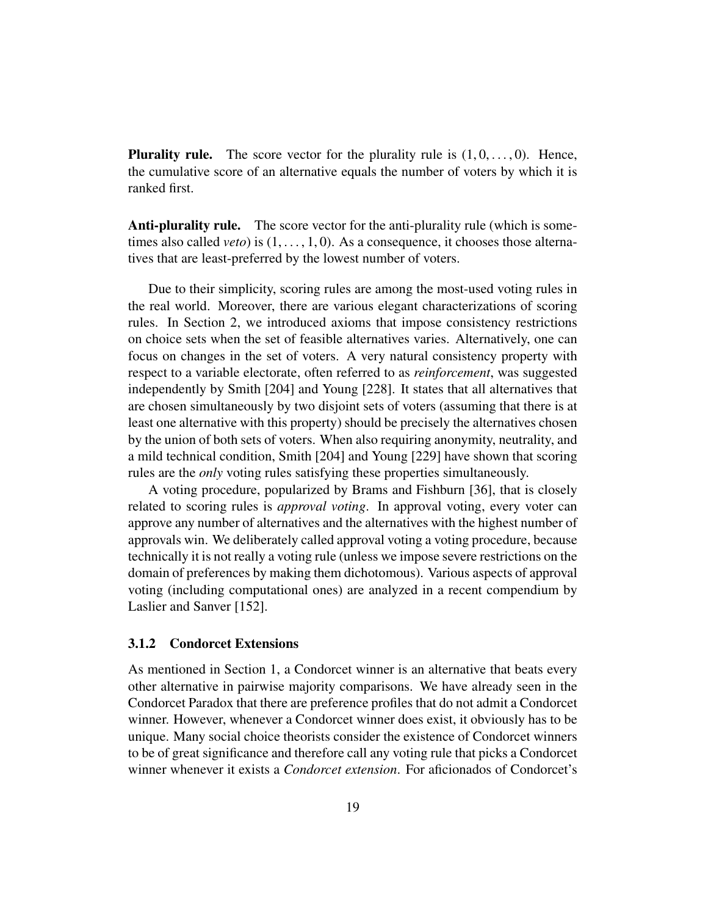**Plurality rule.** The score vector for the plurality rule is $(1, 0, \dots, 0)$. Hence, the cumulative score of an alternative equals the number of voters by which it is ranked first.

**Anti-plurality rule.** The score vector for the anti-plurality rule (which is sometimes also called *veto*) is $(1, \dots, 1, 0)$. As a consequence, it chooses those alternatives that are least-preferred by the lowest number of voters.

Due to their simplicity, scoring rules are among the most-used voting rules in the real world. Moreover, there are various elegant characterizations of scoring rules. In Section 2, we introduced axioms that impose consistency restrictions on choice sets when the set of feasible alternatives varies. Alternatively, one can focus on changes in the set of voters. A very natural consistency property with respect to a variable electorate, often referred to as *reinforcement*, was suggested independently by Smith [204] and Young [228]. It states that all alternatives that are chosen simultaneously by two disjoint sets of voters (assuming that there is at least one alternative with this property) should be precisely the alternatives chosen by the union of both sets of voters. When also requiring anonymity, neutrality, and a mild technical condition, Smith [204] and Young [229] have shown that scoring rules are the *only* voting rules satisfying these properties simultaneously.

A voting procedure, popularized by Brams and Fishburn [36], that is closely related to scoring rules is *approval voting*. In approval voting, every voter can approve any number of alternatives and the alternatives with the highest number of approvals win. We deliberately called approval voting a voting procedure, because technically it is not really a voting rule (unless we impose severe restrictions on the domain of preferences by making them dichotomous). Various aspects of approval voting (including computational ones) are analyzed in a recent compendium by Laslier and Sanver [152].

### 3.1.2 Condorcet Extensions

As mentioned in Section 1, a Condorcet winner is an alternative that beats every other alternative in pairwise majority comparisons. We have already seen in the Condorcet Paradox that there are preference profiles that do not admit a Condorcet winner. However, whenever a Condorcet winner does exist, it obviously has to be unique. Many social choice theorists consider the existence of Condorcet winners to be of great significance and therefore call any voting rule that picks a Condorcet winner whenever it exists a *Condorcet extension*. For aficionados of Condorcet's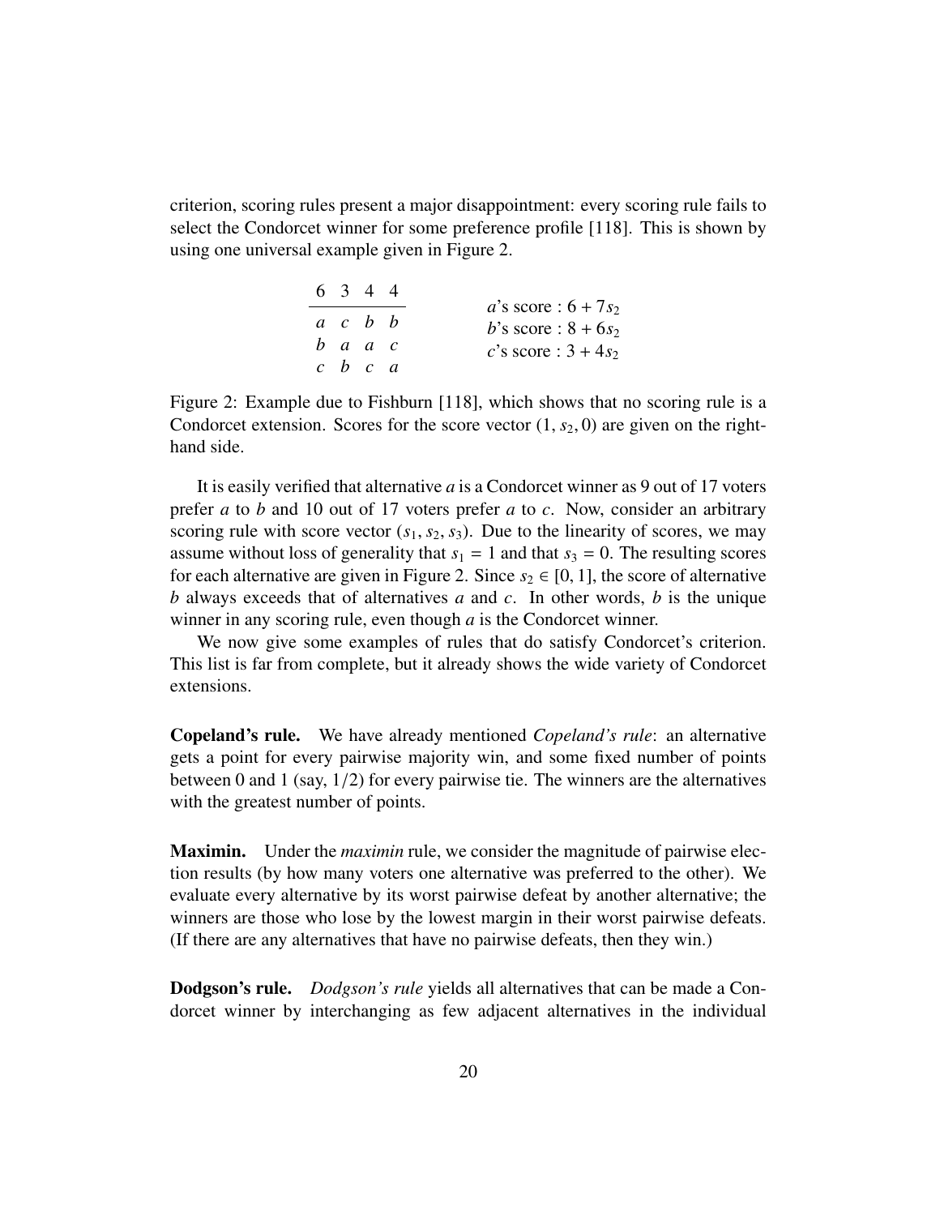criterion, scoring rules present a major disappointment: every scoring rule fails to select the Condorcet winner for some preference profile [118]. This is shown by using one universal example given in Figure 2.

| 6 | 3 | 4 | 4 |
|---|---|---|---|
| $a$ | $c$ | $b$ | $b$ |
| $b$ | $a$ | $a$ | $c$ |
| $c$ | $b$ | $c$ | $a$ |

$a$'s score : $6 + 7s_2$
$b$'s score : $8 + 6s_2$
$c$'s score : $3 + 4s_2$

Figure 2: Example due to Fishburn [118], which shows that no scoring rule is a Condorcet extension. Scores for the score vector $(1, s_2, 0)$ are given on the right-hand side.

It is easily verified that alternative $a$ is a Condorcet winner as 9 out of 17 voters prefer $a$ to $b$ and 10 out of 17 voters prefer $a$ to $c$. Now, consider an arbitrary scoring rule with score vector $(s_1, s_2, s_3)$. Due to the linearity of scores, we may assume without loss of generality that $s_1 = 1$ and that $s_3 = 0$. The resulting scores for each alternative are given in Figure 2. Since $s_2 \in [0, 1]$, the score of alternative $b$ always exceeds that of alternatives $a$ and $c$. In other words, $b$ is the unique winner in any scoring rule, even though $a$ is the Condorcet winner.

We now give some examples of rules that do satisfy Condorcet's criterion. This list is far from complete, but it already shows the wide variety of Condorcet extensions.

**Copeland's rule.** We have already mentioned *Copeland's rule*: an alternative gets a point for every pairwise majority win, and some fixed number of points between 0 and 1 (say, 1/2) for every pairwise tie. The winners are the alternatives with the greatest number of points.

**Maximin.** Under the *maximin* rule, we consider the magnitude of pairwise election results (by how many voters one alternative was preferred to the other). We evaluate every alternative by its worst pairwise defeat by another alternative; the winners are those who lose by the lowest margin in their worst pairwise defeats. (If there are any alternatives that have no pairwise defeats, then they win.)

**Dodgson's rule.** *Dodgson's rule* yields all alternatives that can be made a Condorcet winner by interchanging as few adjacent alternatives in the individual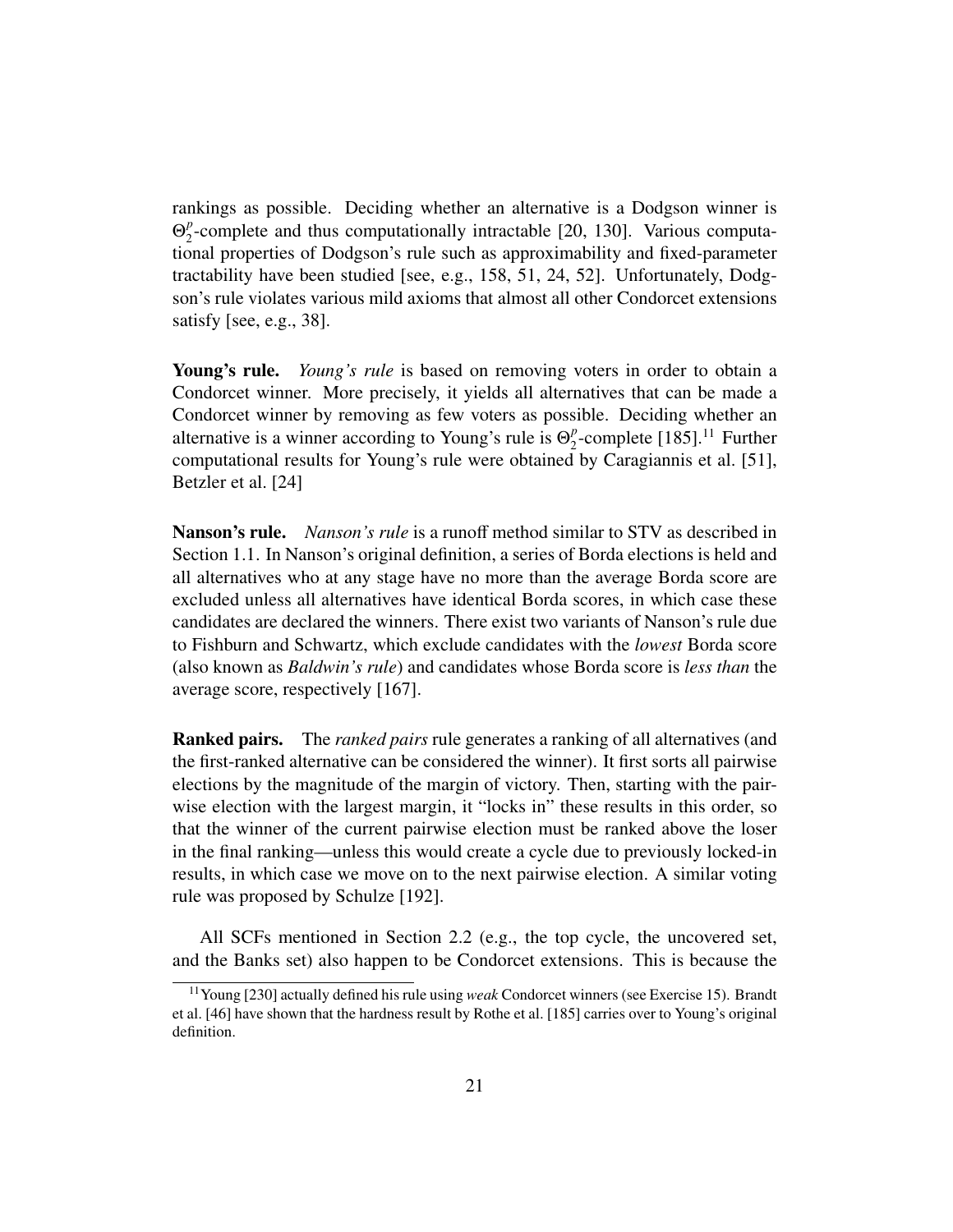rankings as possible. Deciding whether an alternative is a Dodgson winner is $\Theta_2^p$-complete and thus computationally intractable [20, 130]. Various computational properties of Dodgson's rule such as approximability and fixed-parameter tractability have been studied [see, e.g., 158, 51, 24, 52]. Unfortunately, Dodgson's rule violates various mild axioms that almost all other Condorcet extensions satisfy [see, e.g., 38].

**Young's rule.** *Young's rule* is based on removing voters in order to obtain a Condorcet winner. More precisely, it yields all alternatives that can be made a Condorcet winner by removing as few voters as possible. Deciding whether an alternative is a winner according to Young's rule is $\Theta_2^p$-complete [185].[11] Further computational results for Young's rule were obtained by Caragiannis et al. [51], Betzler et al. [24]

**Nanson's rule.** *Nanson's rule* is a runoff method similar to STV as described in Section 1.1. In Nanson's original definition, a series of Borda elections is held and all alternatives who at any stage have no more than the average Borda score are excluded unless all alternatives have identical Borda scores, in which case these candidates are declared the winners. There exist two variants of Nanson's rule due to Fishburn and Schwartz, which exclude candidates with the *lowest* Borda score (also known as *Baldwin's rule*) and candidates whose Borda score is *less than* the average score, respectively [167].

**Ranked pairs.** The *ranked pairs* rule generates a ranking of all alternatives (and the first-ranked alternative can be considered the winner). It first sorts all pairwise elections by the magnitude of the margin of victory. Then, starting with the pairwise election with the largest margin, it "locks in" these results in this order, so that the winner of the current pairwise election must be ranked above the loser in the final ranking—unless this would create a cycle due to previously locked-in results, in which case we move on to the next pairwise election. A similar voting rule was proposed by Schulze [192].

All SCFs mentioned in Section 2.2 (e.g., the top cycle, the uncovered set, and the Banks set) also happen to be Condorcet extensions. This is because the

[11] Young [230] actually defined his rule using *weak* Condorcet winners (see Exercise 15). Brandt et al. [46] have shown that the hardness result by Rothe et al. [185] carries over to Young's original definition.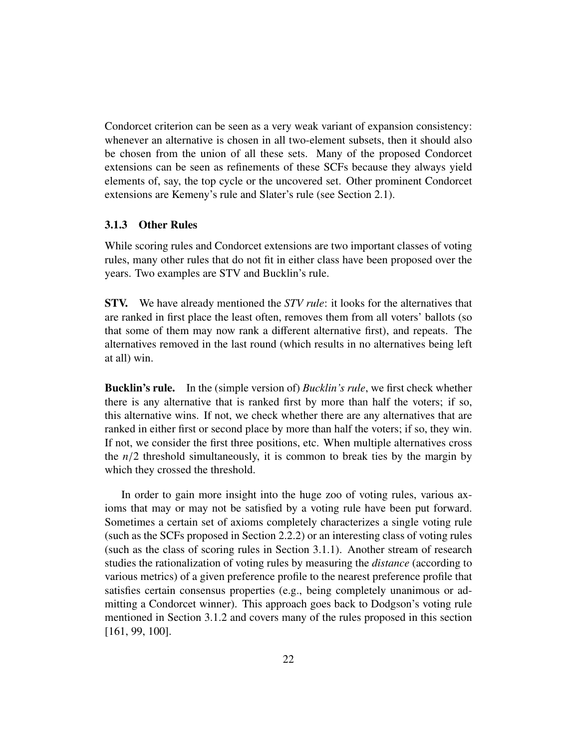Condorcet criterion can be seen as a very weak variant of expansion consistency: whenever an alternative is chosen in all two-element subsets, then it should also be chosen from the union of all these sets. Many of the proposed Condorcet extensions can be seen as refinements of these SCFs because they always yield elements of, say, the top cycle or the uncovered set. Other prominent Condorcet extensions are Kemeny's rule and Slater's rule (see Section 2.1).

### 3.1.3 Other Rules

While scoring rules and Condorcet extensions are two important classes of voting rules, many other rules that do not fit in either class have been proposed over the years. Two examples are STV and Bucklin's rule.

**STV.** We have already mentioned the *STV rule*: it looks for the alternatives that are ranked in first place the least often, removes them from all voters' ballots (so that some of them may now rank a different alternative first), and repeats. The alternatives removed in the last round (which results in no alternatives being left at all) win.

**Bucklin's rule.** In the (simple version of) *Bucklin's rule*, we first check whether there is any alternative that is ranked first by more than half the voters; if so, this alternative wins. If not, we check whether there are any alternatives that are ranked in either first or second place by more than half the voters; if so, they win. If not, we consider the first three positions, etc. When multiple alternatives cross the $n/2$ threshold simultaneously, it is common to break ties by the margin by which they crossed the threshold.

In order to gain more insight into the huge zoo of voting rules, various axioms that may or may not be satisfied by a voting rule have been put forward. Sometimes a certain set of axioms completely characterizes a single voting rule (such as the SCFs proposed in Section 2.2.2) or an interesting class of voting rules (such as the class of scoring rules in Section 3.1.1). Another stream of research studies the rationalization of voting rules by measuring the *distance* (according to various metrics) of a given preference profile to the nearest preference profile that satisfies certain consensus properties (e.g., being completely unanimous or admitting a Condorcet winner). This approach goes back to Dodgson's voting rule mentioned in Section 3.1.2 and covers many of the rules proposed in this section [161, 99, 100].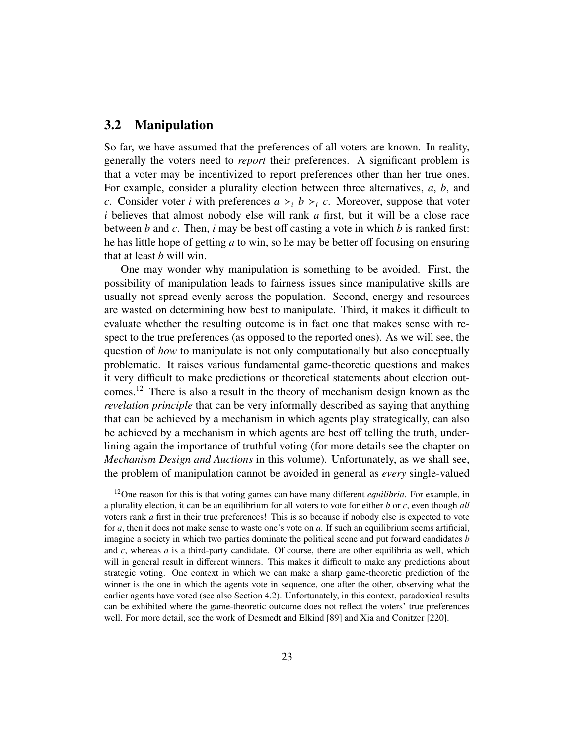## 3.2 Manipulation

So far, we have assumed that the preferences of all voters are known. In reality, generally the voters need to *report* their preferences. A significant problem is that a voter may be incentivized to report preferences other than her true ones. For example, consider a plurality election between three alternatives, $a$, $b$, and $c$. Consider voter $i$ with preferences $a \succ_i b \succ_i c$. Moreover, suppose that voter $i$ believes that almost nobody else will rank $a$ first, but it will be a close race between $b$ and $c$. Then, $i$ may be best off casting a vote in which $b$ is ranked first: he has little hope of getting $a$ to win, so he may be better off focusing on ensuring that at least $b$ will win.

One may wonder why manipulation is something to be avoided. First, the possibility of manipulation leads to fairness issues since manipulative skills are usually not spread evenly across the population. Second, energy and resources are wasted on determining how best to manipulate. Third, it makes it difficult to evaluate whether the resulting outcome is in fact one that makes sense with respect to the true preferences (as opposed to the reported ones). As we will see, the question of *how* to manipulate is not only computationally but also conceptually problematic. It raises various fundamental game-theoretic questions and makes it very difficult to make predictions or theoretical statements about election outcomes.[12] There is also a result in the theory of mechanism design known as the *revelation principle* that can be very informally described as saying that anything that can be achieved by a mechanism in which agents play strategically, can also be achieved by a mechanism in which agents are best off telling the truth, underlining again the importance of truthful voting (for more details see the chapter on *Mechanism Design and Auctions* in this volume). Unfortunately, as we shall see, the problem of manipulation cannot be avoided in general as *every* single-valued

[12] One reason for this is that voting games can have many different *equilibria*. For example, in a plurality election, it can be an equilibrium for all voters to vote for either $b$ or $c$, even though *all* voters rank $a$ first in their true preferences! This is so because if nobody else is expected to vote for $a$, then it does not make sense to waste one's vote on $a$. If such an equilibrium seems artificial, imagine a society in which two parties dominate the political scene and put forward candidates $b$ and $c$, whereas $a$ is a third-party candidate. Of course, there are other equilibria as well, which will in general result in different winners. This makes it difficult to make any predictions about strategic voting. One context in which we can make a sharp game-theoretic prediction of the winner is the one in which the agents vote in sequence, one after the other, observing what the earlier agents have voted (see also Section 4.2). Unfortunately, in this context, paradoxical results can be exhibited where the game-theoretic outcome does not reflect the voters' true preferences well. For more detail, see the work of Desmedt and Elkind [89] and Xia and Conitzer [220].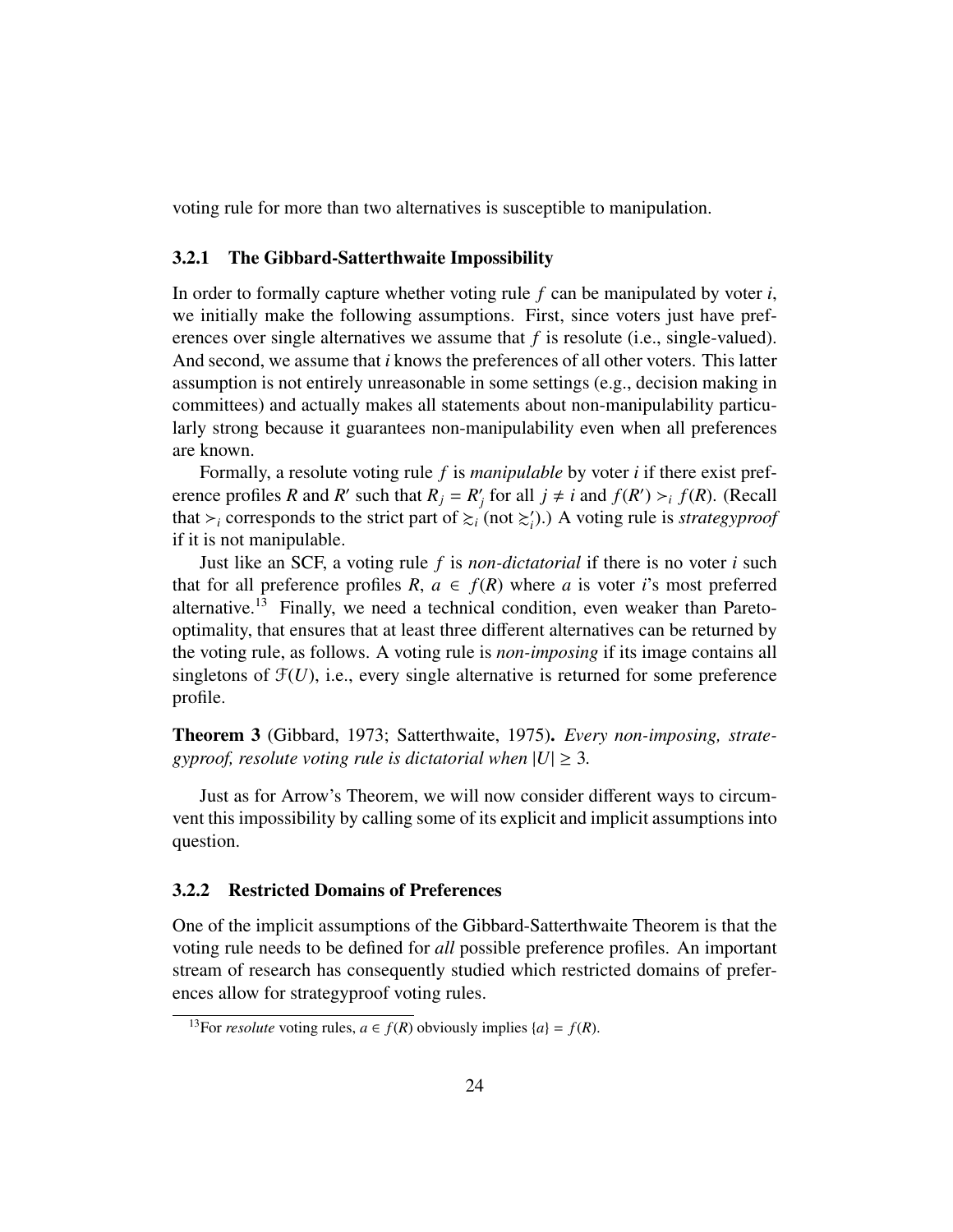voting rule for more than two alternatives is susceptible to manipulation.

### 3.2.1 The Gibbard-Satterthwaite Impossibility

In order to formally capture whether voting rule $f$ can be manipulated by voter $i$, we initially make the following assumptions. First, since voters just have preferences over single alternatives we assume that $f$ is resolute (i.e., single-valued). And second, we assume that $i$ knows the preferences of all other voters. This latter assumption is not entirely unreasonable in some settings (e.g., decision making in committees) and actually makes all statements about non-manipulability particularly strong because it guarantees non-manipulability even when all preferences are known.

Formally, a resolute voting rule $f$ is *manipulable* by voter $i$ if there exist preference profiles $R$ and $R'$ such that $R_j = R'_j$ for all $j \neq i$ and $f(R') \succ_i f(R)$. (Recall that $\succ_i$ corresponds to the strict part of $\succsim_i$ (not $\succsim'_i$).) A voting rule is *strategyproof* if it is not manipulable.

Just like an SCF, a voting rule $f$ is *non-dictatorial* if there is no voter $i$ such that for all preference profiles $R$, $a \in f(R)$ where $a$ is voter $i$'s most preferred alternative.[13] Finally, we need a technical condition, even weaker than Pareto-optimality, that ensures that at least three different alternatives can be returned by the voting rule, as follows. A voting rule is *non-imposing* if its image contains all singletons of $\mathcal{F}(U)$, i.e., every single alternative is returned for some preference profile.

**Theorem 3** (Gibbard, 1973; Satterthwaite, 1975)**.** *Every non-imposing, strategyproof, resolute voting rule is dictatorial when* $|U| \geq 3$.

Just as for Arrow's Theorem, we will now consider different ways to circumvent this impossibility by calling some of its explicit and implicit assumptions into question.

### 3.2.2 Restricted Domains of Preferences

One of the implicit assumptions of the Gibbard-Satterthwaite Theorem is that the voting rule needs to be defined for *all* possible preference profiles. An important stream of research has consequently studied which restricted domains of preferences allow for strategyproof voting rules.

[13] For *resolute* voting rules, $a \in f(R)$ obviously implies $\{a\} = f(R)$.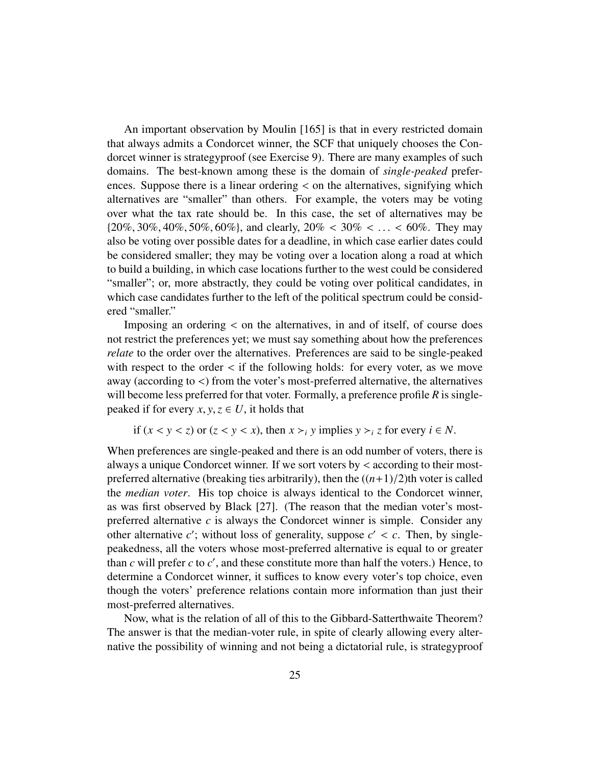An important observation by Moulin [165] is that in every restricted domain that always admits a Condorcet winner, the SCF that uniquely chooses the Condorcet winner is strategyproof (see Exercise 9). There are many examples of such domains. The best-known among these is the domain of *single-peaked* preferences. Suppose there is a linear ordering $<$ on the alternatives, signifying which alternatives are "smaller" than others. For example, the voters may be voting over what the tax rate should be. In this case, the set of alternatives may be $\{20\%, 30\%, 40\%, 50\%, 60\%\}$, and clearly, $20\% < 30\% < \ldots < 60\%$. They may also be voting over possible dates for a deadline, in which case earlier dates could be considered smaller; they may be voting over a location along a road at which to build a building, in which case locations further to the west could be considered "smaller"; or, more abstractly, they could be voting over political candidates, in which case candidates further to the left of the political spectrum could be considered "smaller."

Imposing an ordering $<$ on the alternatives, in and of itself, of course does not restrict the preferences yet; we must say something about how the preferences *relate* to the order over the alternatives. Preferences are said to be single-peaked with respect to the order $<$ if the following holds: for every voter, as we move away (according to $<$) from the voter's most-preferred alternative, the alternatives will become less preferred for that voter. Formally, a preference profile $\boldsymbol{R}$ is single-peaked if for every $x, y, z \in U$, it holds that

$$\text{if } (x < y < z) \text{ or } (z < y < x)\text{, then } x \succ_i y \text{ implies } y \succ_i z \text{ for every } i \in N.$$

When preferences are single-peaked and there is an odd number of voters, there is always a unique Condorcet winner. If we sort voters by $<$ according to their most-preferred alternative (breaking ties arbitrarily), then the $((n+1)/2)$th voter is called the *median voter*. His top choice is always identical to the Condorcet winner, as was first observed by Black [27]. (The reason that the median voter's most-preferred alternative $c$ is always the Condorcet winner is simple. Consider any other alternative $c'$; without loss of generality, suppose $c' < c$. Then, by single-peakedness, all the voters whose most-preferred alternative is equal to or greater than $c$ will prefer $c$ to $c'$, and these constitute more than half the voters.) Hence, to determine a Condorcet winner, it suffices to know every voter's top choice, even though the voters' preference relations contain more information than just their most-preferred alternatives.

Now, what is the relation of all of this to the Gibbard-Satterthwaite Theorem? The answer is that the median-voter rule, in spite of clearly allowing every alternative the possibility of winning and not being a dictatorial rule, is strategyproof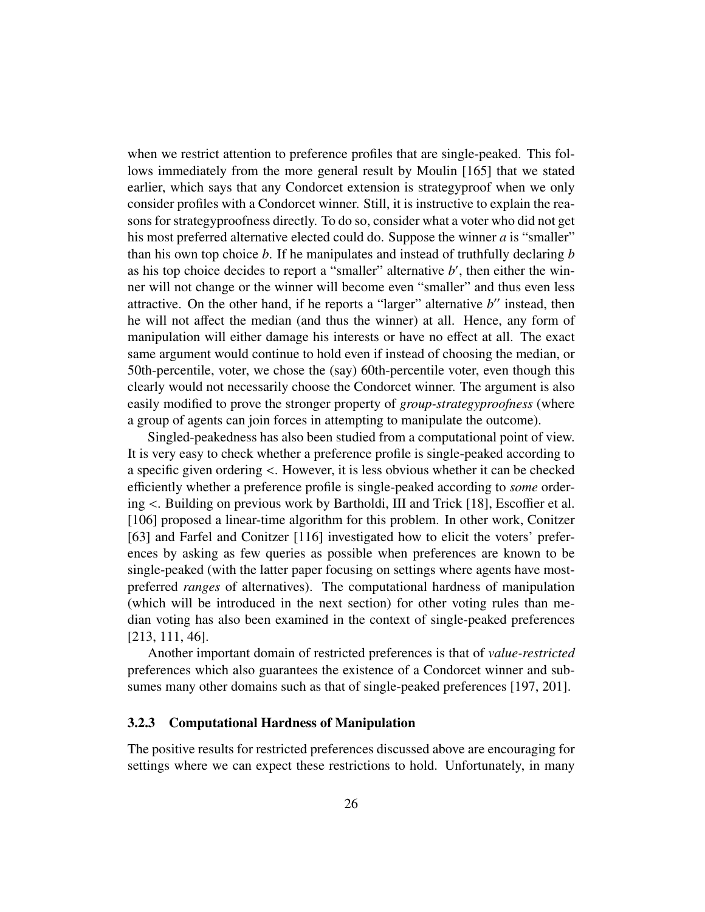when we restrict attention to preference profiles that are single-peaked. This follows immediately from the more general result by Moulin [165] that we stated earlier, which says that any Condorcet extension is strategyproof when we only consider profiles with a Condorcet winner. Still, it is instructive to explain the reasons for strategyproofness directly. To do so, consider what a voter who did not get his most preferred alternative elected could do. Suppose the winner $a$ is "smaller" than his own top choice $b$. If he manipulates and instead of truthfully declaring $b$ as his top choice decides to report a "smaller" alternative $b'$, then either the winner will not change or the winner will become even "smaller" and thus even less attractive. On the other hand, if he reports a "larger" alternative $b''$ instead, then he will not affect the median (and thus the winner) at all. Hence, any form of manipulation will either damage his interests or have no effect at all. The exact same argument would continue to hold even if instead of choosing the median, or 50th-percentile, voter, we chose the (say) 60th-percentile voter, even though this clearly would not necessarily choose the Condorcet winner. The argument is also easily modified to prove the stronger property of *group-strategyproofness* (where a group of agents can join forces in attempting to manipulate the outcome).

Singled-peakedness has also been studied from a computational point of view. It is very easy to check whether a preference profile is single-peaked according to a specific given ordering $<$. However, it is less obvious whether it can be checked efficiently whether a preference profile is single-peaked according to *some* ordering $<$. Building on previous work by Bartholdi, III and Trick [18], Escoffier et al. [106] proposed a linear-time algorithm for this problem. In other work, Conitzer [63] and Farfel and Conitzer [116] investigated how to elicit the voters' preferences by asking as few queries as possible when preferences are known to be single-peaked (with the latter paper focusing on settings where agents have most-preferred *ranges* of alternatives). The computational hardness of manipulation (which will be introduced in the next section) for other voting rules than median voting has also been examined in the context of single-peaked preferences [213, 111, 46].

Another important domain of restricted preferences is that of *value-restricted* preferences which also guarantees the existence of a Condorcet winner and subsumes many other domains such as that of single-peaked preferences [197, 201].

### 3.2.3 Computational Hardness of Manipulation

The positive results for restricted preferences discussed above are encouraging for settings where we can expect these restrictions to hold. Unfortunately, in many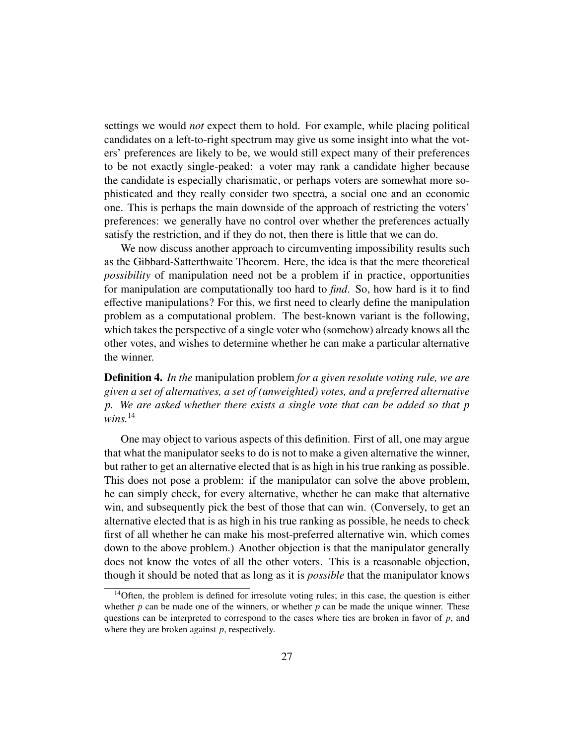settings we would *not* expect them to hold. For example, while placing political candidates on a left-to-right spectrum may give us some insight into what the voters' preferences are likely to be, we would still expect many of their preferences to be not exactly single-peaked: a voter may rank a candidate higher because the candidate is especially charismatic, or perhaps voters are somewhat more sophisticated and they really consider two spectra, a social one and an economic one. This is perhaps the main downside of the approach of restricting the voters' preferences: we generally have no control over whether the preferences actually satisfy the restriction, and if they do not, then there is little that we can do.

We now discuss another approach to circumventing impossibility results such as the Gibbard-Satterthwaite Theorem. Here, the idea is that the mere theoretical *possibility* of manipulation need not be a problem if in practice, opportunities for manipulation are computationally too hard to *find*. So, how hard is it to find effective manipulations? For this, we first need to clearly define the manipulation problem as a computational problem. The best-known variant is the following, which takes the perspective of a single voter who (somehow) already knows all the other votes, and wishes to determine whether he can make a particular alternative the winner.

**Definition 4.** *In the* manipulation problem *for a given resolute voting rule, we are given a set of alternatives, a set of (unweighted) votes, and a preferred alternative* $p$*. We are asked whether there exists a single vote that can be added so that* $p$ *wins.*[14]

One may object to various aspects of this definition. First of all, one may argue that what the manipulator seeks to do is not to make a given alternative the winner, but rather to get an alternative elected that is as high in his true ranking as possible. This does not pose a problem: if the manipulator can solve the above problem, he can simply check, for every alternative, whether he can make that alternative win, and subsequently pick the best of those that can win. (Conversely, to get an alternative elected that is as high in his true ranking as possible, he needs to check first of all whether he can make his most-preferred alternative win, which comes down to the above problem.) Another objection is that the manipulator generally does not know the votes of all the other voters. This is a reasonable objection, though it should be noted that as long as it is *possible* that the manipulator knows

[14] Often, the problem is defined for irresolute voting rules; in this case, the question is either whether $p$ can be made one of the winners, or whether $p$ can be made the unique winner. These questions can be interpreted to correspond to the cases where ties are broken in favor of $p$, and where they are broken against $p$, respectively.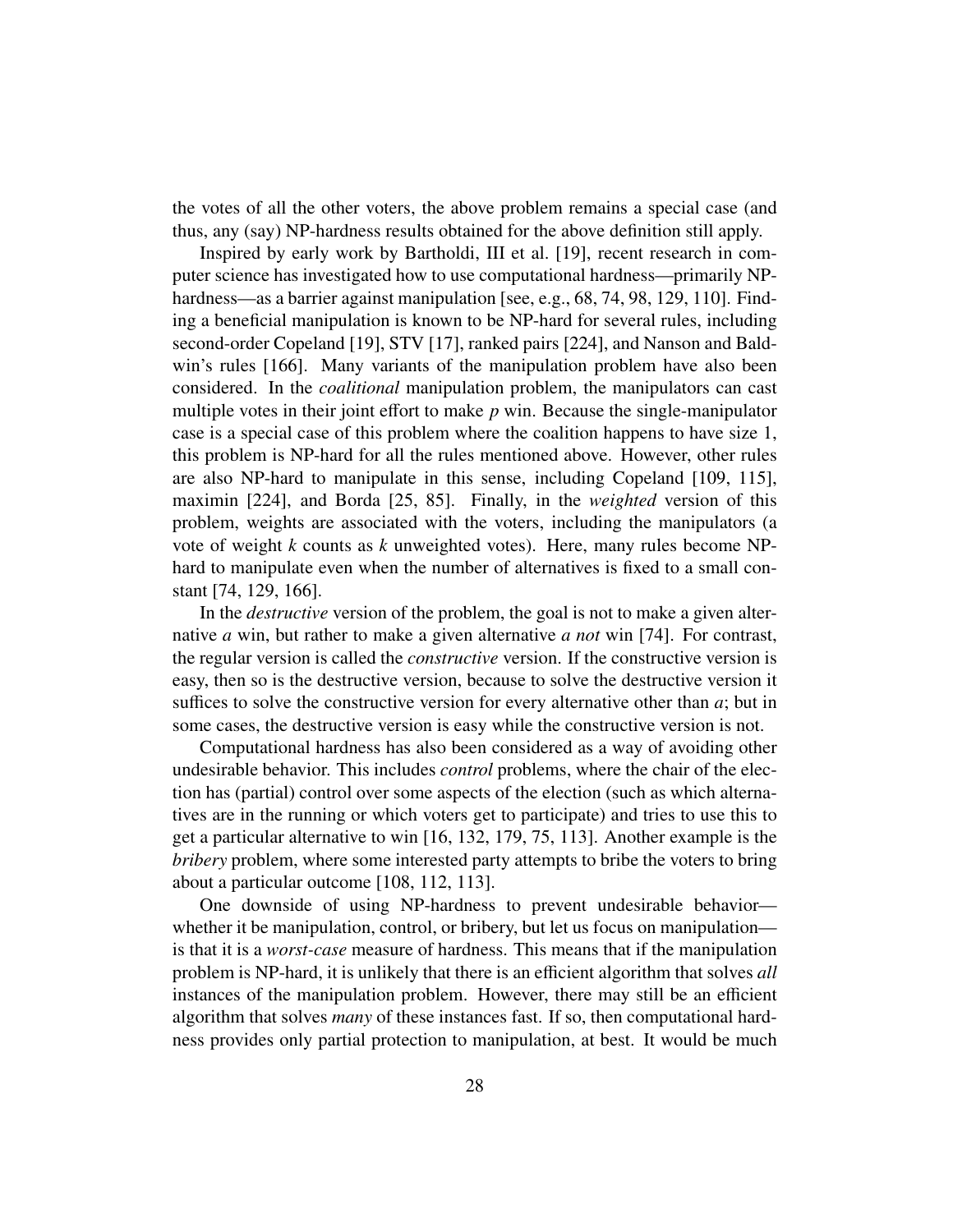the votes of all the other voters, the above problem remains a special case (and thus, any (say) NP-hardness results obtained for the above definition still apply.

Inspired by early work by Bartholdi, III et al. [19], recent research in computer science has investigated how to use computational hardness—primarily NP-hardness—as a barrier against manipulation [see, e.g., 68, 74, 98, 129, 110]. Finding a beneficial manipulation is known to be NP-hard for several rules, including second-order Copeland [19], STV [17], ranked pairs [224], and Nanson and Baldwin's rules [166]. Many variants of the manipulation problem have also been considered. In the *coalitional* manipulation problem, the manipulators can cast multiple votes in their joint effort to make $p$ win. Because the single-manipulator case is a special case of this problem where the coalition happens to have size 1, this problem is NP-hard for all the rules mentioned above. However, other rules are also NP-hard to manipulate in this sense, including Copeland [109, 115], maximin [224], and Borda [25, 85]. Finally, in the *weighted* version of this problem, weights are associated with the voters, including the manipulators (a vote of weight $k$ counts as $k$ unweighted votes). Here, many rules become NP-hard to manipulate even when the number of alternatives is fixed to a small constant [74, 129, 166].

In the *destructive* version of the problem, the goal is not to make a given alternative $a$ win, but rather to make a given alternative $a$ *not* win [74]. For contrast, the regular version is called the *constructive* version. If the constructive version is easy, then so is the destructive version, because to solve the destructive version it suffices to solve the constructive version for every alternative other than $a$; but in some cases, the destructive version is easy while the constructive version is not.

Computational hardness has also been considered as a way of avoiding other undesirable behavior. This includes *control* problems, where the chair of the election has (partial) control over some aspects of the election (such as which alternatives are in the running or which voters get to participate) and tries to use this to get a particular alternative to win [16, 132, 179, 75, 113]. Another example is the *bribery* problem, where some interested party attempts to bribe the voters to bring about a particular outcome [108, 112, 113].

One downside of using NP-hardness to prevent undesirable behavior—whether it be manipulation, control, or bribery, but let us focus on manipulation—is that it is a *worst-case* measure of hardness. This means that if the manipulation problem is NP-hard, it is unlikely that there is an efficient algorithm that solves *all* instances of the manipulation problem. However, there may still be an efficient algorithm that solves *many* of these instances fast. If so, then computational hardness provides only partial protection to manipulation, at best. It would be much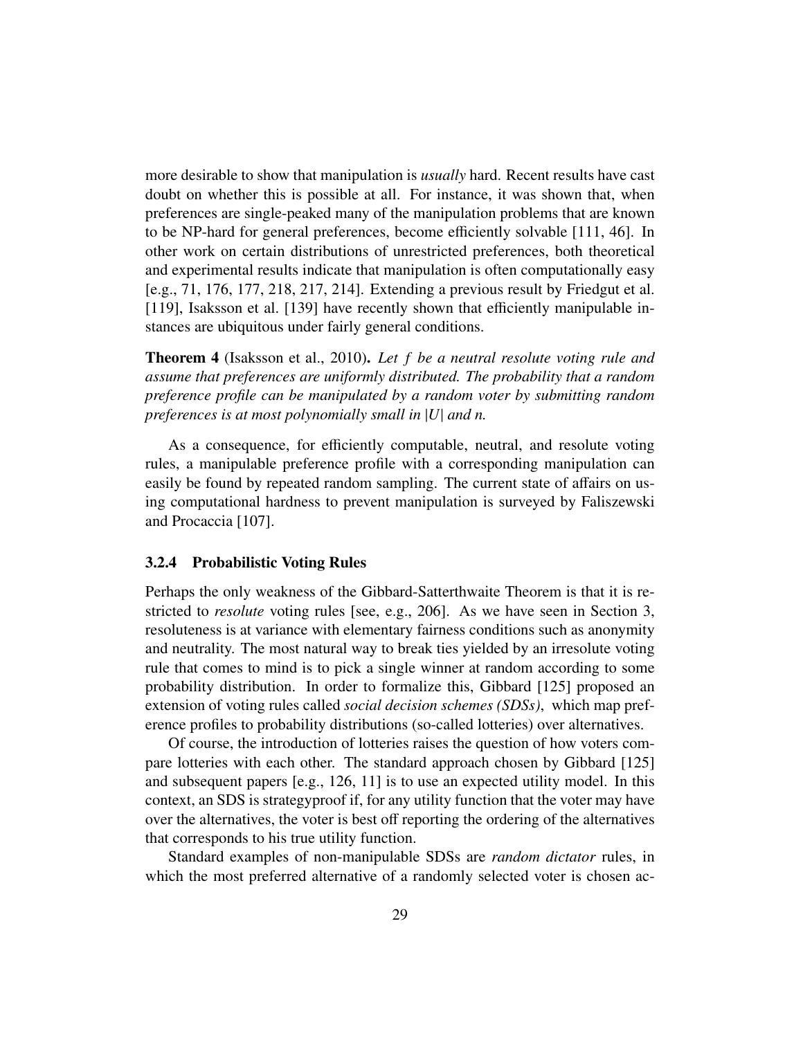more desirable to show that manipulation is *usually* hard. Recent results have cast doubt on whether this is possible at all. For instance, it was shown that, when preferences are single-peaked many of the manipulation problems that are known to be NP-hard for general preferences, become efficiently solvable [111, 46]. In other work on certain distributions of unrestricted preferences, both theoretical and experimental results indicate that manipulation is often computationally easy [e.g., 71, 176, 177, 218, 217, 214]. Extending a previous result by Friedgut et al. [119], Isaksson et al. [139] have recently shown that efficiently manipulable instances are ubiquitous under fairly general conditions.

**Theorem 4** (Isaksson et al., 2010). *Let $f$ be a neutral resolute voting rule and assume that preferences are uniformly distributed. The probability that a random preference profile can be manipulated by a random voter by submitting random preferences is at most polynomially small in $|U|$ and $n$.*

As a consequence, for efficiently computable, neutral, and resolute voting rules, a manipulable preference profile with a corresponding manipulation can easily be found by repeated random sampling. The current state of affairs on using computational hardness to prevent manipulation is surveyed by Faliszewski and Procaccia [107].

### 3.2.4 Probabilistic Voting Rules

Perhaps the only weakness of the Gibbard-Satterthwaite Theorem is that it is restricted to *resolute* voting rules [see, e.g., 206]. As we have seen in Section 3, resoluteness is at variance with elementary fairness conditions such as anonymity and neutrality. The most natural way to break ties yielded by an irresolute voting rule that comes to mind is to pick a single winner at random according to some probability distribution. In order to formalize this, Gibbard [125] proposed an extension of voting rules called *social decision schemes (SDSs)*, which map preference profiles to probability distributions (so-called lotteries) over alternatives.

Of course, the introduction of lotteries raises the question of how voters compare lotteries with each other. The standard approach chosen by Gibbard [125] and subsequent papers [e.g., 126, 11] is to use an expected utility model. In this context, an SDS is strategyproof if, for any utility function that the voter may have over the alternatives, the voter is best off reporting the ordering of the alternatives that corresponds to his true utility function.

Standard examples of non-manipulable SDSs are *random dictator* rules, in which the most preferred alternative of a randomly selected voter is chosen ac-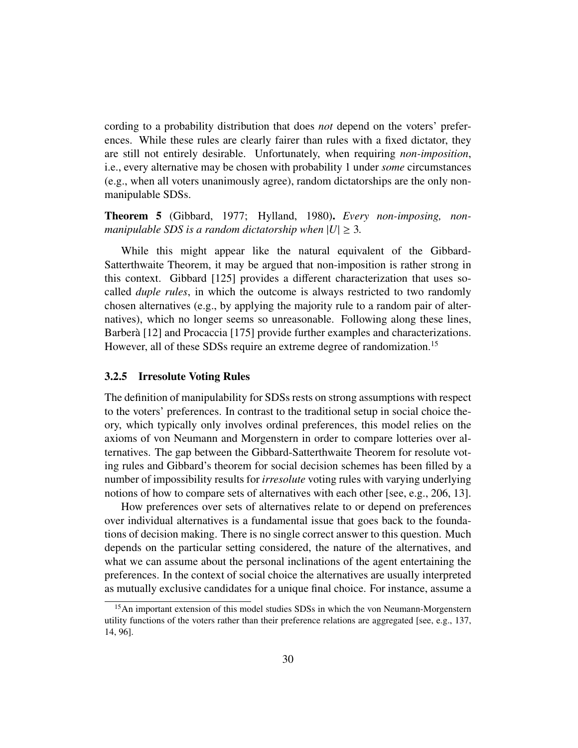cording to a probability distribution that does *not* depend on the voters' preferences. While these rules are clearly fairer than rules with a fixed dictator, they are still not entirely desirable. Unfortunately, when requiring *non-imposition*, i.e., every alternative may be chosen with probability 1 under *some* circumstances (e.g., when all voters unanimously agree), random dictatorships are the only non-manipulable SDSs.

**Theorem 5** (Gibbard, 1977; Hylland, 1980). *Every non-imposing, non-manipulable SDS is a random dictatorship when* $|U| \geq 3$.

While this might appear like the natural equivalent of the Gibbard-Satterthwaite Theorem, it may be argued that non-imposition is rather strong in this context. Gibbard [125] provides a different characterization that uses so-called *duple rules*, in which the outcome is always restricted to two randomly chosen alternatives (e.g., by applying the majority rule to a random pair of alternatives), which no longer seems so unreasonable. Following along these lines, Barberà [12] and Procaccia [175] provide further examples and characterizations. However, all of these SDSs require an extreme degree of randomization.[15]

### 3.2.5 Irresolute Voting Rules

The definition of manipulability for SDSs rests on strong assumptions with respect to the voters' preferences. In contrast to the traditional setup in social choice theory, which typically only involves ordinal preferences, this model relies on the axioms of von Neumann and Morgenstern in order to compare lotteries over alternatives. The gap between the Gibbard-Satterthwaite Theorem for resolute voting rules and Gibbard's theorem for social decision schemes has been filled by a number of impossibility results for *irresolute* voting rules with varying underlying notions of how to compare sets of alternatives with each other [see, e.g., 206, 13].

How preferences over sets of alternatives relate to or depend on preferences over individual alternatives is a fundamental issue that goes back to the foundations of decision making. There is no single correct answer to this question. Much depends on the particular setting considered, the nature of the alternatives, and what we can assume about the personal inclinations of the agent entertaining the preferences. In the context of social choice the alternatives are usually interpreted as mutually exclusive candidates for a unique final choice. For instance, assume a

[15] An important extension of this model studies SDSs in which the von Neumann-Morgenstern utility functions of the voters rather than their preference relations are aggregated [see, e.g., 137, 14, 96].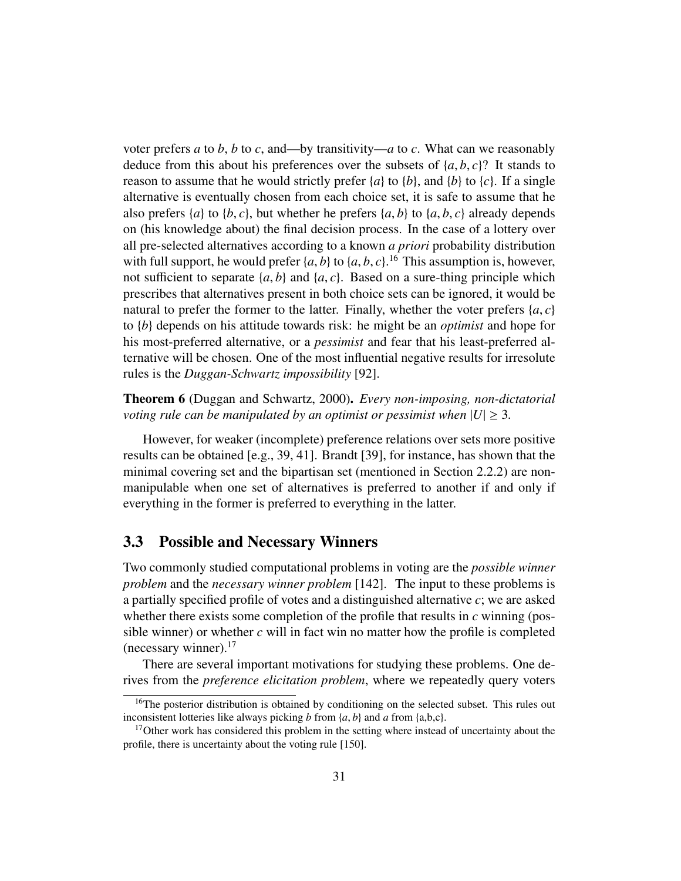voter prefers $a$ to $b$, $b$ to $c$, and—by transitivity—$a$ to $c$. What can we reasonably deduce from this about his preferences over the subsets of $\{a, b, c\}$? It stands to reason to assume that he would strictly prefer $\{a\}$ to $\{b\}$, and $\{b\}$ to $\{c\}$. If a single alternative is eventually chosen from each choice set, it is safe to assume that he also prefers $\{a\}$ to $\{b, c\}$, but whether he prefers $\{a, b\}$ to $\{a, b, c\}$ already depends on (his knowledge about) the final decision process. In the case of a lottery over all pre-selected alternatives according to a known *a priori* probability distribution with full support, he would prefer $\{a, b\}$ to $\{a, b, c\}$.[16] This assumption is, however, not sufficient to separate $\{a, b\}$ and $\{a, c\}$. Based on a sure-thing principle which prescribes that alternatives present in both choice sets can be ignored, it would be natural to prefer the former to the latter. Finally, whether the voter prefers $\{a, c\}$ to $\{b\}$ depends on his attitude towards risk: he might be an *optimist* and hope for his most-preferred alternative, or a *pessimist* and fear that his least-preferred alternative will be chosen. One of the most influential negative results for irresolute rules is the *Duggan-Schwartz impossibility* [92].

**Theorem 6** (Duggan and Schwartz, 2000)**.** *Every non-imposing, non-dictatorial voting rule can be manipulated by an optimist or pessimist when $|U| \geq 3$.*

However, for weaker (incomplete) preference relations over sets more positive results can be obtained [e.g., 39, 41]. Brandt [39], for instance, has shown that the minimal covering set and the bipartisan set (mentioned in Section 2.2.2) are non-manipulable when one set of alternatives is preferred to another if and only if everything in the former is preferred to everything in the latter.

## 3.3 Possible and Necessary Winners

Two commonly studied computational problems in voting are the *possible winner problem* and the *necessary winner problem* [142]. The input to these problems is a partially specified profile of votes and a distinguished alternative $c$; we are asked whether there exists some completion of the profile that results in $c$ winning (possible winner) or whether $c$ will in fact win no matter how the profile is completed (necessary winner).[17]

There are several important motivations for studying these problems. One derives from the *preference elicitation problem*, where we repeatedly query voters

[16] The posterior distribution is obtained by conditioning on the selected subset. This rules out inconsistent lotteries like always picking $b$ from $\{a, b\}$ and $a$ from {a,b,c}.

[17] Other work has considered this problem in the setting where instead of uncertainty about the profile, there is uncertainty about the voting rule [150].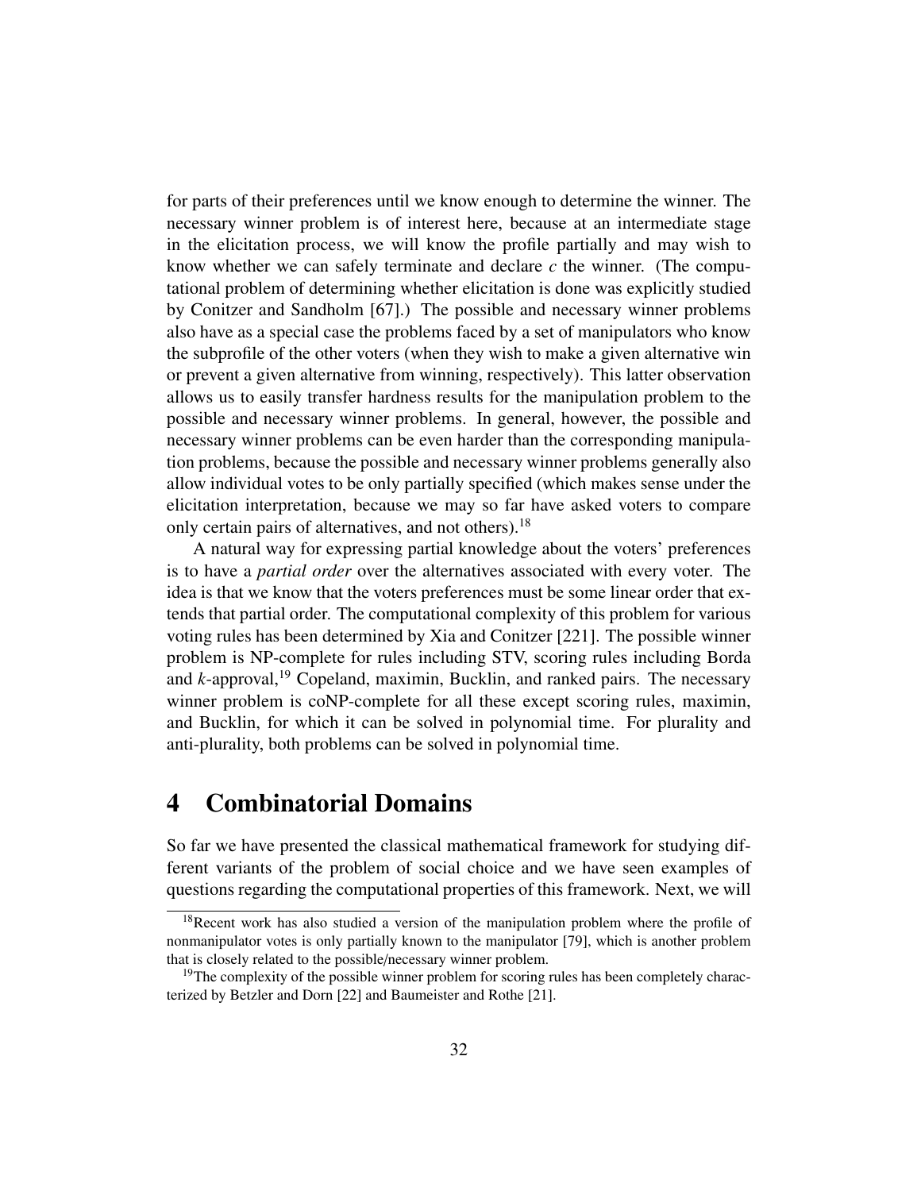for parts of their preferences until we know enough to determine the winner. The necessary winner problem is of interest here, because at an intermediate stage in the elicitation process, we will know the profile partially and may wish to know whether we can safely terminate and declare $c$ the winner. (The computational problem of determining whether elicitation is done was explicitly studied by Conitzer and Sandholm [67].) The possible and necessary winner problems also have as a special case the problems faced by a set of manipulators who know the subprofile of the other voters (when they wish to make a given alternative win or prevent a given alternative from winning, respectively). This latter observation allows us to easily transfer hardness results for the manipulation problem to the possible and necessary winner problems. In general, however, the possible and necessary winner problems can be even harder than the corresponding manipulation problems, because the possible and necessary winner problems generally also allow individual votes to be only partially specified (which makes sense under the elicitation interpretation, because we may so far have asked voters to compare only certain pairs of alternatives, and not others).[18]

A natural way for expressing partial knowledge about the voters' preferences is to have a *partial order* over the alternatives associated with every voter. The idea is that we know that the voters preferences must be some linear order that extends that partial order. The computational complexity of this problem for various voting rules has been determined by Xia and Conitzer [221]. The possible winner problem is NP-complete for rules including STV, scoring rules including Borda and $k$-approval,[19] Copeland, maximin, Bucklin, and ranked pairs. The necessary winner problem is coNP-complete for all these except scoring rules, maximin, and Bucklin, for which it can be solved in polynomial time. For plurality and anti-plurality, both problems can be solved in polynomial time.

# 4 Combinatorial Domains

So far we have presented the classical mathematical framework for studying different variants of the problem of social choice and we have seen examples of questions regarding the computational properties of this framework. Next, we will

---

[18] Recent work has also studied a version of the manipulation problem where the profile of nonmanipulator votes is only partially known to the manipulator [79], which is another problem that is closely related to the possible/necessary winner problem.

[19] The complexity of the possible winner problem for scoring rules has been completely characterized by Betzler and Dorn [22] and Baumeister and Rothe [21].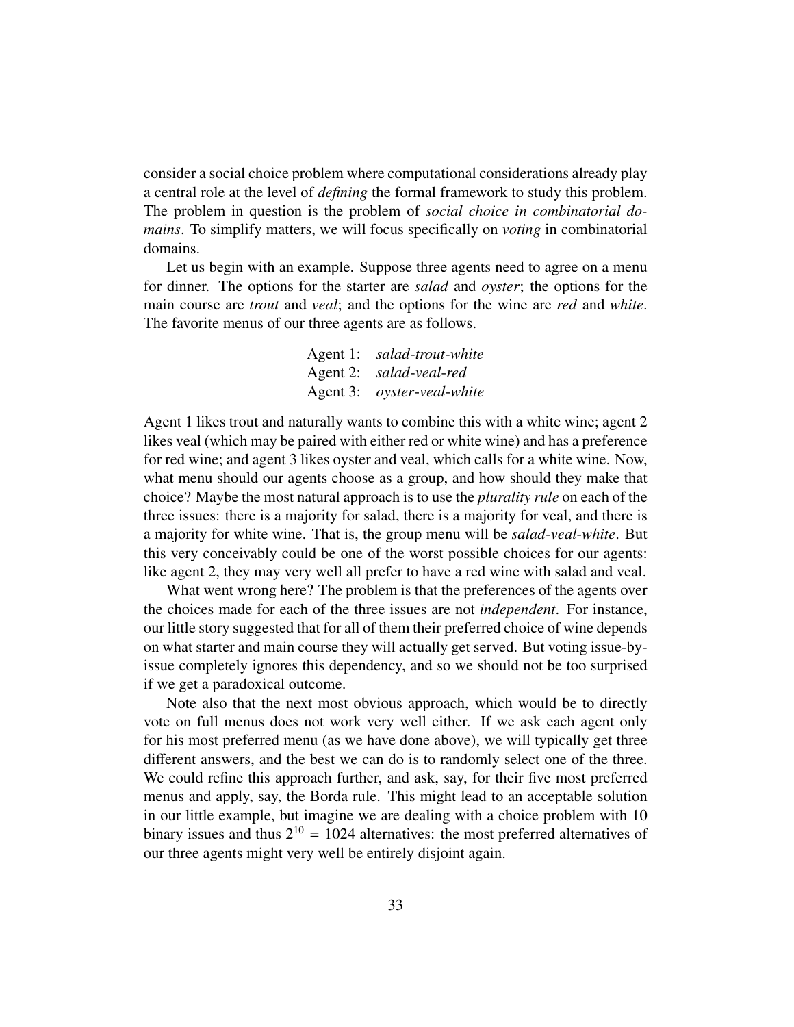consider a social choice problem where computational considerations already play a central role at the level of *defining* the formal framework to study this problem. The problem in question is the problem of *social choice in combinatorial domains*. To simplify matters, we will focus specifically on *voting* in combinatorial domains.

Let us begin with an example. Suppose three agents need to agree on a menu for dinner. The options for the starter are *salad* and *oyster*; the options for the main course are *trout* and *veal*; and the options for the wine are *red* and *white*. The favorite menus of our three agents are as follows.

Agent 1: *salad-trout-white*
Agent 2: *salad-veal-red*
Agent 3: *oyster-veal-white*

Agent 1 likes trout and naturally wants to combine this with a white wine; agent 2 likes veal (which may be paired with either red or white wine) and has a preference for red wine; and agent 3 likes oyster and veal, which calls for a white wine. Now, what menu should our agents choose as a group, and how should they make that choice? Maybe the most natural approach is to use the *plurality rule* on each of the three issues: there is a majority for salad, there is a majority for veal, and there is a majority for white wine. That is, the group menu will be *salad-veal-white*. But this very conceivably could be one of the worst possible choices for our agents: like agent 2, they may very well all prefer to have a red wine with salad and veal.

What went wrong here? The problem is that the preferences of the agents over the choices made for each of the three issues are not *independent*. For instance, our little story suggested that for all of them their preferred choice of wine depends on what starter and main course they will actually get served. But voting issue-by-issue completely ignores this dependency, and so we should not be too surprised if we get a paradoxical outcome.

Note also that the next most obvious approach, which would be to directly vote on full menus does not work very well either. If we ask each agent only for his most preferred menu (as we have done above), we will typically get three different answers, and the best we can do is to randomly select one of the three. We could refine this approach further, and ask, say, for their five most preferred menus and apply, say, the Borda rule. This might lead to an acceptable solution in our little example, but imagine we are dealing with a choice problem with 10 binary issues and thus $2^{10} = 1024$ alternatives: the most preferred alternatives of our three agents might very well be entirely disjoint again.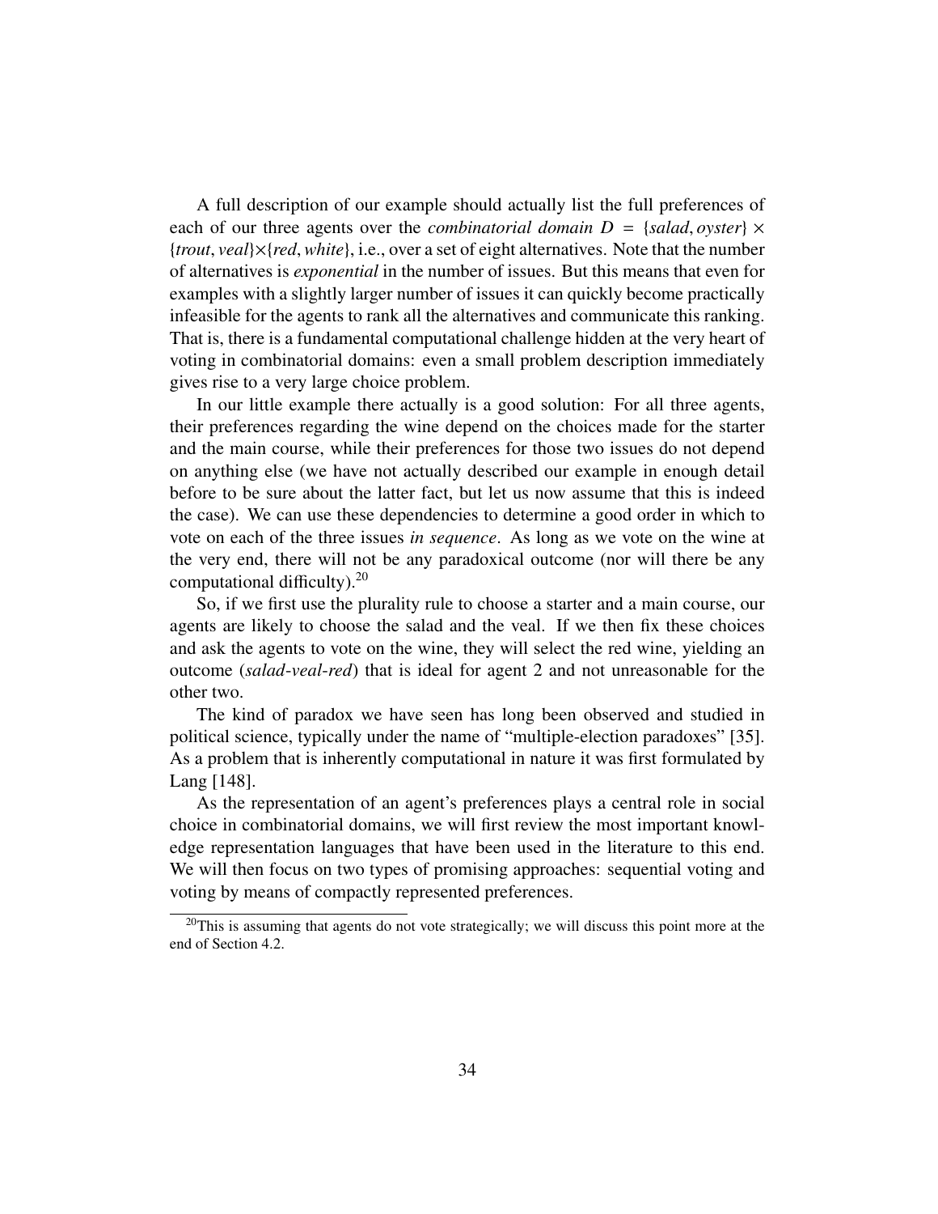A full description of our example should actually list the full preferences of each of our three agents over the *combinatorial domain* $D = \{\textit{salad}, \textit{oyster}\} \times \{\textit{trout}, \textit{veal}\} \times \{\textit{red}, \textit{white}\}$, i.e., over a set of eight alternatives. Note that the number of alternatives is *exponential* in the number of issues. But this means that even for examples with a slightly larger number of issues it can quickly become practically infeasible for the agents to rank all the alternatives and communicate this ranking. That is, there is a fundamental computational challenge hidden at the very heart of voting in combinatorial domains: even a small problem description immediately gives rise to a very large choice problem.

In our little example there actually is a good solution: For all three agents, their preferences regarding the wine depend on the choices made for the starter and the main course, while their preferences for those two issues do not depend on anything else (we have not actually described our example in enough detail before to be sure about the latter fact, but let us now assume that this is indeed the case). We can use these dependencies to determine a good order in which to vote on each of the three issues *in sequence*. As long as we vote on the wine at the very end, there will not be any paradoxical outcome (nor will there be any computational difficulty).[20]

So, if we first use the plurality rule to choose a starter and a main course, our agents are likely to choose the salad and the veal. If we then fix these choices and ask the agents to vote on the wine, they will select the red wine, yielding an outcome (*salad-veal-red*) that is ideal for agent 2 and not unreasonable for the other two.

The kind of paradox we have seen has long been observed and studied in political science, typically under the name of "multiple-election paradoxes" [35]. As a problem that is inherently computational in nature it was first formulated by Lang [148].

As the representation of an agent's preferences plays a central role in social choice in combinatorial domains, we will first review the most important knowledge representation languages that have been used in the literature to this end. We will then focus on two types of promising approaches: sequential voting and voting by means of compactly represented preferences.

[20] This is assuming that agents do not vote strategically; we will discuss this point more at the end of Section 4.2.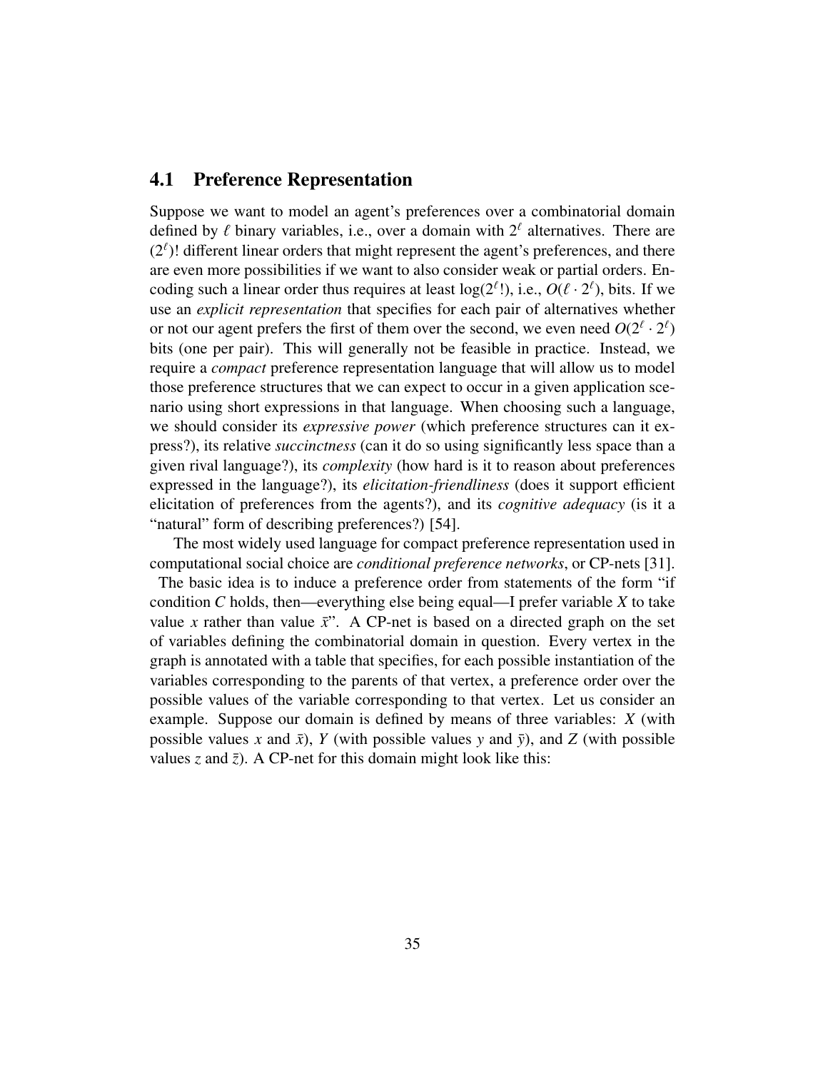## 4.1 Preference Representation

Suppose we want to model an agent's preferences over a combinatorial domain defined by $\ell$ binary variables, i.e., over a domain with $2^\ell$ alternatives. There are $(2^\ell)!$ different linear orders that might represent the agent's preferences, and there are even more possibilities if we want to also consider weak or partial orders. Encoding such a linear order thus requires at least $\log(2^\ell!)$, i.e., $O(\ell \cdot 2^\ell)$, bits. If we use an *explicit representation* that specifies for each pair of alternatives whether or not our agent prefers the first of them over the second, we even need $O(2^\ell \cdot 2^\ell)$ bits (one per pair). This will generally not be feasible in practice. Instead, we require a *compact* preference representation language that will allow us to model those preference structures that we can expect to occur in a given application scenario using short expressions in that language. When choosing such a language, we should consider its *expressive power* (which preference structures can it express?), its relative *succinctness* (can it do so using significantly less space than a given rival language?), its *complexity* (how hard is it to reason about preferences expressed in the language?), its *elicitation-friendliness* (does it support efficient elicitation of preferences from the agents?), and its *cognitive adequacy* (is it a "natural" form of describing preferences?) [54].

The most widely used language for compact preference representation used in computational social choice are *conditional preference networks*, or CP-nets [31]. The basic idea is to induce a preference order from statements of the form "if condition $C$ holds, then—everything else being equal—I prefer variable $X$ to take value $x$ rather than value $\bar{x}$". A CP-net is based on a directed graph on the set of variables defining the combinatorial domain in question. Every vertex in the graph is annotated with a table that specifies, for each possible instantiation of the variables corresponding to the parents of that vertex, a preference order over the possible values of the variable corresponding to that vertex. Let us consider an example. Suppose our domain is defined by means of three variables: $X$ (with possible values $x$ and $\bar{x}$), $Y$ (with possible values $y$ and $\bar{y}$), and $Z$ (with possible values $z$ and $\bar{z}$). A CP-net for this domain might look like this: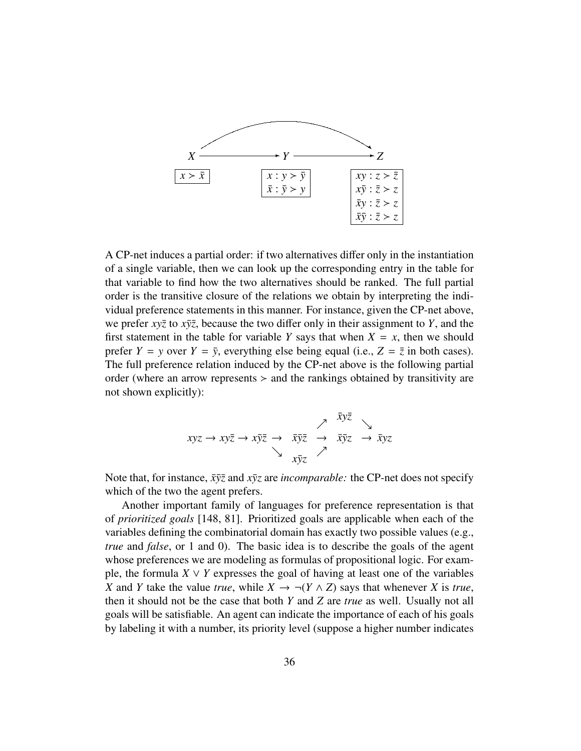$$X \longrightarrow Y \longrightarrow Z \quad (X \longrightarrow Z)$$

| $X$ | $Y$ | $Z$ |
|---|---|---|
| $x \succ \bar{x}$ | $x : y \succ \bar{y}$ | $xy : z \succ \bar{z}$ |
| | $\bar{x} : \bar{y} \succ y$ | $x\bar{y} : \bar{z} \succ z$ |
| | | $\bar{x}y : \bar{z} \succ z$ |
| | | $\bar{x}\bar{y} : \bar{z} \succ z$ |

A CP-net induces a partial order: if two alternatives differ only in the instantiation of a single variable, then we can look up the corresponding entry in the table for that variable to find how the two alternatives should be ranked. The full partial order is the transitive closure of the relations we obtain by interpreting the individual preference statements in this manner. For instance, given the CP-net above, we prefer $xy\bar{z}$ to $x\bar{y}\bar{z}$, because the two differ only in their assignment to $Y$, and the first statement in the table for variable $Y$ says that when $X = x$, then we should prefer $Y = y$ over $Y = \bar{y}$, everything else being equal (i.e., $Z = \bar{z}$ in both cases). The full preference relation induced by the CP-net above is the following partial order (where an arrow represents $\succ$ and the rankings obtained by transitivity are not shown explicitly):

$$
\begin{array}{ccccccccc}
 & & & & & \nearrow & \bar{x}y\bar{z} & \searrow & \\
xyz \rightarrow xy\bar{z} \rightarrow x\bar{y}\bar{z} & \rightarrow & \bar{x}\bar{y}\bar{z} & & & \rightarrow & \bar{x}\bar{y}z & \rightarrow & \bar{x}yz \\
 & \searrow & & x\bar{y}z & \nearrow & & & &
\end{array}
$$

Note that, for instance, $\bar{x}\bar{y}\bar{z}$ and $x\bar{y}z$ are *incomparable:* the CP-net does not specify which of the two the agent prefers.

Another important family of languages for preference representation is that of *prioritized goals* [148, 81]. Prioritized goals are applicable when each of the variables defining the combinatorial domain has exactly two possible values (e.g., *true* and *false*, or 1 and 0). The basic idea is to describe the goals of the agent whose preferences we are modeling as formulas of propositional logic. For example, the formula $X \vee Y$ expresses the goal of having at least one of the variables $X$ and $Y$ take the value *true*, while $X \rightarrow \neg(Y \wedge Z)$ says that whenever $X$ is *true*, then it should not be the case that both $Y$ and $Z$ are *true* as well. Usually not all goals will be satisfiable. An agent can indicate the importance of each of his goals by labeling it with a number, its priority level (suppose a higher number indicates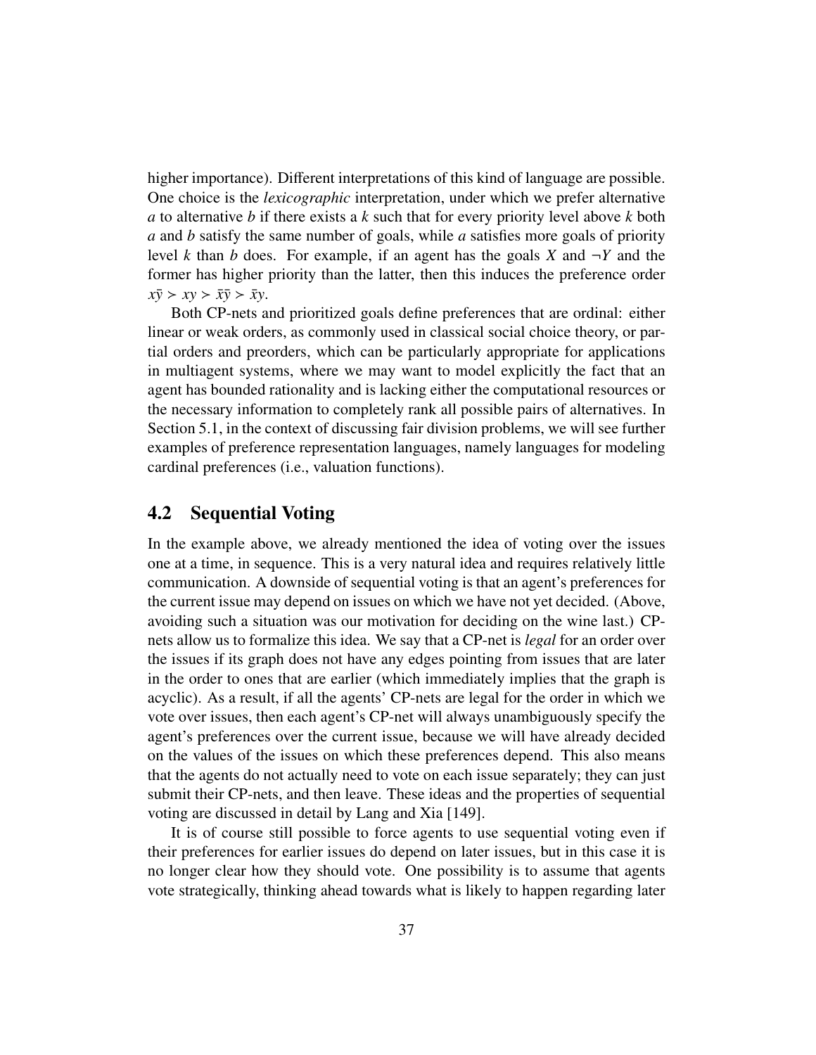higher importance). Different interpretations of this kind of language are possible. One choice is the *lexicographic* interpretation, under which we prefer alternative $a$ to alternative $b$ if there exists a $k$ such that for every priority level above $k$ both $a$ and $b$ satisfy the same number of goals, while $a$ satisfies more goals of priority level $k$ than $b$ does. For example, if an agent has the goals $X$ and $\neg Y$ and the former has higher priority than the latter, then this induces the preference order $x\bar{y} \succ xy \succ \bar{x}\bar{y} \succ \bar{x}y$.

Both CP-nets and prioritized goals define preferences that are ordinal: either linear or weak orders, as commonly used in classical social choice theory, or partial orders and preorders, which can be particularly appropriate for applications in multiagent systems, where we may want to model explicitly the fact that an agent has bounded rationality and is lacking either the computational resources or the necessary information to completely rank all possible pairs of alternatives. In Section 5.1, in the context of discussing fair division problems, we will see further examples of preference representation languages, namely languages for modeling cardinal preferences (i.e., valuation functions).

## 4.2 Sequential Voting

In the example above, we already mentioned the idea of voting over the issues one at a time, in sequence. This is a very natural idea and requires relatively little communication. A downside of sequential voting is that an agent's preferences for the current issue may depend on issues on which we have not yet decided. (Above, avoiding such a situation was our motivation for deciding on the wine last.) CP-nets allow us to formalize this idea. We say that a CP-net is *legal* for an order over the issues if its graph does not have any edges pointing from issues that are later in the order to ones that are earlier (which immediately implies that the graph is acyclic). As a result, if all the agents' CP-nets are legal for the order in which we vote over issues, then each agent's CP-net will always unambiguously specify the agent's preferences over the current issue, because we will have already decided on the values of the issues on which these preferences depend. This also means that the agents do not actually need to vote on each issue separately; they can just submit their CP-nets, and then leave. These ideas and the properties of sequential voting are discussed in detail by Lang and Xia [149].

It is of course still possible to force agents to use sequential voting even if their preferences for earlier issues do depend on later issues, but in this case it is no longer clear how they should vote. One possibility is to assume that agents vote strategically, thinking ahead towards what is likely to happen regarding later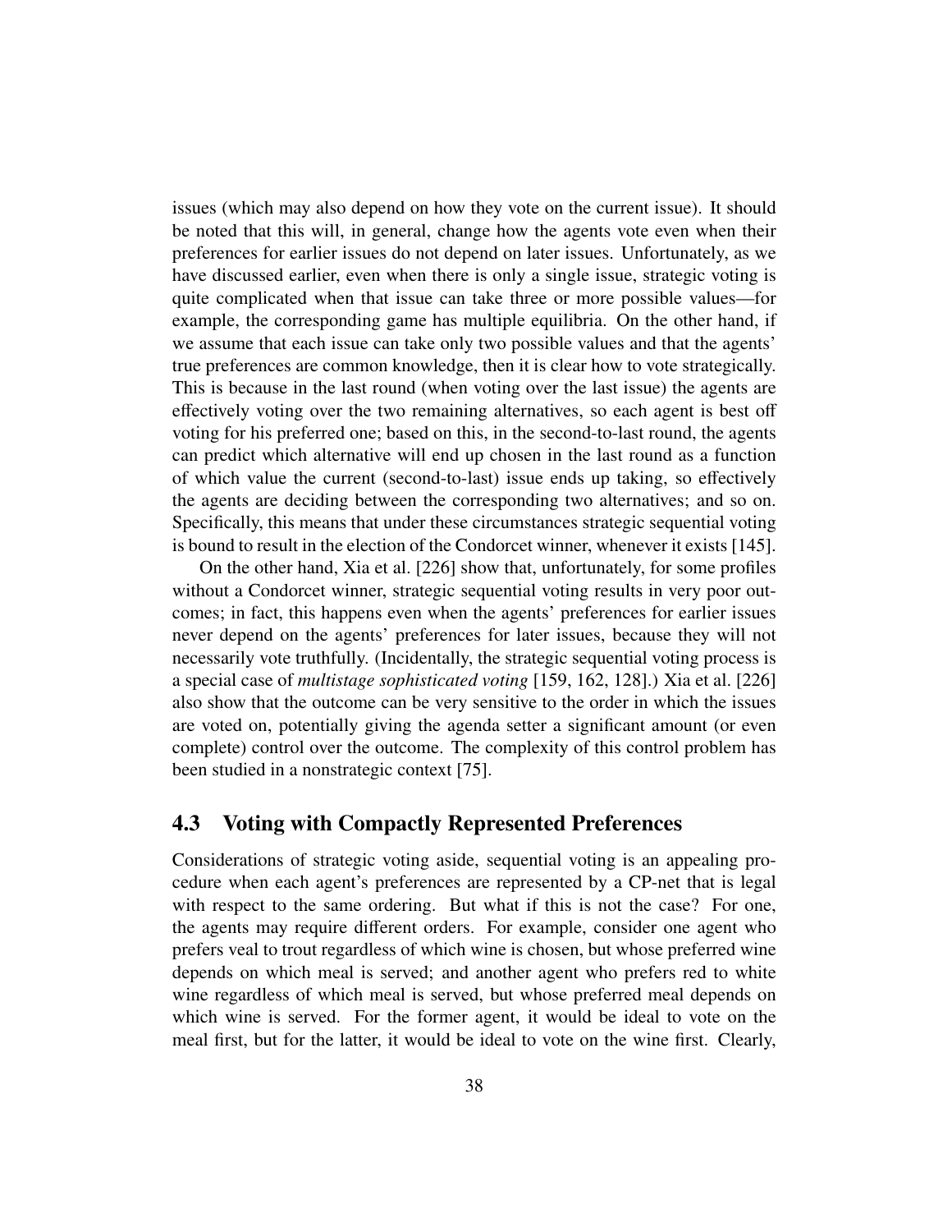issues (which may also depend on how they vote on the current issue). It should be noted that this will, in general, change how the agents vote even when their preferences for earlier issues do not depend on later issues. Unfortunately, as we have discussed earlier, even when there is only a single issue, strategic voting is quite complicated when that issue can take three or more possible values—for example, the corresponding game has multiple equilibria. On the other hand, if we assume that each issue can take only two possible values and that the agents' true preferences are common knowledge, then it is clear how to vote strategically. This is because in the last round (when voting over the last issue) the agents are effectively voting over the two remaining alternatives, so each agent is best off voting for his preferred one; based on this, in the second-to-last round, the agents can predict which alternative will end up chosen in the last round as a function of which value the current (second-to-last) issue ends up taking, so effectively the agents are deciding between the corresponding two alternatives; and so on. Specifically, this means that under these circumstances strategic sequential voting is bound to result in the election of the Condorcet winner, whenever it exists [145].

On the other hand, Xia et al. [226] show that, unfortunately, for some profiles without a Condorcet winner, strategic sequential voting results in very poor outcomes; in fact, this happens even when the agents' preferences for earlier issues never depend on the agents' preferences for later issues, because they will not necessarily vote truthfully. (Incidentally, the strategic sequential voting process is a special case of *multistage sophisticated voting* [159, 162, 128].) Xia et al. [226] also show that the outcome can be very sensitive to the order in which the issues are voted on, potentially giving the agenda setter a significant amount (or even complete) control over the outcome. The complexity of this control problem has been studied in a nonstrategic context [75].

## 4.3 Voting with Compactly Represented Preferences

Considerations of strategic voting aside, sequential voting is an appealing procedure when each agent's preferences are represented by a CP-net that is legal with respect to the same ordering. But what if this is not the case? For one, the agents may require different orders. For example, consider one agent who prefers veal to trout regardless of which wine is chosen, but whose preferred wine depends on which meal is served; and another agent who prefers red to white wine regardless of which meal is served, but whose preferred meal depends on which wine is served. For the former agent, it would be ideal to vote on the meal first, but for the latter, it would be ideal to vote on the wine first. Clearly,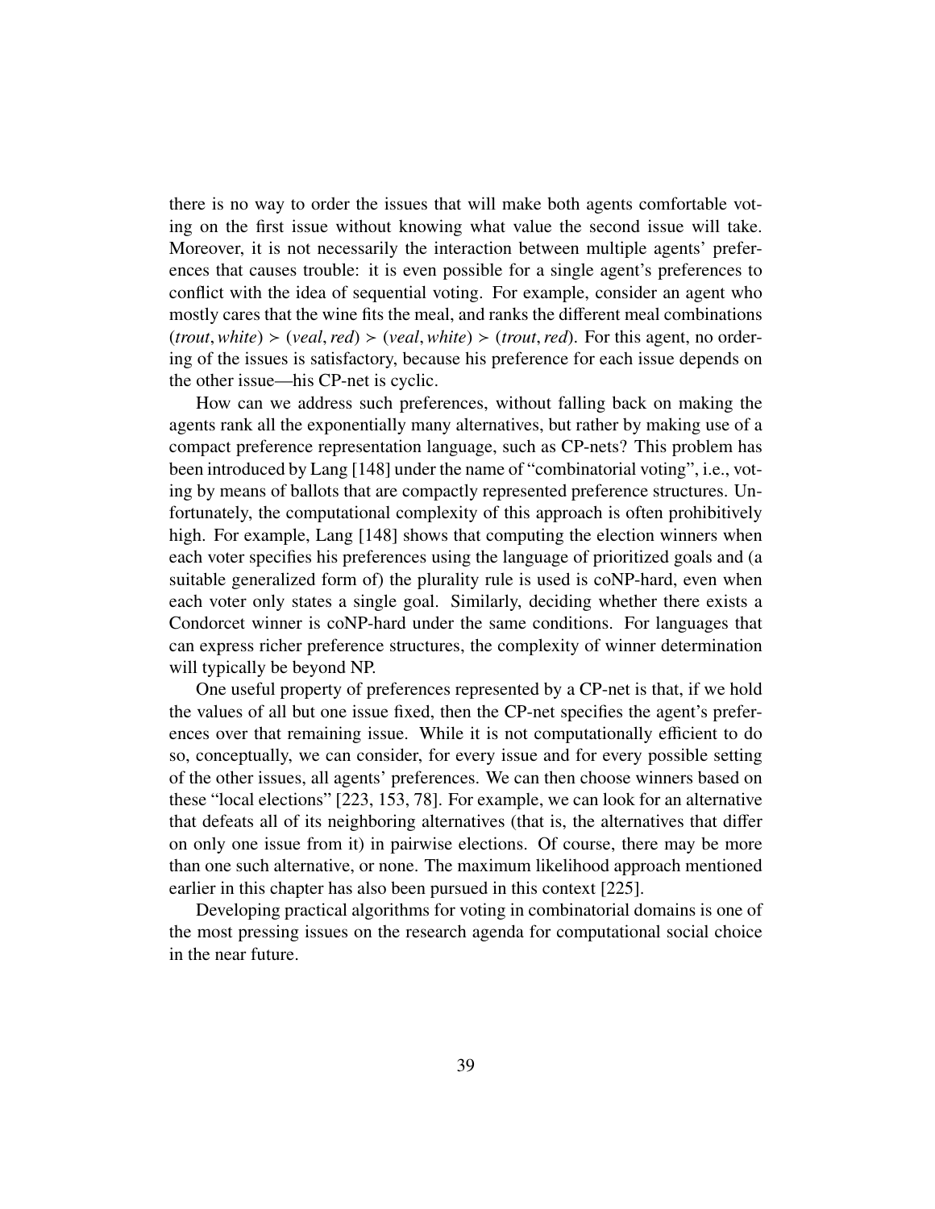there is no way to order the issues that will make both agents comfortable voting on the first issue without knowing what value the second issue will take. Moreover, it is not necessarily the interaction between multiple agents' preferences that causes trouble: it is even possible for a single agent's preferences to conflict with the idea of sequential voting. For example, consider an agent who mostly cares that the wine fits the meal, and ranks the different meal combinations $(trout, white) \succ (veal, red) \succ (veal, white) \succ (trout, red)$. For this agent, no ordering of the issues is satisfactory, because his preference for each issue depends on the other issue—his CP-net is cyclic.

How can we address such preferences, without falling back on making the agents rank all the exponentially many alternatives, but rather by making use of a compact preference representation language, such as CP-nets? This problem has been introduced by Lang [148] under the name of "combinatorial voting", i.e., voting by means of ballots that are compactly represented preference structures. Unfortunately, the computational complexity of this approach is often prohibitively high. For example, Lang [148] shows that computing the election winners when each voter specifies his preferences using the language of prioritized goals and (a suitable generalized form of) the plurality rule is used is coNP-hard, even when each voter only states a single goal. Similarly, deciding whether there exists a Condorcet winner is coNP-hard under the same conditions. For languages that can express richer preference structures, the complexity of winner determination will typically be beyond NP.

One useful property of preferences represented by a CP-net is that, if we hold the values of all but one issue fixed, then the CP-net specifies the agent's preferences over that remaining issue. While it is not computationally efficient to do so, conceptually, we can consider, for every issue and for every possible setting of the other issues, all agents' preferences. We can then choose winners based on these "local elections" [223, 153, 78]. For example, we can look for an alternative that defeats all of its neighboring alternatives (that is, the alternatives that differ on only one issue from it) in pairwise elections. Of course, there may be more than one such alternative, or none. The maximum likelihood approach mentioned earlier in this chapter has also been pursued in this context [225].

Developing practical algorithms for voting in combinatorial domains is one of the most pressing issues on the research agenda for computational social choice in the near future.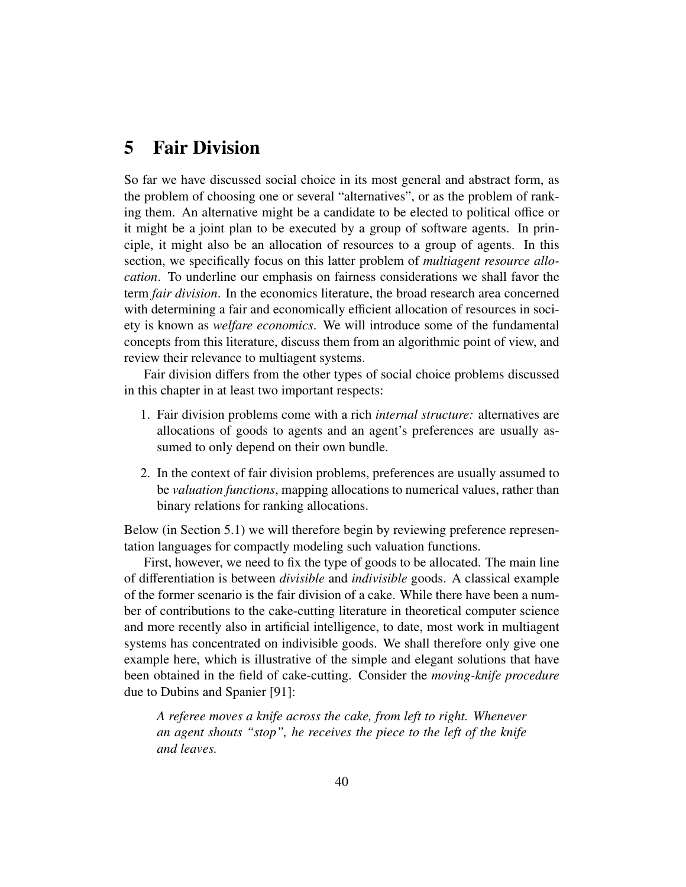# 5 Fair Division

So far we have discussed social choice in its most general and abstract form, as the problem of choosing one or several "alternatives", or as the problem of ranking them. An alternative might be a candidate to be elected to political office or it might be a joint plan to be executed by a group of software agents. In principle, it might also be an allocation of resources to a group of agents. In this section, we specifically focus on this latter problem of *multiagent resource allocation*. To underline our emphasis on fairness considerations we shall favor the term *fair division*. In the economics literature, the broad research area concerned with determining a fair and economically efficient allocation of resources in society is known as *welfare economics*. We will introduce some of the fundamental concepts from this literature, discuss them from an algorithmic point of view, and review their relevance to multiagent systems.

Fair division differs from the other types of social choice problems discussed in this chapter in at least two important respects:

1. Fair division problems come with a rich *internal structure:* alternatives are allocations of goods to agents and an agent's preferences are usually assumed to only depend on their own bundle.
2. In the context of fair division problems, preferences are usually assumed to be *valuation functions*, mapping allocations to numerical values, rather than binary relations for ranking allocations.

Below (in Section 5.1) we will therefore begin by reviewing preference representation languages for compactly modeling such valuation functions.

First, however, we need to fix the type of goods to be allocated. The main line of differentiation is between *divisible* and *indivisible* goods. A classical example of the former scenario is the fair division of a cake. While there have been a number of contributions to the cake-cutting literature in theoretical computer science and more recently also in artificial intelligence, to date, most work in multiagent systems has concentrated on indivisible goods. We shall therefore only give one example here, which is illustrative of the simple and elegant solutions that have been obtained in the field of cake-cutting. Consider the *moving-knife procedure* due to Dubins and Spanier [91]:

> *A referee moves a knife across the cake, from left to right. Whenever an agent shouts "stop", he receives the piece to the left of the knife and leaves.*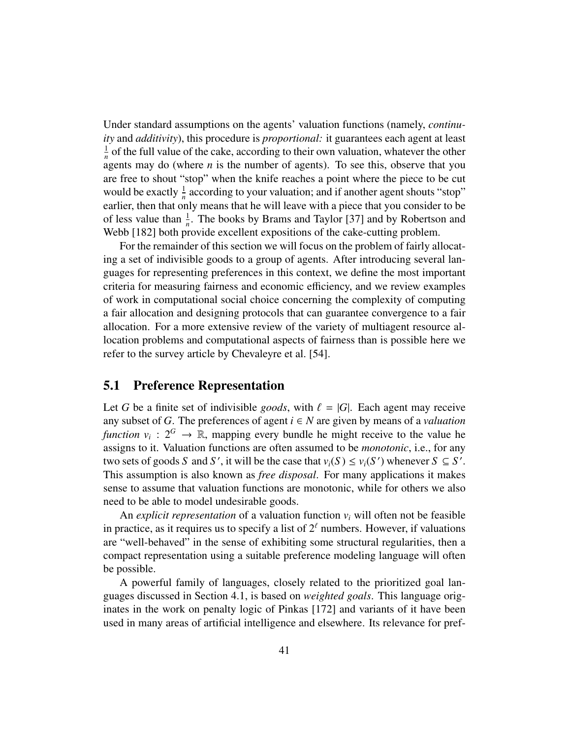Under standard assumptions on the agents' valuation functions (namely, *continuity* and *additivity*), this procedure is *proportional:* it guarantees each agent at least $\frac{1}{n}$ of the full value of the cake, according to their own valuation, whatever the other agents may do (where $n$ is the number of agents). To see this, observe that you are free to shout "stop" when the knife reaches a point where the piece to be cut would be exactly $\frac{1}{n}$ according to your valuation; and if another agent shouts "stop" earlier, then that only means that he will leave with a piece that you consider to be of less value than $\frac{1}{n}$. The books by Brams and Taylor [37] and by Robertson and Webb [182] both provide excellent expositions of the cake-cutting problem.

For the remainder of this section we will focus on the problem of fairly allocating a set of indivisible goods to a group of agents. After introducing several languages for representing preferences in this context, we define the most important criteria for measuring fairness and economic efficiency, and we review examples of work in computational social choice concerning the complexity of computing a fair allocation and designing protocols that can guarantee convergence to a fair allocation. For a more extensive review of the variety of multiagent resource allocation problems and computational aspects of fairness than is possible here we refer to the survey article by Chevaleyre et al. [54].

## 5.1 Preference Representation

Let $G$ be a finite set of indivisible *goods*, with $\ell = |G|$. Each agent may receive any subset of $G$. The preferences of agent $i \in N$ are given by means of a *valuation function* $v_i : 2^G \rightarrow \mathbb{R}$, mapping every bundle he might receive to the value he assigns to it. Valuation functions are often assumed to be *monotonic*, i.e., for any two sets of goods $S$ and $S'$, it will be the case that $v_i(S) \leq v_i(S')$ whenever $S \subseteq S'$. This assumption is also known as *free disposal*. For many applications it makes sense to assume that valuation functions are monotonic, while for others we also need to be able to model undesirable goods.

An *explicit representation* of a valuation function $v_i$ will often not be feasible in practice, as it requires us to specify a list of $2^\ell$ numbers. However, if valuations are "well-behaved" in the sense of exhibiting some structural regularities, then a compact representation using a suitable preference modeling language will often be possible.

A powerful family of languages, closely related to the prioritized goal languages discussed in Section 4.1, is based on *weighted goals*. This language originates in the work on penalty logic of Pinkas [172] and variants of it have been used in many areas of artificial intelligence and elsewhere. Its relevance for pref-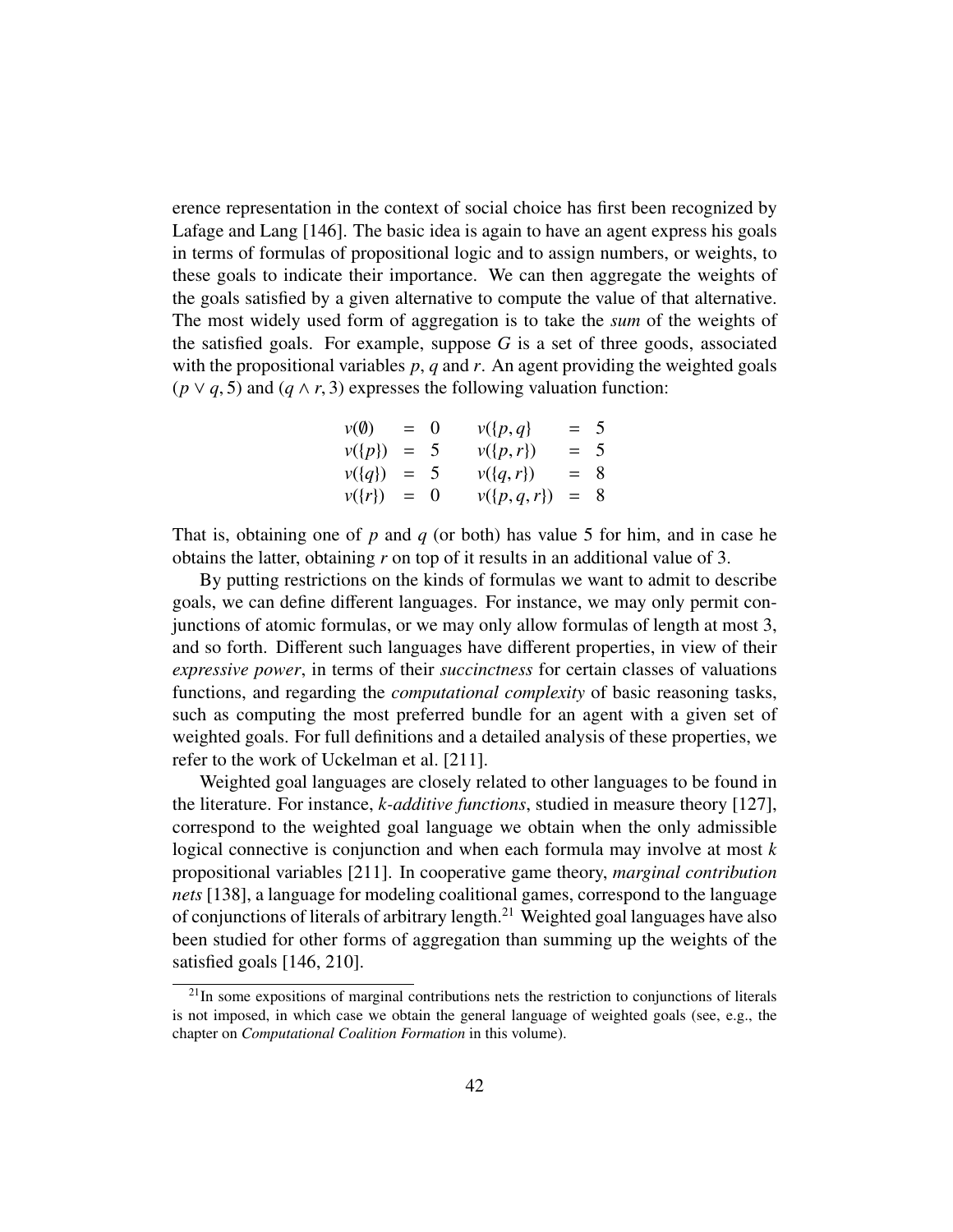erence representation in the context of social choice has first been recognized by Lafage and Lang [146]. The basic idea is again to have an agent express his goals in terms of formulas of propositional logic and to assign numbers, or weights, to these goals to indicate their importance. We can then aggregate the weights of the goals satisfied by a given alternative to compute the value of that alternative. The most widely used form of aggregation is to take the *sum* of the weights of the satisfied goals. For example, suppose $G$ is a set of three goods, associated with the propositional variables $p$, $q$ and $r$. An agent providing the weighted goals $(p \vee q, 5)$ and $(q \wedge r, 3)$ expresses the following valuation function:

$$
\begin{array}{lcllcl}
v(\emptyset) & = & 0 & v(\{p, q\} & = & 5 \\
v(\{p\}) & = & 5 & v(\{p, r\}) & = & 5 \\
v(\{q\}) & = & 5 & v(\{q, r\}) & = & 8 \\
v(\{r\}) & = & 0 & v(\{p, q, r\}) & = & 8
\end{array}
$$

That is, obtaining one of $p$ and $q$ (or both) has value 5 for him, and in case he obtains the latter, obtaining $r$ on top of it results in an additional value of 3.

By putting restrictions on the kinds of formulas we want to admit to describe goals, we can define different languages. For instance, we may only permit conjunctions of atomic formulas, or we may only allow formulas of length at most 3, and so forth. Different such languages have different properties, in view of their *expressive power*, in terms of their *succinctness* for certain classes of valuations functions, and regarding the *computational complexity* of basic reasoning tasks, such as computing the most preferred bundle for an agent with a given set of weighted goals. For full definitions and a detailed analysis of these properties, we refer to the work of Uckelman et al. [211].

Weighted goal languages are closely related to other languages to be found in the literature. For instance, *k-additive functions*, studied in measure theory [127], correspond to the weighted goal language we obtain when the only admissible logical connective is conjunction and when each formula may involve at most $k$ propositional variables [211]. In cooperative game theory, *marginal contribution nets* [138], a language for modeling coalitional games, correspond to the language of conjunctions of literals of arbitrary length.[21] Weighted goal languages have also been studied for other forms of aggregation than summing up the weights of the satisfied goals [146, 210].

[21] In some expositions of marginal contributions nets the restriction to conjunctions of literals is not imposed, in which case we obtain the general language of weighted goals (see, e.g., the chapter on *Computational Coalition Formation* in this volume).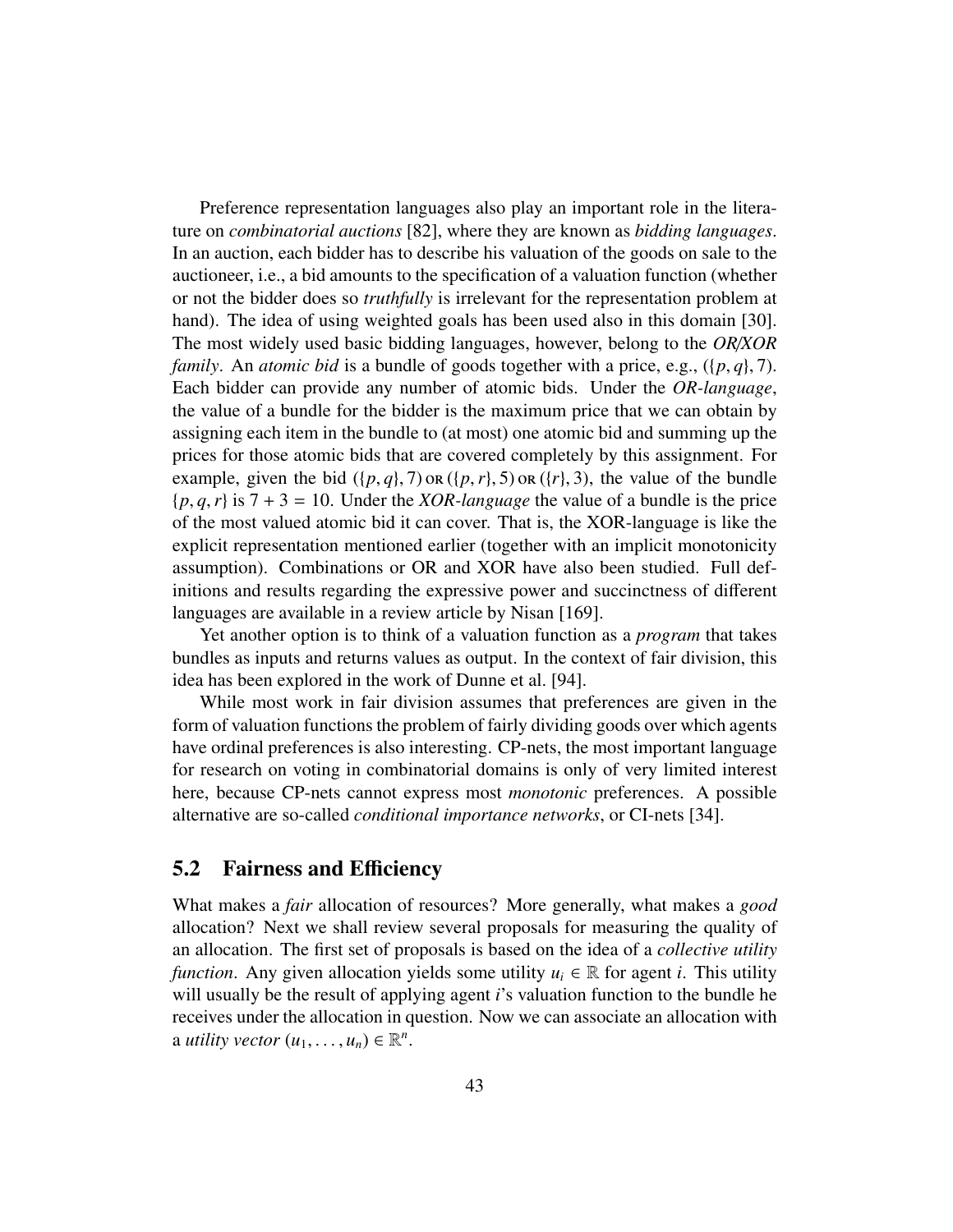Preference representation languages also play an important role in the literature on *combinatorial auctions* [82], where they are known as *bidding languages*. In an auction, each bidder has to describe his valuation of the goods on sale to the auctioneer, i.e., a bid amounts to the specification of a valuation function (whether or not the bidder does so *truthfully* is irrelevant for the representation problem at hand). The idea of using weighted goals has been used also in this domain [30]. The most widely used basic bidding languages, however, belong to the *OR/XOR family*. An *atomic bid* is a bundle of goods together with a price, e.g., $(\{p, q\}, 7)$. Each bidder can provide any number of atomic bids. Under the *OR-language*, the value of a bundle for the bidder is the maximum price that we can obtain by assigning each item in the bundle to (at most) one atomic bid and summing up the prices for those atomic bids that are covered completely by this assignment. For example, given the bid $(\{p, q\}, 7)$ OR $(\{p, r\}, 5)$ OR $(\{r\}, 3)$, the value of the bundle $\{p, q, r\}$ is $7 + 3 = 10$. Under the *XOR-language* the value of a bundle is the price of the most valued atomic bid it can cover. That is, the XOR-language is like the explicit representation mentioned earlier (together with an implicit monotonicity assumption). Combinations or OR and XOR have also been studied. Full definitions and results regarding the expressive power and succinctness of different languages are available in a review article by Nisan [169].

Yet another option is to think of a valuation function as a *program* that takes bundles as inputs and returns values as output. In the context of fair division, this idea has been explored in the work of Dunne et al. [94].

While most work in fair division assumes that preferences are given in the form of valuation functions the problem of fairly dividing goods over which agents have ordinal preferences is also interesting. CP-nets, the most important language for research on voting in combinatorial domains is only of very limited interest here, because CP-nets cannot express most *monotonic* preferences. A possible alternative are so-called *conditional importance networks*, or CI-nets [34].

## 5.2 Fairness and Efficiency

What makes a *fair* allocation of resources? More generally, what makes a *good* allocation? Next we shall review several proposals for measuring the quality of an allocation. The first set of proposals is based on the idea of a *collective utility function*. Any given allocation yields some utility $u_i \in \mathbb{R}$ for agent $i$. This utility will usually be the result of applying agent $i$'s valuation function to the bundle he receives under the allocation in question. Now we can associate an allocation with a *utility vector* $(u_1, \ldots, u_n) \in \mathbb{R}^n$.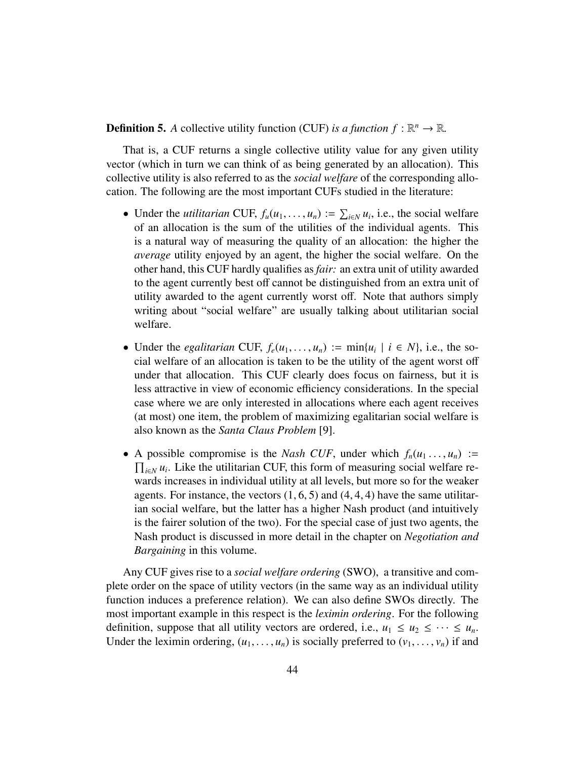**Definition 5.** *A* collective utility function (CUF) *is a function* $f : \mathbb{R}^n \to \mathbb{R}$.

That is, a CUF returns a single collective utility value for any given utility vector (which in turn we can think of as being generated by an allocation). This collective utility is also referred to as the *social welfare* of the corresponding allocation. The following are the most important CUFs studied in the literature:

- Under the *utilitarian* CUF, $f_u(u_1, \ldots, u_n) := \sum_{i \in N} u_i$, i.e., the social welfare of an allocation is the sum of the utilities of the individual agents. This is a natural way of measuring the quality of an allocation: the higher the *average* utility enjoyed by an agent, the higher the social welfare. On the other hand, this CUF hardly qualifies as *fair:* an extra unit of utility awarded to the agent currently best off cannot be distinguished from an extra unit of utility awarded to the agent currently worst off. Note that authors simply writing about "social welfare" are usually talking about utilitarian social welfare.

- Under the *egalitarian* CUF, $f_e(u_1, \ldots, u_n) := \min\{u_i \mid i \in N\}$, i.e., the social welfare of an allocation is taken to be the utility of the agent worst off under that allocation. This CUF clearly does focus on fairness, but it is less attractive in view of economic efficiency considerations. In the special case where we are only interested in allocations where each agent receives (at most) one item, the problem of maximizing egalitarian social welfare is also known as the *Santa Claus Problem* [9].

- A possible compromise is the *Nash CUF*, under which $f_n(u_1 \ldots, u_n) := \prod_{i \in N} u_i$. Like the utilitarian CUF, this form of measuring social welfare rewards increases in individual utility at all levels, but more so for the weaker agents. For instance, the vectors $(1, 6, 5)$ and $(4, 4, 4)$ have the same utilitarian social welfare, but the latter has a higher Nash product (and intuitively is the fairer solution of the two). For the special case of just two agents, the Nash product is discussed in more detail in the chapter on *Negotiation and Bargaining* in this volume.

Any CUF gives rise to a *social welfare ordering* (SWO), a transitive and complete order on the space of utility vectors (in the same way as an individual utility function induces a preference relation). We can also define SWOs directly. The most important example in this respect is the *leximin ordering*. For the following definition, suppose that all utility vectors are ordered, i.e., $u_1 \leq u_2 \leq \cdots \leq u_n$. Under the leximin ordering, $(u_1, \ldots, u_n)$ is socially preferred to $(v_1, \ldots, v_n)$ if and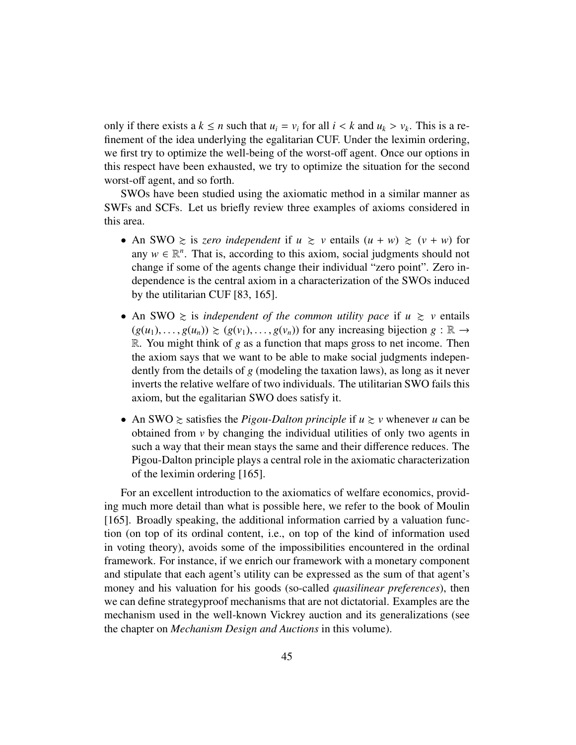only if there exists a $k \leq n$ such that $u_i = v_i$ for all $i < k$ and $u_k > v_k$. This is a refinement of the idea underlying the egalitarian CUF. Under the leximin ordering, we first try to optimize the well-being of the worst-off agent. Once our options in this respect have been exhausted, we try to optimize the situation for the second worst-off agent, and so forth.

SWOs have been studied using the axiomatic method in a similar manner as SWFs and SCFs. Let us briefly review three examples of axioms considered in this area.

- An SWO $\succsim$ is *zero independent* if $u \succsim v$ entails $(u + w) \succsim (v + w)$ for any $w \in \mathbb{R}^n$. That is, according to this axiom, social judgments should not change if some of the agents change their individual "zero point". Zero independence is the central axiom in a characterization of the SWOs induced by the utilitarian CUF [83, 165].
- An SWO $\succsim$ is *independent of the common utility pace* if $u \succsim v$ entails $(g(u_1), \ldots, g(u_n)) \succsim (g(v_1), \ldots, g(v_n))$ for any increasing bijection $g : \mathbb{R} \to \mathbb{R}$. You might think of $g$ as a function that maps gross to net income. Then the axiom says that we want to be able to make social judgments independently from the details of $g$ (modeling the taxation laws), as long as it never inverts the relative welfare of two individuals. The utilitarian SWO fails this axiom, but the egalitarian SWO does satisfy it.
- An SWO $\succsim$ satisfies the *Pigou-Dalton principle* if $u \succsim v$ whenever $u$ can be obtained from $v$ by changing the individual utilities of only two agents in such a way that their mean stays the same and their difference reduces. The Pigou-Dalton principle plays a central role in the axiomatic characterization of the leximin ordering [165].

For an excellent introduction to the axiomatics of welfare economics, providing much more detail than what is possible here, we refer to the book of Moulin [165]. Broadly speaking, the additional information carried by a valuation function (on top of its ordinal content, i.e., on top of the kind of information used in voting theory), avoids some of the impossibilities encountered in the ordinal framework. For instance, if we enrich our framework with a monetary component and stipulate that each agent's utility can be expressed as the sum of that agent's money and his valuation for his goods (so-called *quasilinear preferences*), then we can define strategyproof mechanisms that are not dictatorial. Examples are the mechanism used in the well-known Vickrey auction and its generalizations (see the chapter on *Mechanism Design and Auctions* in this volume).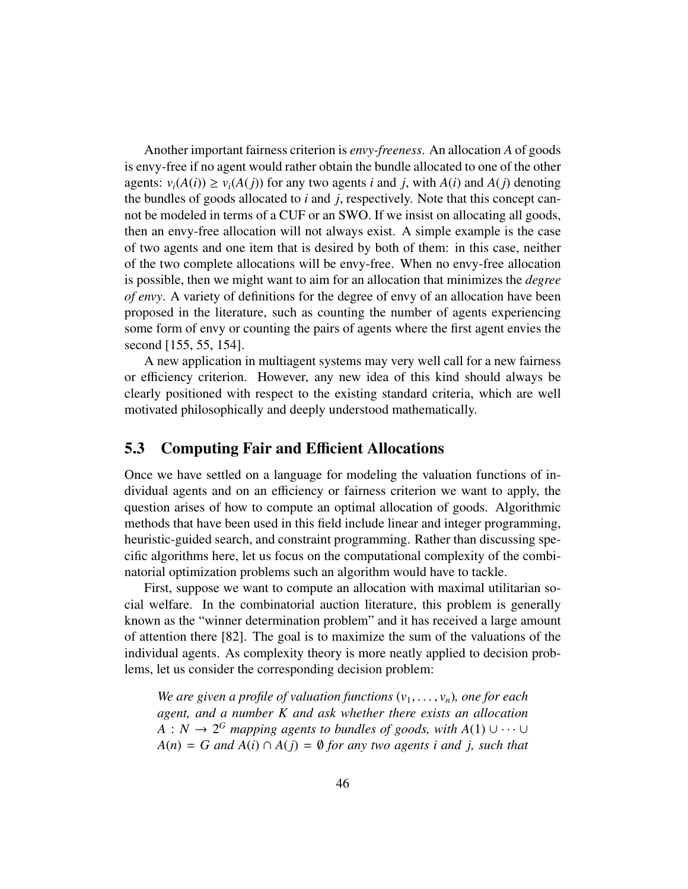Another important fairness criterion is *envy-freeness*. An allocation $A$ of goods is envy-free if no agent would rather obtain the bundle allocated to one of the other agents: $v_i(A(i)) \geq v_i(A(j))$ for any two agents $i$ and $j$, with $A(i)$ and $A(j)$ denoting the bundles of goods allocated to $i$ and $j$, respectively. Note that this concept cannot be modeled in terms of a CUF or an SWO. If we insist on allocating all goods, then an envy-free allocation will not always exist. A simple example is the case of two agents and one item that is desired by both of them: in this case, neither of the two complete allocations will be envy-free. When no envy-free allocation is possible, then we might want to aim for an allocation that minimizes the *degree of envy*. A variety of definitions for the degree of envy of an allocation have been proposed in the literature, such as counting the number of agents experiencing some form of envy or counting the pairs of agents where the first agent envies the second [155, 55, 154].

A new application in multiagent systems may very well call for a new fairness or efficiency criterion. However, any new idea of this kind should always be clearly positioned with respect to the existing standard criteria, which are well motivated philosophically and deeply understood mathematically.

## 5.3 Computing Fair and Efficient Allocations

Once we have settled on a language for modeling the valuation functions of individual agents and on an efficiency or fairness criterion we want to apply, the question arises of how to compute an optimal allocation of goods. Algorithmic methods that have been used in this field include linear and integer programming, heuristic-guided search, and constraint programming. Rather than discussing specific algorithms here, let us focus on the computational complexity of the combinatorial optimization problems such an algorithm would have to tackle.

First, suppose we want to compute an allocation with maximal utilitarian social welfare. In the combinatorial auction literature, this problem is generally known as the "winner determination problem" and it has received a large amount of attention there [82]. The goal is to maximize the sum of the valuations of the individual agents. As complexity theory is more neatly applied to decision problems, let us consider the corresponding decision problem:

> *We are given a profile of valuation functions $(v_1, \ldots, v_n)$, one for each agent, and a number $K$ and ask whether there exists an allocation $A : N \to 2^G$ mapping agents to bundles of goods, with $A(1) \cup \cdots \cup A(n) = G$ and $A(i) \cap A(j) = \emptyset$ for any two agents $i$ and $j$, such that*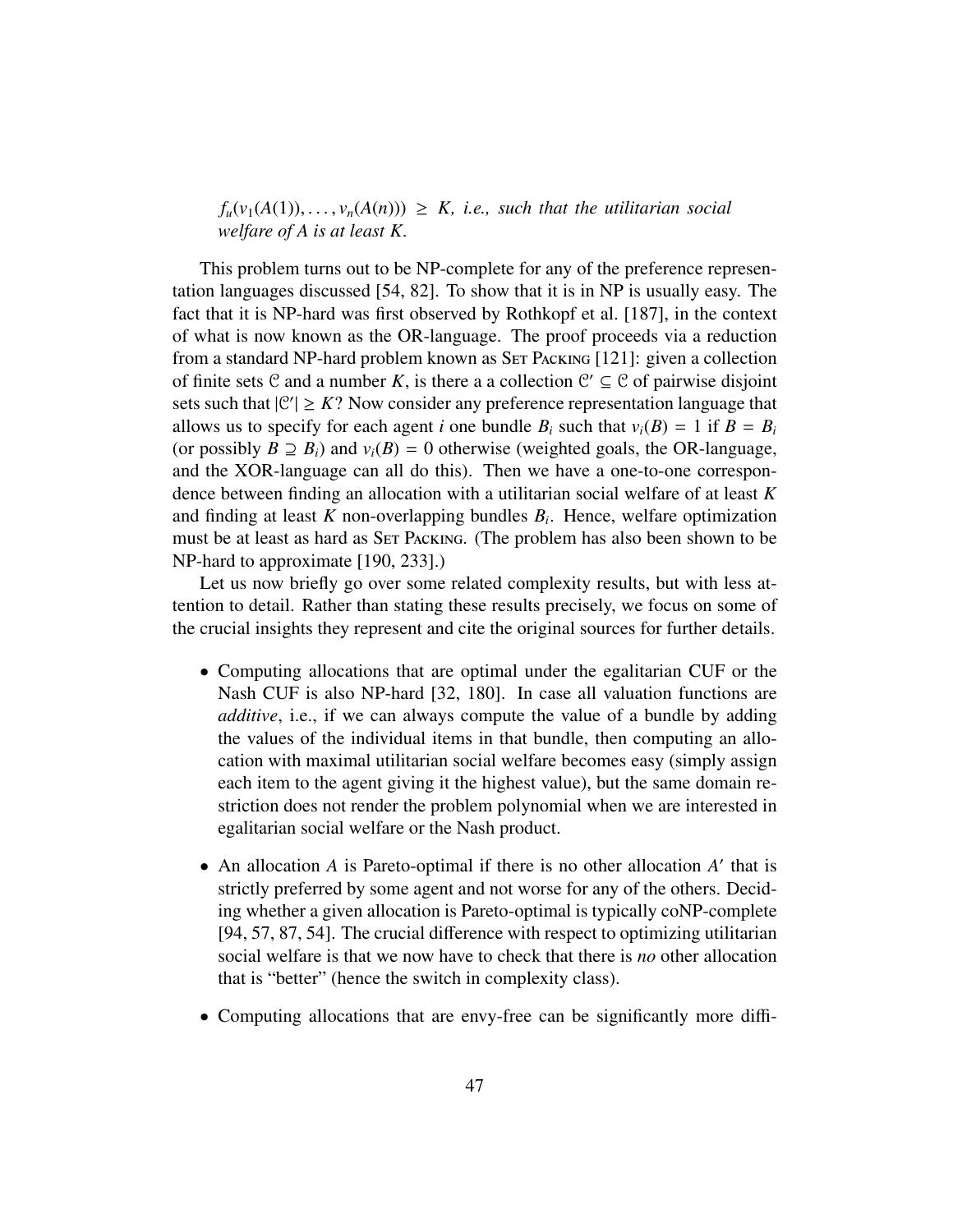*$f_u(v_1(A(1)), \ldots, v_n(A(n))) \geq K$, i.e., such that the utilitarian social welfare of $A$ is at least $K$.*

This problem turns out to be NP-complete for any of the preference representation languages discussed [54, 82]. To show that it is in NP is usually easy. The fact that it is NP-hard was first observed by Rothkopf et al. [187], in the context of what is now known as the OR-language. The proof proceeds via a reduction from a standard NP-hard problem known as SET PACKING [121]: given a collection of finite sets $\mathcal{C}$ and a number $K$, is there a a collection $\mathcal{C}' \subseteq \mathcal{C}$ of pairwise disjoint sets such that $|\mathcal{C}'| \geq K$? Now consider any preference representation language that allows us to specify for each agent $i$ one bundle $B_i$ such that $v_i(B) = 1$ if $B = B_i$ (or possibly $B \supseteq B_i$) and $v_i(B) = 0$ otherwise (weighted goals, the OR-language, and the XOR-language can all do this). Then we have a one-to-one correspondence between finding an allocation with a utilitarian social welfare of at least $K$ and finding at least $K$ non-overlapping bundles $B_i$. Hence, welfare optimization must be at least as hard as SET PACKING. (The problem has also been shown to be NP-hard to approximate [190, 233].)

Let us now briefly go over some related complexity results, but with less attention to detail. Rather than stating these results precisely, we focus on some of the crucial insights they represent and cite the original sources for further details.

- Computing allocations that are optimal under the egalitarian CUF or the Nash CUF is also NP-hard [32, 180]. In case all valuation functions are *additive*, i.e., if we can always compute the value of a bundle by adding the values of the individual items in that bundle, then computing an allocation with maximal utilitarian social welfare becomes easy (simply assign each item to the agent giving it the highest value), but the same domain restriction does not render the problem polynomial when we are interested in egalitarian social welfare or the Nash product.

- An allocation $A$ is Pareto-optimal if there is no other allocation $A'$ that is strictly preferred by some agent and not worse for any of the others. Deciding whether a given allocation is Pareto-optimal is typically coNP-complete [94, 57, 87, 54]. The crucial difference with respect to optimizing utilitarian social welfare is that we now have to check that there is *no* other allocation that is "better" (hence the switch in complexity class).

- Computing allocations that are envy-free can be significantly more diffi-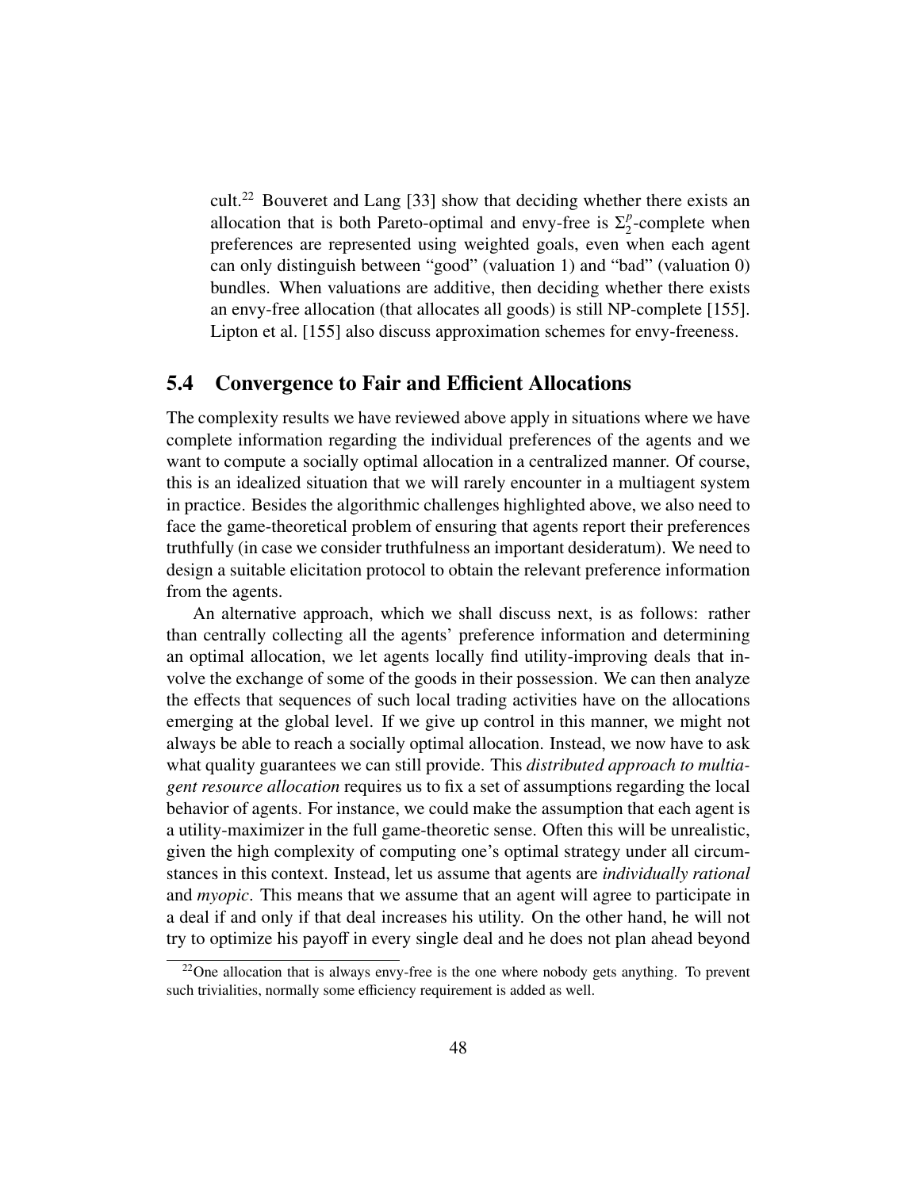cult.[22] Bouveret and Lang [33] show that deciding whether there exists an allocation that is both Pareto-optimal and envy-free is $\Sigma_2^p$-complete when preferences are represented using weighted goals, even when each agent can only distinguish between "good" (valuation 1) and "bad" (valuation 0) bundles. When valuations are additive, then deciding whether there exists an envy-free allocation (that allocates all goods) is still NP-complete [155]. Lipton et al. [155] also discuss approximation schemes for envy-freeness.

## 5.4 Convergence to Fair and Efficient Allocations

The complexity results we have reviewed above apply in situations where we have complete information regarding the individual preferences of the agents and we want to compute a socially optimal allocation in a centralized manner. Of course, this is an idealized situation that we will rarely encounter in a multiagent system in practice. Besides the algorithmic challenges highlighted above, we also need to face the game-theoretical problem of ensuring that agents report their preferences truthfully (in case we consider truthfulness an important desideratum). We need to design a suitable elicitation protocol to obtain the relevant preference information from the agents.

An alternative approach, which we shall discuss next, is as follows: rather than centrally collecting all the agents' preference information and determining an optimal allocation, we let agents locally find utility-improving deals that involve the exchange of some of the goods in their possession. We can then analyze the effects that sequences of such local trading activities have on the allocations emerging at the global level. If we give up control in this manner, we might not always be able to reach a socially optimal allocation. Instead, we now have to ask what quality guarantees we can still provide. This *distributed approach to multiagent resource allocation* requires us to fix a set of assumptions regarding the local behavior of agents. For instance, we could make the assumption that each agent is a utility-maximizer in the full game-theoretic sense. Often this will be unrealistic, given the high complexity of computing one's optimal strategy under all circumstances in this context. Instead, let us assume that agents are *individually rational* and *myopic*. This means that we assume that an agent will agree to participate in a deal if and only if that deal increases his utility. On the other hand, he will not try to optimize his payoff in every single deal and he does not plan ahead beyond

[22] One allocation that is always envy-free is the one where nobody gets anything. To prevent such trivialities, normally some efficiency requirement is added as well.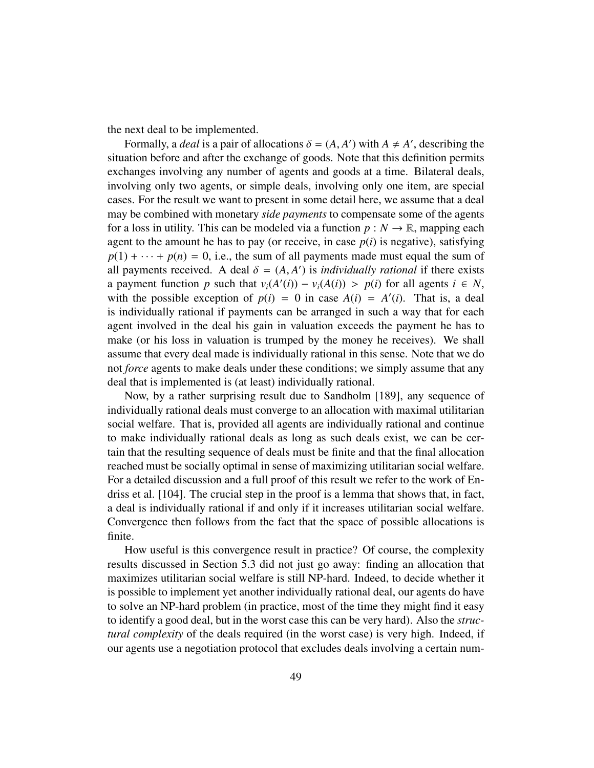the next deal to be implemented.

Formally, a *deal* is a pair of allocations $\delta = (A, A')$ with $A \neq A'$, describing the situation before and after the exchange of goods. Note that this definition permits exchanges involving any number of agents and goods at a time. Bilateral deals, involving only two agents, or simple deals, involving only one item, are special cases. For the result we want to present in some detail here, we assume that a deal may be combined with monetary *side payments* to compensate some of the agents for a loss in utility. This can be modeled via a function $p : N \to \mathbb{R}$, mapping each agent to the amount he has to pay (or receive, in case $p(i)$ is negative), satisfying $p(1) + \cdots + p(n) = 0$, i.e., the sum of all payments made must equal the sum of all payments received. A deal $\delta = (A, A')$ is *individually rational* if there exists a payment function $p$ such that $v_i(A'(i)) - v_i(A(i)) > p(i)$ for all agents $i \in N$, with the possible exception of $p(i) = 0$ in case $A(i) = A'(i)$. That is, a deal is individually rational if payments can be arranged in such a way that for each agent involved in the deal his gain in valuation exceeds the payment he has to make (or his loss in valuation is trumped by the money he receives). We shall assume that every deal made is individually rational in this sense. Note that we do not *force* agents to make deals under these conditions; we simply assume that any deal that is implemented is (at least) individually rational.

Now, by a rather surprising result due to Sandholm [189], any sequence of individually rational deals must converge to an allocation with maximal utilitarian social welfare. That is, provided all agents are individually rational and continue to make individually rational deals as long as such deals exist, we can be certain that the resulting sequence of deals must be finite and that the final allocation reached must be socially optimal in sense of maximizing utilitarian social welfare. For a detailed discussion and a full proof of this result we refer to the work of Endriss et al. [104]. The crucial step in the proof is a lemma that shows that, in fact, a deal is individually rational if and only if it increases utilitarian social welfare. Convergence then follows from the fact that the space of possible allocations is finite.

How useful is this convergence result in practice? Of course, the complexity results discussed in Section 5.3 did not just go away: finding an allocation that maximizes utilitarian social welfare is still NP-hard. Indeed, to decide whether it is possible to implement yet another individually rational deal, our agents do have to solve an NP-hard problem (in practice, most of the time they might find it easy to identify a good deal, but in the worst case this can be very hard). Also the *structural complexity* of the deals required (in the worst case) is very high. Indeed, if our agents use a negotiation protocol that excludes deals involving a certain num-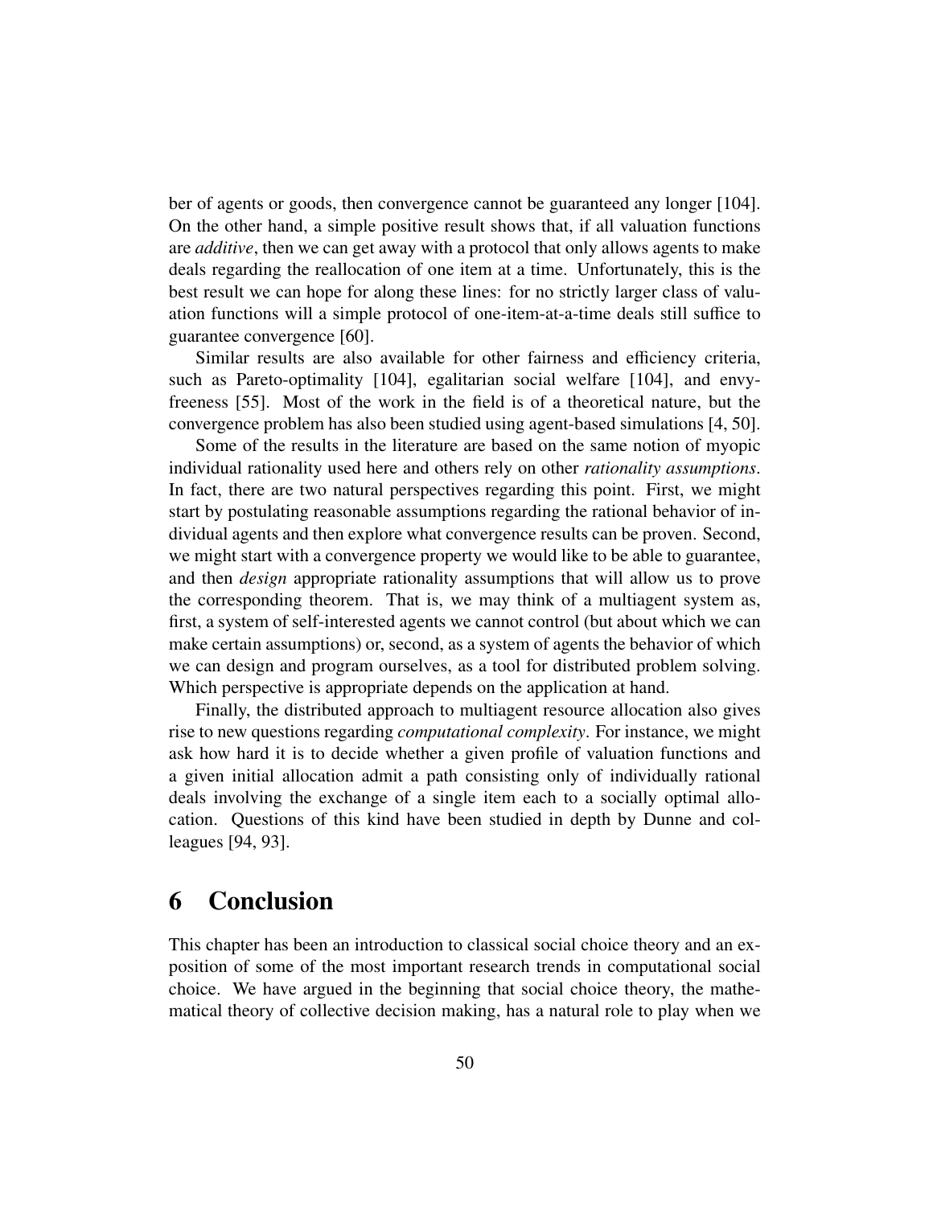ber of agents or goods, then convergence cannot be guaranteed any longer [104]. On the other hand, a simple positive result shows that, if all valuation functions are *additive*, then we can get away with a protocol that only allows agents to make deals regarding the reallocation of one item at a time. Unfortunately, this is the best result we can hope for along these lines: for no strictly larger class of valuation functions will a simple protocol of one-item-at-a-time deals still suffice to guarantee convergence [60].

Similar results are also available for other fairness and efficiency criteria, such as Pareto-optimality [104], egalitarian social welfare [104], and envy-freeness [55]. Most of the work in the field is of a theoretical nature, but the convergence problem has also been studied using agent-based simulations [4, 50].

Some of the results in the literature are based on the same notion of myopic individual rationality used here and others rely on other *rationality assumptions*. In fact, there are two natural perspectives regarding this point. First, we might start by postulating reasonable assumptions regarding the rational behavior of individual agents and then explore what convergence results can be proven. Second, we might start with a convergence property we would like to be able to guarantee, and then *design* appropriate rationality assumptions that will allow us to prove the corresponding theorem. That is, we may think of a multiagent system as, first, a system of self-interested agents we cannot control (but about which we can make certain assumptions) or, second, as a system of agents the behavior of which we can design and program ourselves, as a tool for distributed problem solving. Which perspective is appropriate depends on the application at hand.

Finally, the distributed approach to multiagent resource allocation also gives rise to new questions regarding *computational complexity*. For instance, we might ask how hard it is to decide whether a given profile of valuation functions and a given initial allocation admit a path consisting only of individually rational deals involving the exchange of a single item each to a socially optimal allocation. Questions of this kind have been studied in depth by Dunne and colleagues [94, 93].

# 6 Conclusion

This chapter has been an introduction to classical social choice theory and an exposition of some of the most important research trends in computational social choice. We have argued in the beginning that social choice theory, the mathematical theory of collective decision making, has a natural role to play when we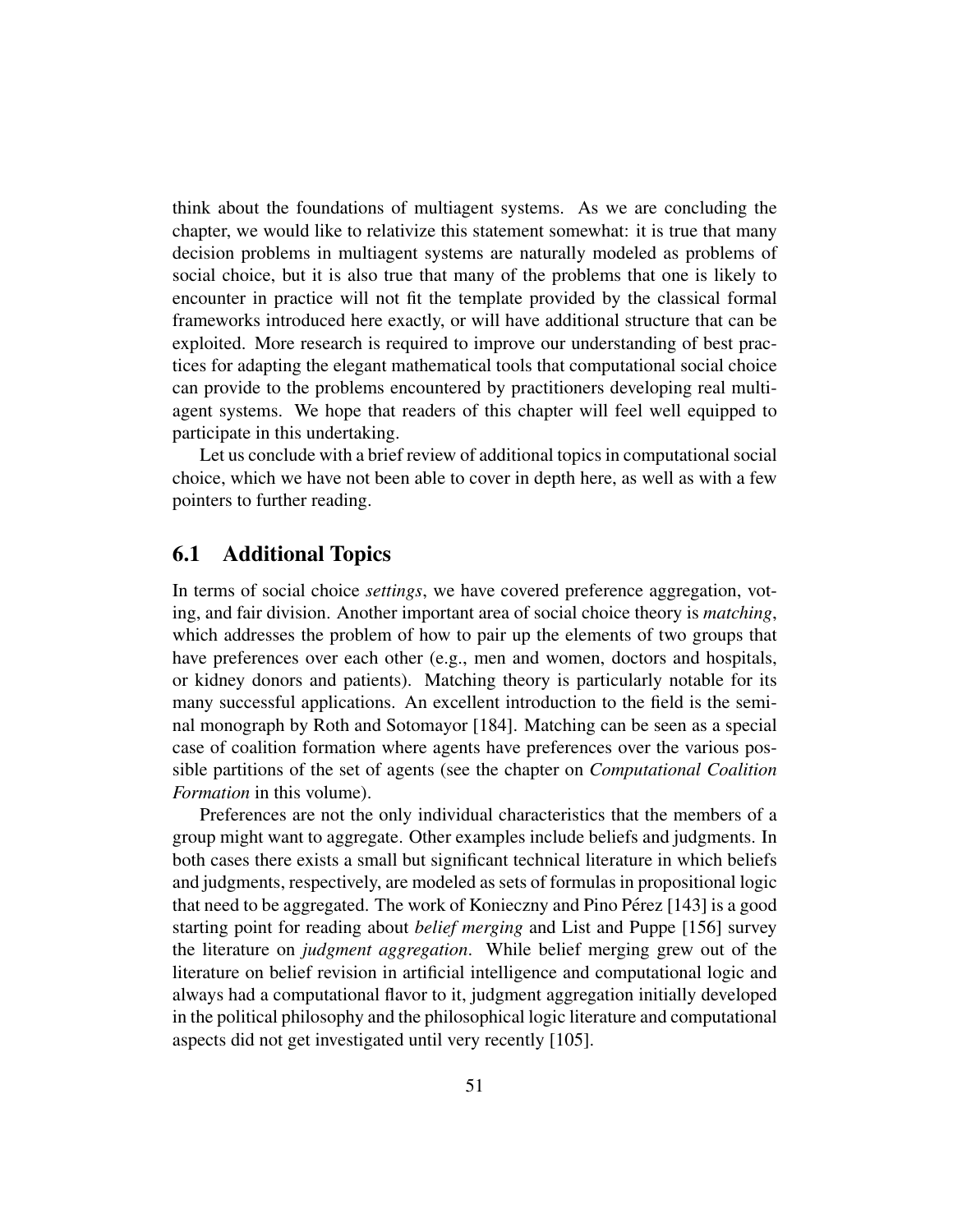think about the foundations of multiagent systems. As we are concluding the chapter, we would like to relativize this statement somewhat: it is true that many decision problems in multiagent systems are naturally modeled as problems of social choice, but it is also true that many of the problems that one is likely to encounter in practice will not fit the template provided by the classical formal frameworks introduced here exactly, or will have additional structure that can be exploited. More research is required to improve our understanding of best practices for adapting the elegant mathematical tools that computational social choice can provide to the problems encountered by practitioners developing real multiagent systems. We hope that readers of this chapter will feel well equipped to participate in this undertaking.

Let us conclude with a brief review of additional topics in computational social choice, which we have not been able to cover in depth here, as well as with a few pointers to further reading.

## 6.1 Additional Topics

In terms of social choice *settings*, we have covered preference aggregation, voting, and fair division. Another important area of social choice theory is *matching*, which addresses the problem of how to pair up the elements of two groups that have preferences over each other (e.g., men and women, doctors and hospitals, or kidney donors and patients). Matching theory is particularly notable for its many successful applications. An excellent introduction to the field is the seminal monograph by Roth and Sotomayor [184]. Matching can be seen as a special case of coalition formation where agents have preferences over the various possible partitions of the set of agents (see the chapter on *Computational Coalition Formation* in this volume).

Preferences are not the only individual characteristics that the members of a group might want to aggregate. Other examples include beliefs and judgments. In both cases there exists a small but significant technical literature in which beliefs and judgments, respectively, are modeled as sets of formulas in propositional logic that need to be aggregated. The work of Konieczny and Pino Pérez [143] is a good starting point for reading about *belief merging* and List and Puppe [156] survey the literature on *judgment aggregation*. While belief merging grew out of the literature on belief revision in artificial intelligence and computational logic and always had a computational flavor to it, judgment aggregation initially developed in the political philosophy and the philosophical logic literature and computational aspects did not get investigated until very recently [105].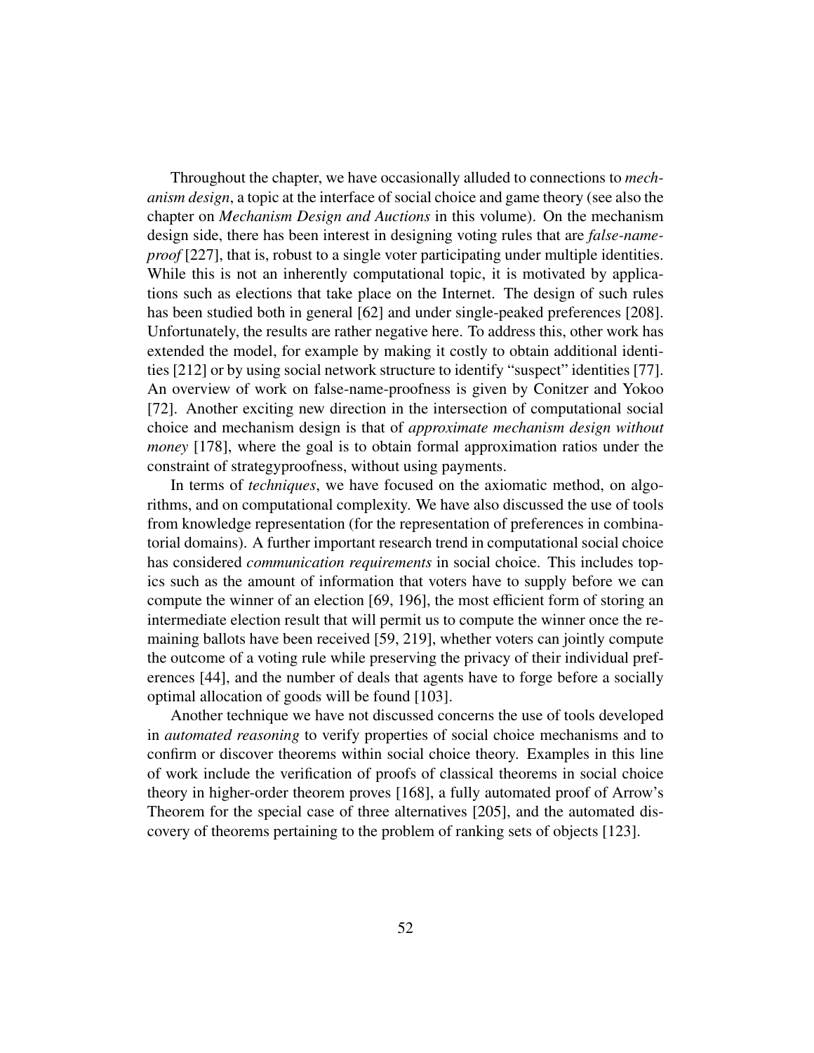Throughout the chapter, we have occasionally alluded to connections to *mechanism design*, a topic at the interface of social choice and game theory (see also the chapter on *Mechanism Design and Auctions* in this volume). On the mechanism design side, there has been interest in designing voting rules that are *false-name-proof* [227], that is, robust to a single voter participating under multiple identities. While this is not an inherently computational topic, it is motivated by applications such as elections that take place on the Internet. The design of such rules has been studied both in general [62] and under single-peaked preferences [208]. Unfortunately, the results are rather negative here. To address this, other work has extended the model, for example by making it costly to obtain additional identities [212] or by using social network structure to identify "suspect" identities [77]. An overview of work on false-name-proofness is given by Conitzer and Yokoo [72]. Another exciting new direction in the intersection of computational social choice and mechanism design is that of *approximate mechanism design without money* [178], where the goal is to obtain formal approximation ratios under the constraint of strategyproofness, without using payments.

In terms of *techniques*, we have focused on the axiomatic method, on algorithms, and on computational complexity. We have also discussed the use of tools from knowledge representation (for the representation of preferences in combinatorial domains). A further important research trend in computational social choice has considered *communication requirements* in social choice. This includes topics such as the amount of information that voters have to supply before we can compute the winner of an election [69, 196], the most efficient form of storing an intermediate election result that will permit us to compute the winner once the remaining ballots have been received [59, 219], whether voters can jointly compute the outcome of a voting rule while preserving the privacy of their individual preferences [44], and the number of deals that agents have to forge before a socially optimal allocation of goods will be found [103].

Another technique we have not discussed concerns the use of tools developed in *automated reasoning* to verify properties of social choice mechanisms and to confirm or discover theorems within social choice theory. Examples in this line of work include the verification of proofs of classical theorems in social choice theory in higher-order theorem proves [168], a fully automated proof of Arrow's Theorem for the special case of three alternatives [205], and the automated discovery of theorems pertaining to the problem of ranking sets of objects [123].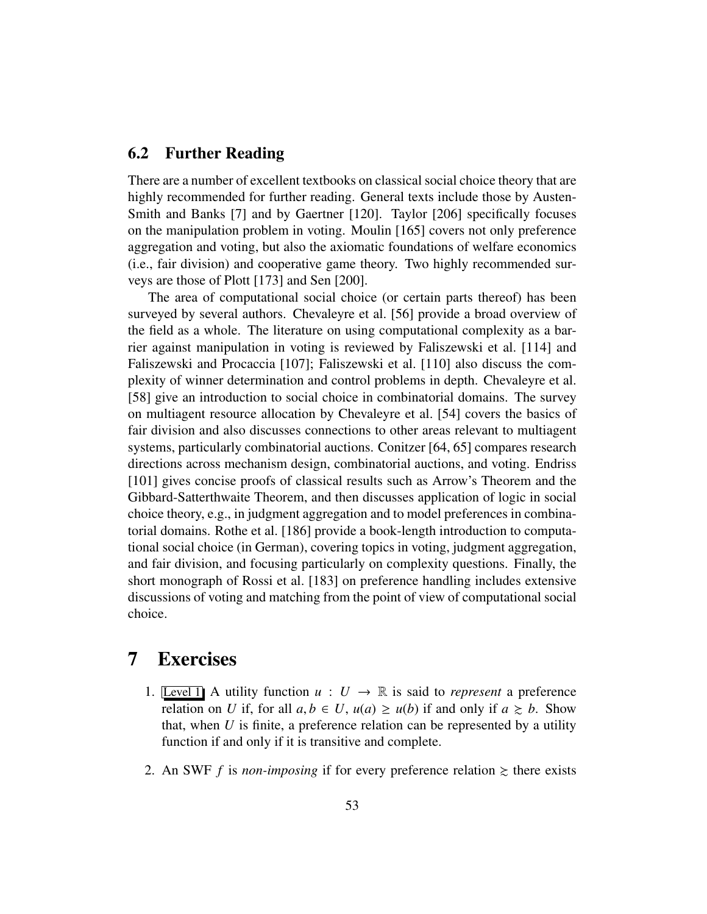## 6.2 Further Reading

There are a number of excellent textbooks on classical social choice theory that are highly recommended for further reading. General texts include those by Austen-Smith and Banks [7] and by Gaertner [120]. Taylor [206] specifically focuses on the manipulation problem in voting. Moulin [165] covers not only preference aggregation and voting, but also the axiomatic foundations of welfare economics (i.e., fair division) and cooperative game theory. Two highly recommended surveys are those of Plott [173] and Sen [200].

The area of computational social choice (or certain parts thereof) has been surveyed by several authors. Chevaleyre et al. [56] provide a broad overview of the field as a whole. The literature on using computational complexity as a barrier against manipulation in voting is reviewed by Faliszewski et al. [114] and Faliszewski and Procaccia [107]; Faliszewski et al. [110] also discuss the complexity of winner determination and control problems in depth. Chevaleyre et al. [58] give an introduction to social choice in combinatorial domains. The survey on multiagent resource allocation by Chevaleyre et al. [54] covers the basics of fair division and also discusses connections to other areas relevant to multiagent systems, particularly combinatorial auctions. Conitzer [64, 65] compares research directions across mechanism design, combinatorial auctions, and voting. Endriss [101] gives concise proofs of classical results such as Arrow's Theorem and the Gibbard-Satterthwaite Theorem, and then discusses application of logic in social choice theory, e.g., in judgment aggregation and to model preferences in combinatorial domains. Rothe et al. [186] provide a book-length introduction to computational social choice (in German), covering topics in voting, judgment aggregation, and fair division, and focusing particularly on complexity questions. Finally, the short monograph of Rossi et al. [183] on preference handling includes extensive discussions of voting and matching from the point of view of computational social choice.

# 7 Exercises

1. Level 1 A utility function $u : U \to \mathbb{R}$ is said to *represent* a preference relation on $U$ if, for all $a, b \in U$, $u(a) \geq u(b)$ if and only if $a \succsim b$. Show that, when $U$ is finite, a preference relation can be represented by a utility function if and only if it is transitive and complete.

2. An SWF $f$ is *non-imposing* if for every preference relation $\succsim$ there exists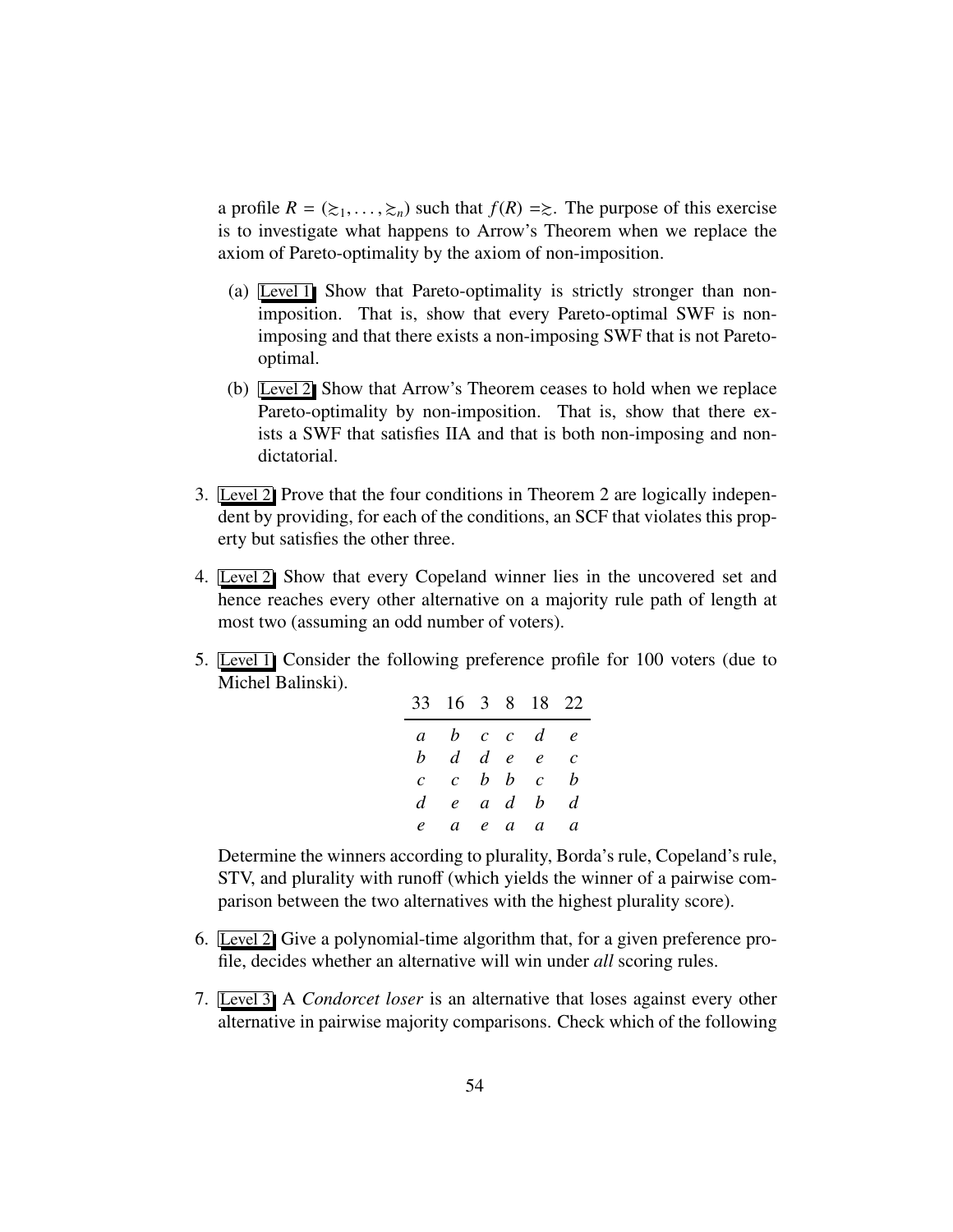a profile $R = (\succsim_1, \ldots, \succsim_n)$ such that $f(R) = \succsim$. The purpose of this exercise is to investigate what happens to Arrow's Theorem when we replace the axiom of Pareto-optimality by the axiom of non-imposition.

(a) Level 1 Show that Pareto-optimality is strictly stronger than non-imposition. That is, show that every Pareto-optimal SWF is non-imposing and that there exists a non-imposing SWF that is not Pareto-optimal.

(b) Level 2 Show that Arrow's Theorem ceases to hold when we replace Pareto-optimality by non-imposition. That is, show that there exists a SWF that satisfies IIA and that is both non-imposing and non-dictatorial.

3. Level 2 Prove that the four conditions in Theorem 2 are logically independent by providing, for each of the conditions, an SCF that violates this property but satisfies the other three.

4. Level 2 Show that every Copeland winner lies in the uncovered set and hence reaches every other alternative on a majority rule path of length at most two (assuming an odd number of voters).

5. Level 1 Consider the following preference profile for 100 voters (due to Michel Balinski).

| 33 | 16 | 3 | 8 | 18 | 22 |
|---|---|---|---|---|---|
| $a$ | $b$ | $c$ | $c$ | $d$ | $e$ |
| $b$ | $d$ | $d$ | $e$ | $e$ | $c$ |
| $c$ | $c$ | $b$ | $b$ | $c$ | $b$ |
| $d$ | $e$ | $a$ | $d$ | $b$ | $d$ |
| $e$ | $a$ | $e$ | $a$ | $a$ | $a$ |

Determine the winners according to plurality, Borda's rule, Copeland's rule, STV, and plurality with runoff (which yields the winner of a pairwise comparison between the two alternatives with the highest plurality score).

6. Level 2 Give a polynomial-time algorithm that, for a given preference profile, decides whether an alternative will win under *all* scoring rules.

7. Level 3 A *Condorcet loser* is an alternative that loses against every other alternative in pairwise majority comparisons. Check which of the following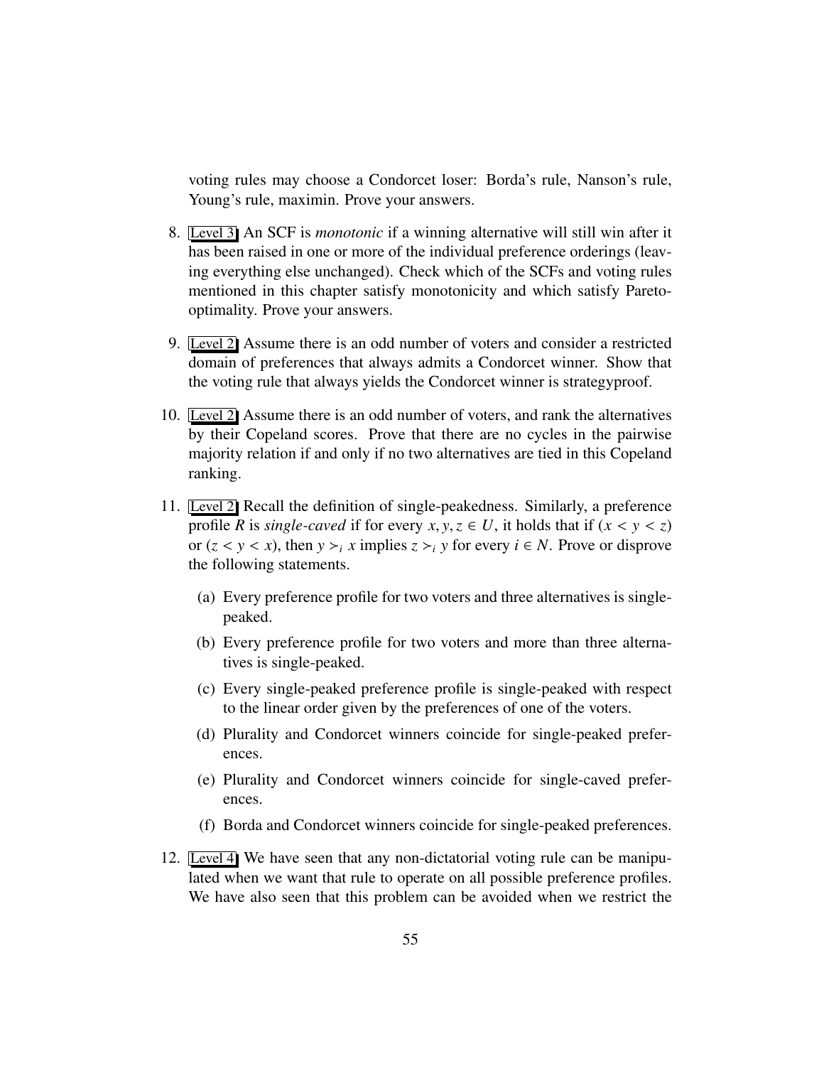voting rules may choose a Condorcet loser: Borda's rule, Nanson's rule, Young's rule, maximin. Prove your answers.

8. Level 3 An SCF is *monotonic* if a winning alternative will still win after it has been raised in one or more of the individual preference orderings (leaving everything else unchanged). Check which of the SCFs and voting rules mentioned in this chapter satisfy monotonicity and which satisfy Pareto-optimality. Prove your answers.

9. Level 2 Assume there is an odd number of voters and consider a restricted domain of preferences that always admits a Condorcet winner. Show that the voting rule that always yields the Condorcet winner is strategyproof.

10. Level 2 Assume there is an odd number of voters, and rank the alternatives by their Copeland scores. Prove that there are no cycles in the pairwise majority relation if and only if no two alternatives are tied in this Copeland ranking.

11. Level 2 Recall the definition of single-peakedness. Similarly, a preference profile $R$ is *single-caved* if for every $x, y, z \in U$, it holds that if $(x < y < z)$ or $(z < y < x)$, then $y \succ_i x$ implies $z \succ_i y$ for every $i \in N$. Prove or disprove the following statements.

    (a) Every preference profile for two voters and three alternatives is single-peaked.

    (b) Every preference profile for two voters and more than three alternatives is single-peaked.

    (c) Every single-peaked preference profile is single-peaked with respect to the linear order given by the preferences of one of the voters.

    (d) Plurality and Condorcet winners coincide for single-peaked preferences.

    (e) Plurality and Condorcet winners coincide for single-caved preferences.

    (f) Borda and Condorcet winners coincide for single-peaked preferences.

12. Level 4 We have seen that any non-dictatorial voting rule can be manipulated when we want that rule to operate on all possible preference profiles. We have also seen that this problem can be avoided when we restrict the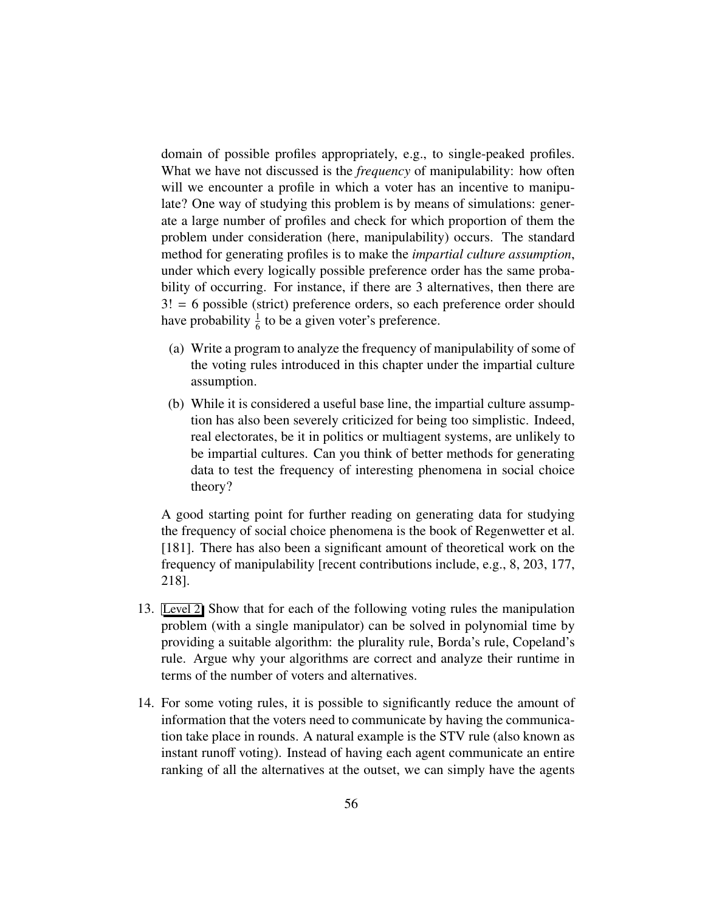domain of possible profiles appropriately, e.g., to single-peaked profiles. What we have not discussed is the *frequency* of manipulability: how often will we encounter a profile in which a voter has an incentive to manipulate? One way of studying this problem is by means of simulations: generate a large number of profiles and check for which proportion of them the problem under consideration (here, manipulability) occurs. The standard method for generating profiles is to make the *impartial culture assumption*, under which every logically possible preference order has the same probability of occurring. For instance, if there are 3 alternatives, then there are $3! = 6$ possible (strict) preference orders, so each preference order should have probability $\frac{1}{6}$ to be a given voter's preference.

(a) Write a program to analyze the frequency of manipulability of some of the voting rules introduced in this chapter under the impartial culture assumption.

(b) While it is considered a useful base line, the impartial culture assumption has also been severely criticized for being too simplistic. Indeed, real electorates, be it in politics or multiagent systems, are unlikely to be impartial cultures. Can you think of better methods for generating data to test the frequency of interesting phenomena in social choice theory?

A good starting point for further reading on generating data for studying the frequency of social choice phenomena is the book of Regenwetter et al. [181]. There has also been a significant amount of theoretical work on the frequency of manipulability [recent contributions include, e.g., 8, 203, 177, 218].

13. Level 2 Show that for each of the following voting rules the manipulation problem (with a single manipulator) can be solved in polynomial time by providing a suitable algorithm: the plurality rule, Borda's rule, Copeland's rule. Argue why your algorithms are correct and analyze their runtime in terms of the number of voters and alternatives.

14. For some voting rules, it is possible to significantly reduce the amount of information that the voters need to communicate by having the communication take place in rounds. A natural example is the STV rule (also known as instant runoff voting). Instead of having each agent communicate an entire ranking of all the alternatives at the outset, we can simply have the agents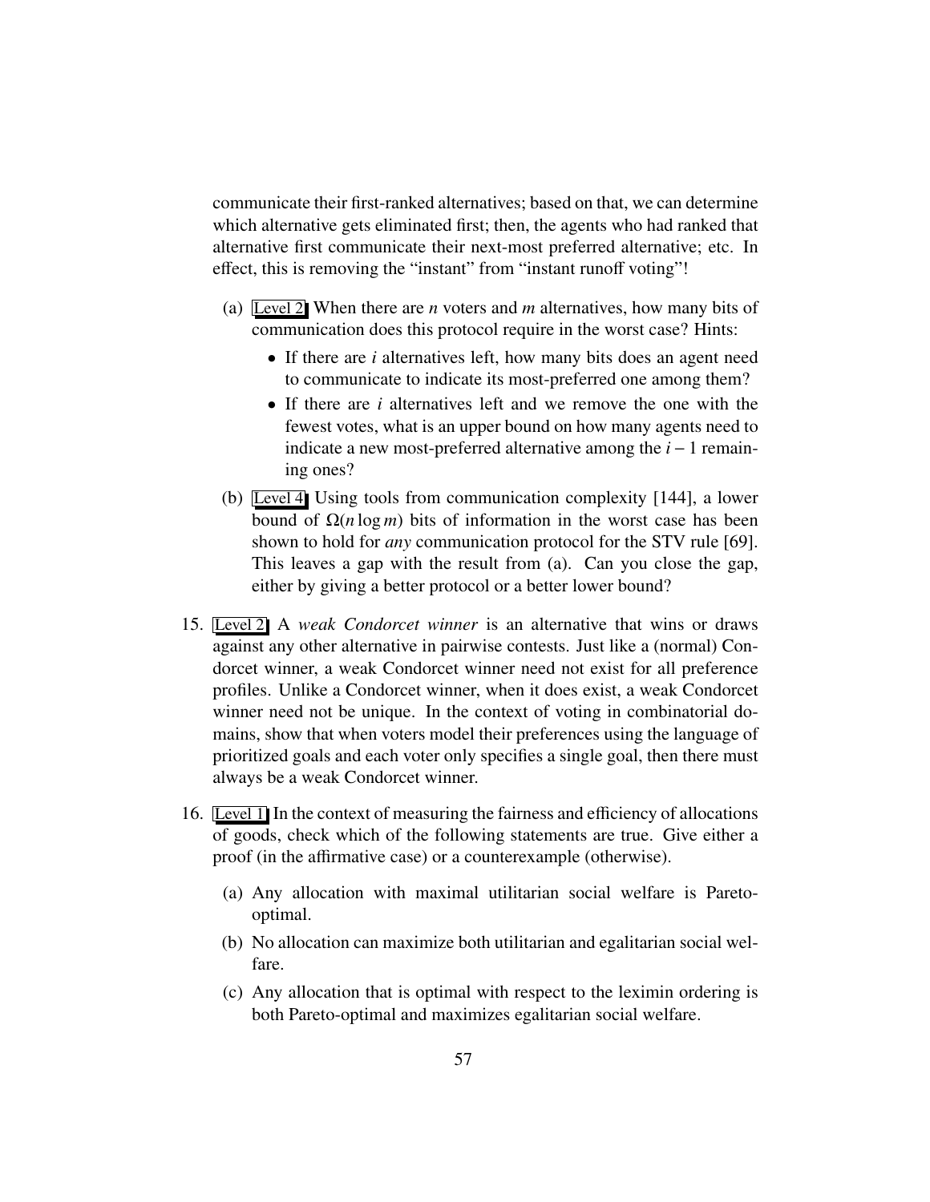communicate their first-ranked alternatives; based on that, we can determine which alternative gets eliminated first; then, the agents who had ranked that alternative first communicate their next-most preferred alternative; etc. In effect, this is removing the "instant" from "instant runoff voting"!

(a) Level 2 When there are $n$ voters and $m$ alternatives, how many bits of communication does this protocol require in the worst case? Hints:

- If there are $i$ alternatives left, how many bits does an agent need to communicate to indicate its most-preferred one among them?
- If there are $i$ alternatives left and we remove the one with the fewest votes, what is an upper bound on how many agents need to indicate a new most-preferred alternative among the $i-1$ remaining ones?

(b) Level 4 Using tools from communication complexity [144], a lower bound of $\Omega(n \log m)$ bits of information in the worst case has been shown to hold for *any* communication protocol for the STV rule [69]. This leaves a gap with the result from (a). Can you close the gap, either by giving a better protocol or a better lower bound?

15. Level 2 A *weak Condorcet winner* is an alternative that wins or draws against any other alternative in pairwise contests. Just like a (normal) Condorcet winner, a weak Condorcet winner need not exist for all preference profiles. Unlike a Condorcet winner, when it does exist, a weak Condorcet winner need not be unique. In the context of voting in combinatorial domains, show that when voters model their preferences using the language of prioritized goals and each voter only specifies a single goal, then there must always be a weak Condorcet winner.

16. Level 1 In the context of measuring the fairness and efficiency of allocations of goods, check which of the following statements are true. Give either a proof (in the affirmative case) or a counterexample (otherwise).

    (a) Any allocation with maximal utilitarian social welfare is Pareto-optimal.

    (b) No allocation can maximize both utilitarian and egalitarian social welfare.

    (c) Any allocation that is optimal with respect to the leximin ordering is both Pareto-optimal and maximizes egalitarian social welfare.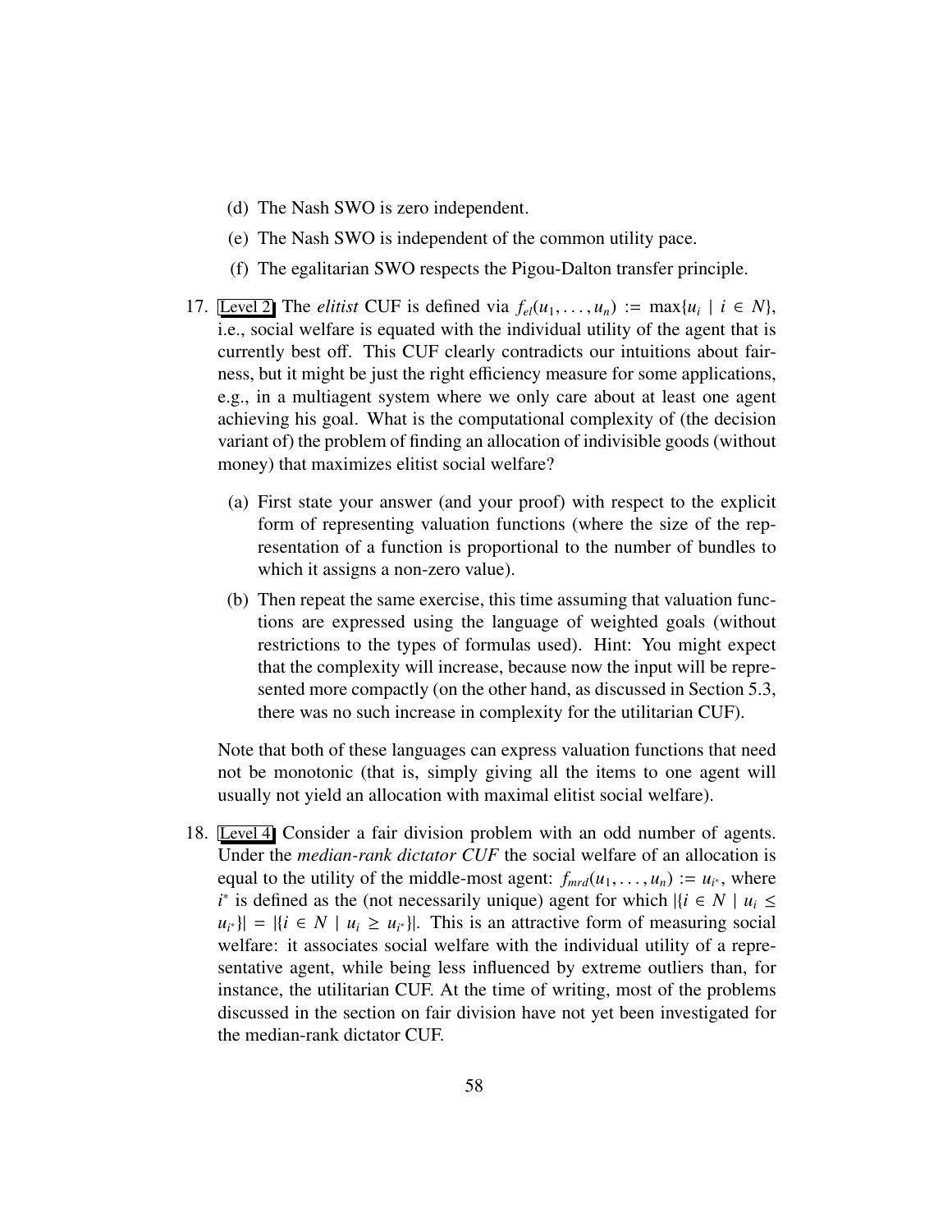(d) The Nash SWO is zero independent.

(e) The Nash SWO is independent of the common utility pace.

(f) The egalitarian SWO respects the Pigou-Dalton transfer principle.

17. Level 2 The *elitist* CUF is defined via $f_{el}(u_1, \ldots, u_n) := \max\{u_i \mid i \in N\}$, i.e., social welfare is equated with the individual utility of the agent that is currently best off. This CUF clearly contradicts our intuitions about fairness, but it might be just the right efficiency measure for some applications, e.g., in a multiagent system where we only care about at least one agent achieving his goal. What is the computational complexity of (the decision variant of) the problem of finding an allocation of indivisible goods (without money) that maximizes elitist social welfare?

    (a) First state your answer (and your proof) with respect to the explicit form of representing valuation functions (where the size of the representation of a function is proportional to the number of bundles to which it assigns a non-zero value).

    (b) Then repeat the same exercise, this time assuming that valuation functions are expressed using the language of weighted goals (without restrictions to the types of formulas used). Hint: You might expect that the complexity will increase, because now the input will be represented more compactly (on the other hand, as discussed in Section 5.3, there was no such increase in complexity for the utilitarian CUF).

    Note that both of these languages can express valuation functions that need not be monotonic (that is, simply giving all the items to one agent will usually not yield an allocation with maximal elitist social welfare).

18. Level 4 Consider a fair division problem with an odd number of agents. Under the *median-rank dictator CUF* the social welfare of an allocation is equal to the utility of the middle-most agent: $f_{mrd}(u_1, \ldots, u_n) := u_{i^*}$, where $i^*$ is defined as the (not necessarily unique) agent for which $|\{i \in N \mid u_i \leq u_{i^*}\}| = |\{i \in N \mid u_i \geq u_{i^*}\}|$. This is an attractive form of measuring social welfare: it associates social welfare with the individual utility of a representative agent, while being less influenced by extreme outliers than, for instance, the utilitarian CUF. At the time of writing, most of the problems discussed in the section on fair division have not yet been investigated for the median-rank dictator CUF.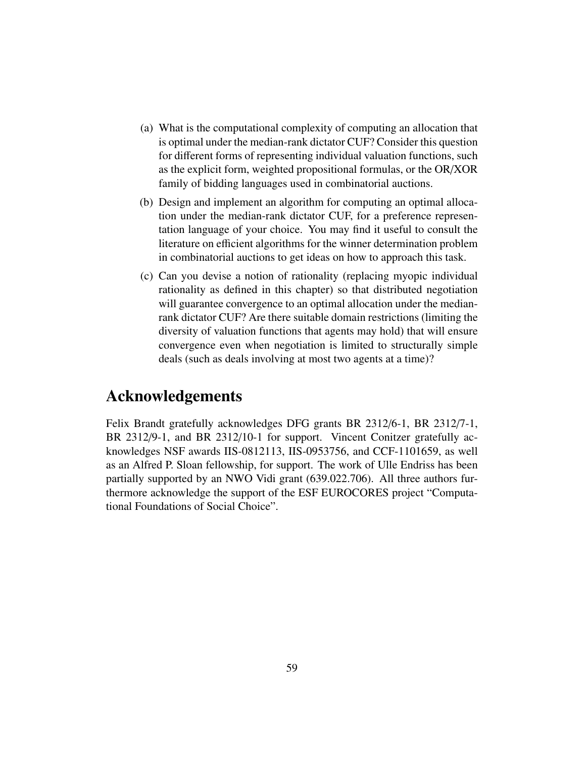(a) What is the computational complexity of computing an allocation that is optimal under the median-rank dictator CUF? Consider this question for different forms of representing individual valuation functions, such as the explicit form, weighted propositional formulas, or the OR/XOR family of bidding languages used in combinatorial auctions.

(b) Design and implement an algorithm for computing an optimal allocation under the median-rank dictator CUF, for a preference representation language of your choice. You may find it useful to consult the literature on efficient algorithms for the winner determination problem in combinatorial auctions to get ideas on how to approach this task.

(c) Can you devise a notion of rationality (replacing myopic individual rationality as defined in this chapter) so that distributed negotiation will guarantee convergence to an optimal allocation under the median-rank dictator CUF? Are there suitable domain restrictions (limiting the diversity of valuation functions that agents may hold) that will ensure convergence even when negotiation is limited to structurally simple deals (such as deals involving at most two agents at a time)?

## Acknowledgements

Felix Brandt gratefully acknowledges DFG grants BR 2312/6-1, BR 2312/7-1, BR 2312/9-1, and BR 2312/10-1 for support. Vincent Conitzer gratefully acknowledges NSF awards IIS-0812113, IIS-0953756, and CCF-1101659, as well as an Alfred P. Sloan fellowship, for support. The work of Ulle Endriss has been partially supported by an NWO Vidi grant (639.022.706). All three authors furthermore acknowledge the support of the ESF EUROCORES project "Computational Foundations of Social Choice".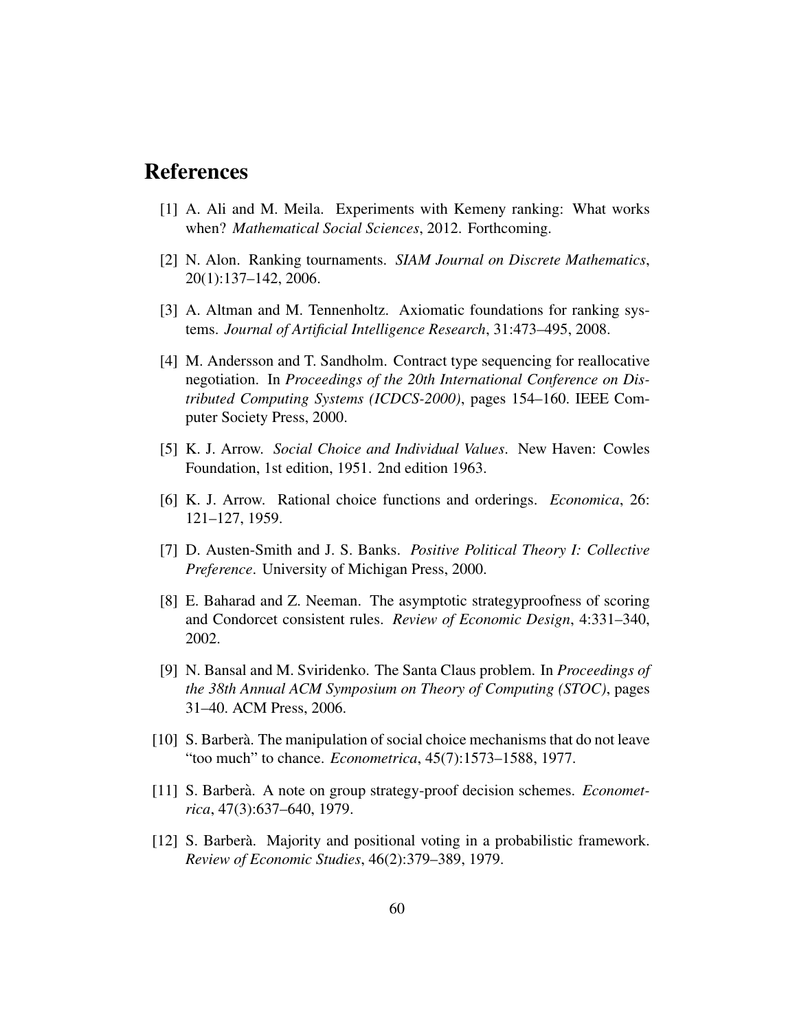# References

[1] A. Ali and M. Meila. Experiments with Kemeny ranking: What works when? *Mathematical Social Sciences*, 2012. Forthcoming.

[2] N. Alon. Ranking tournaments. *SIAM Journal on Discrete Mathematics*, 20(1):137–142, 2006.

[3] A. Altman and M. Tennenholtz. Axiomatic foundations for ranking systems. *Journal of Artificial Intelligence Research*, 31:473–495, 2008.

[4] M. Andersson and T. Sandholm. Contract type sequencing for reallocative negotiation. In *Proceedings of the 20th International Conference on Distributed Computing Systems (ICDCS-2000)*, pages 154–160. IEEE Computer Society Press, 2000.

[5] K. J. Arrow. *Social Choice and Individual Values*. New Haven: Cowles Foundation, 1st edition, 1951. 2nd edition 1963.

[6] K. J. Arrow. Rational choice functions and orderings. *Economica*, 26: 121–127, 1959.

[7] D. Austen-Smith and J. S. Banks. *Positive Political Theory I: Collective Preference*. University of Michigan Press, 2000.

[8] E. Baharad and Z. Neeman. The asymptotic strategyproofness of scoring and Condorcet consistent rules. *Review of Economic Design*, 4:331–340, 2002.

[9] N. Bansal and M. Sviridenko. The Santa Claus problem. In *Proceedings of the 38th Annual ACM Symposium on Theory of Computing (STOC)*, pages 31–40. ACM Press, 2006.

[10] S. Barberà. The manipulation of social choice mechanisms that do not leave "too much" to chance. *Econometrica*, 45(7):1573–1588, 1977.

[11] S. Barberà. A note on group strategy-proof decision schemes. *Econometrica*, 47(3):637–640, 1979.

[12] S. Barberà. Majority and positional voting in a probabilistic framework. *Review of Economic Studies*, 46(2):379–389, 1979.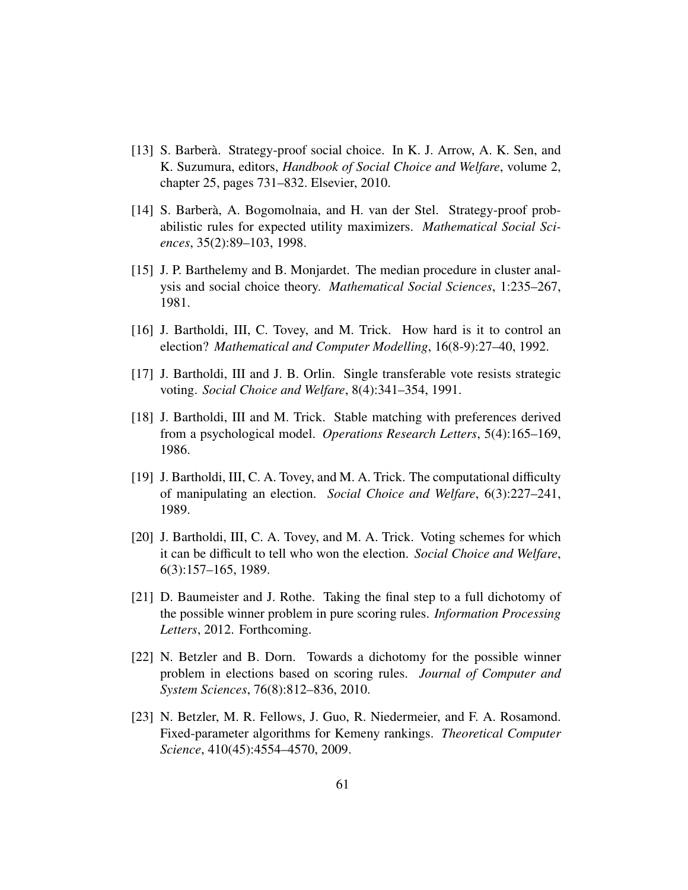[13] S. Barberà. Strategy-proof social choice. In K. J. Arrow, A. K. Sen, and K. Suzumura, editors, *Handbook of Social Choice and Welfare*, volume 2, chapter 25, pages 731–832. Elsevier, 2010.

[14] S. Barberà, A. Bogomolnaia, and H. van der Stel. Strategy-proof probabilistic rules for expected utility maximizers. *Mathematical Social Sciences*, 35(2):89–103, 1998.

[15] J. P. Barthelemy and B. Monjardet. The median procedure in cluster analysis and social choice theory. *Mathematical Social Sciences*, 1:235–267, 1981.

[16] J. Bartholdi, III, C. Tovey, and M. Trick. How hard is it to control an election? *Mathematical and Computer Modelling*, 16(8-9):27–40, 1992.

[17] J. Bartholdi, III and J. B. Orlin. Single transferable vote resists strategic voting. *Social Choice and Welfare*, 8(4):341–354, 1991.

[18] J. Bartholdi, III and M. Trick. Stable matching with preferences derived from a psychological model. *Operations Research Letters*, 5(4):165–169, 1986.

[19] J. Bartholdi, III, C. A. Tovey, and M. A. Trick. The computational difficulty of manipulating an election. *Social Choice and Welfare*, 6(3):227–241, 1989.

[20] J. Bartholdi, III, C. A. Tovey, and M. A. Trick. Voting schemes for which it can be difficult to tell who won the election. *Social Choice and Welfare*, 6(3):157–165, 1989.

[21] D. Baumeister and J. Rothe. Taking the final step to a full dichotomy of the possible winner problem in pure scoring rules. *Information Processing Letters*, 2012. Forthcoming.

[22] N. Betzler and B. Dorn. Towards a dichotomy for the possible winner problem in elections based on scoring rules. *Journal of Computer and System Sciences*, 76(8):812–836, 2010.

[23] N. Betzler, M. R. Fellows, J. Guo, R. Niedermeier, and F. A. Rosamond. Fixed-parameter algorithms for Kemeny rankings. *Theoretical Computer Science*, 410(45):4554–4570, 2009.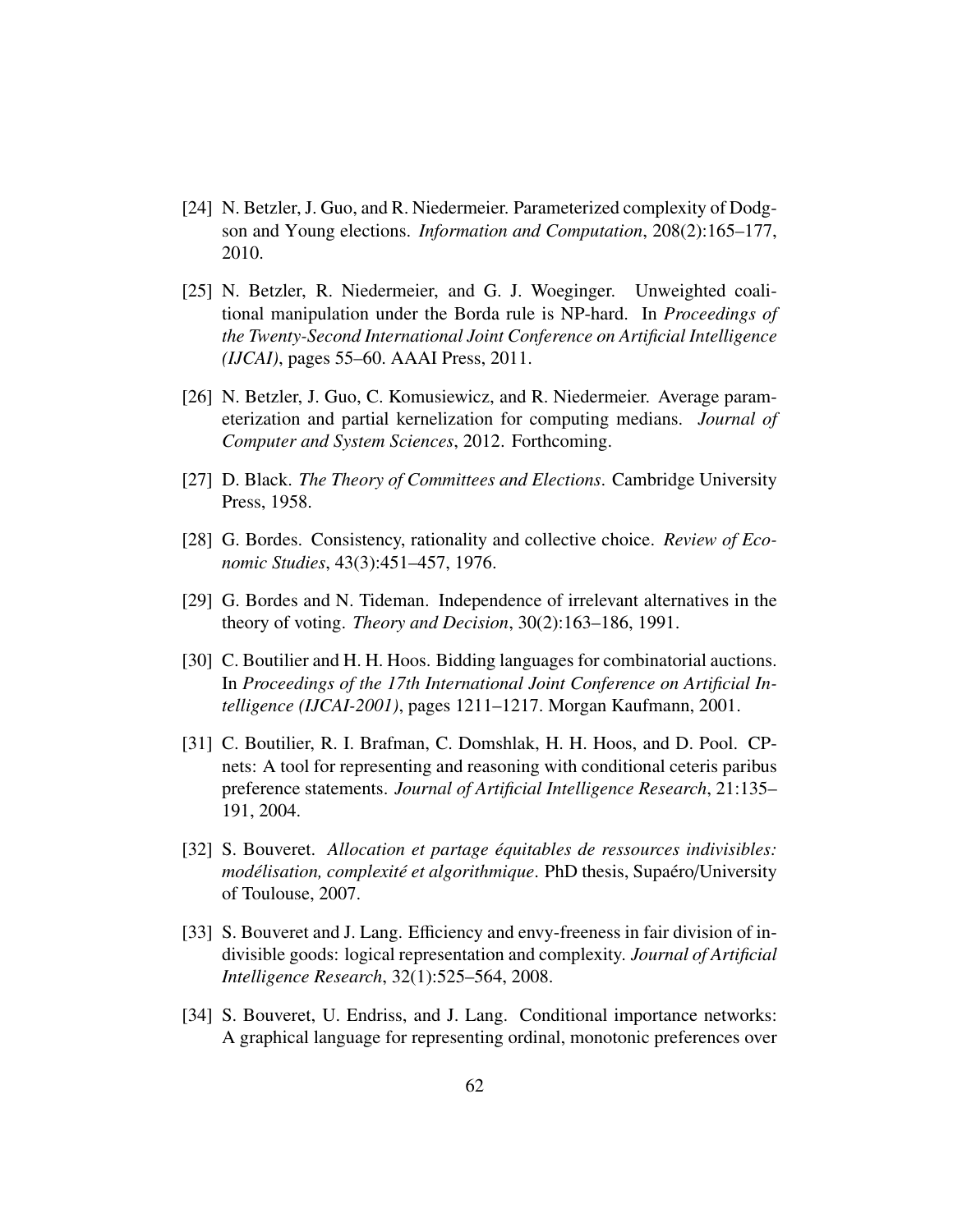[24] N. Betzler, J. Guo, and R. Niedermeier. Parameterized complexity of Dodgson and Young elections. *Information and Computation*, 208(2):165–177, 2010.

[25] N. Betzler, R. Niedermeier, and G. J. Woeginger. Unweighted coalitional manipulation under the Borda rule is NP-hard. In *Proceedings of the Twenty-Second International Joint Conference on Artificial Intelligence (IJCAI)*, pages 55–60. AAAI Press, 2011.

[26] N. Betzler, J. Guo, C. Komusiewicz, and R. Niedermeier. Average parameterization and partial kernelization for computing medians. *Journal of Computer and System Sciences*, 2012. Forthcoming.

[27] D. Black. *The Theory of Committees and Elections*. Cambridge University Press, 1958.

[28] G. Bordes. Consistency, rationality and collective choice. *Review of Economic Studies*, 43(3):451–457, 1976.

[29] G. Bordes and N. Tideman. Independence of irrelevant alternatives in the theory of voting. *Theory and Decision*, 30(2):163–186, 1991.

[30] C. Boutilier and H. H. Hoos. Bidding languages for combinatorial auctions. In *Proceedings of the 17th International Joint Conference on Artificial Intelligence (IJCAI-2001)*, pages 1211–1217. Morgan Kaufmann, 2001.

[31] C. Boutilier, R. I. Brafman, C. Domshlak, H. H. Hoos, and D. Pool. CP-nets: A tool for representing and reasoning with conditional ceteris paribus preference statements. *Journal of Artificial Intelligence Research*, 21:135–191, 2004.

[32] S. Bouveret. *Allocation et partage équitables de ressources indivisibles: modélisation, complexité et algorithmique*. PhD thesis, Supaéro/University of Toulouse, 2007.

[33] S. Bouveret and J. Lang. Efficiency and envy-freeness in fair division of indivisible goods: logical representation and complexity. *Journal of Artificial Intelligence Research*, 32(1):525–564, 2008.

[34] S. Bouveret, U. Endriss, and J. Lang. Conditional importance networks: A graphical language for representing ordinal, monotonic preferences over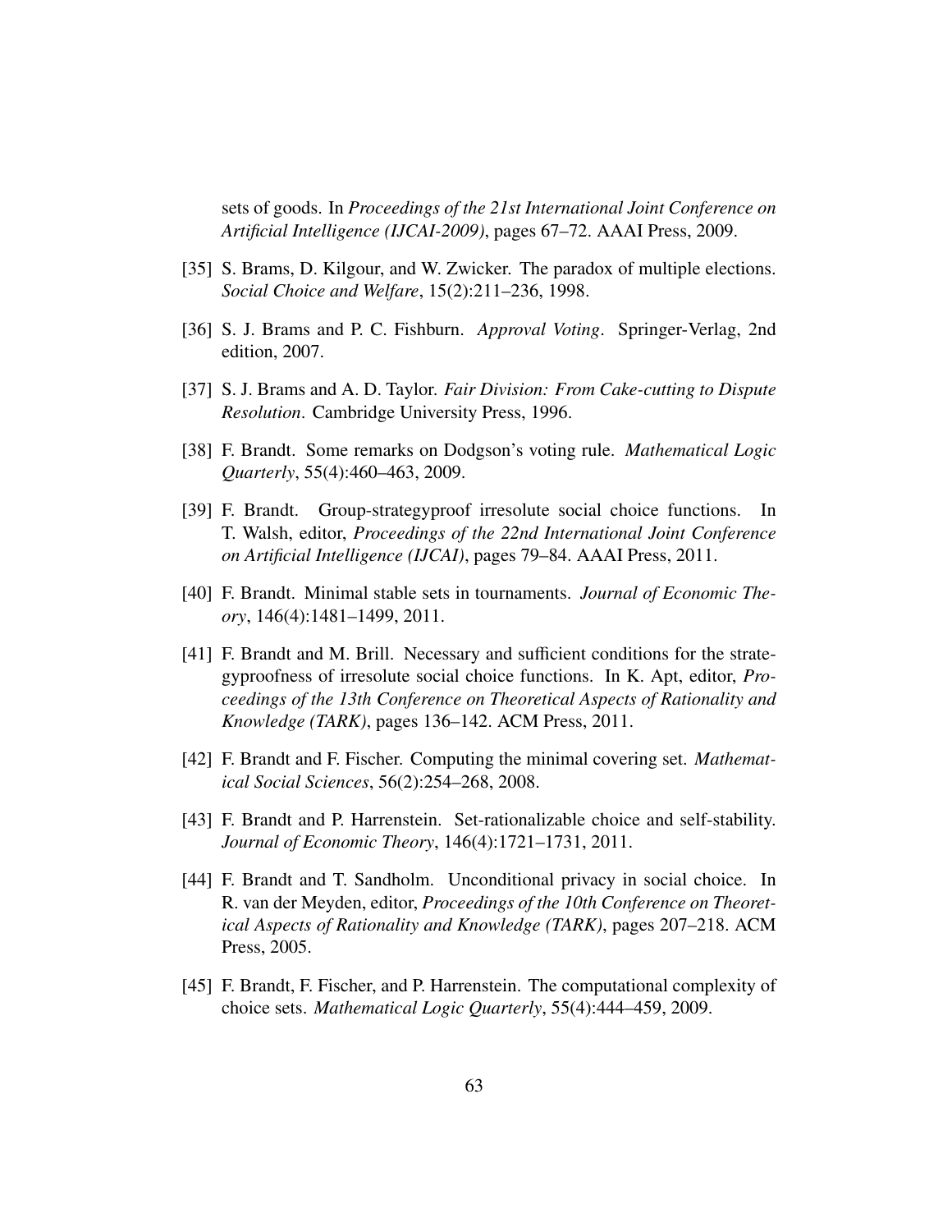sets of goods. In *Proceedings of the 21st International Joint Conference on Artificial Intelligence (IJCAI-2009)*, pages 67–72. AAAI Press, 2009.

[35] S. Brams, D. Kilgour, and W. Zwicker. The paradox of multiple elections. *Social Choice and Welfare*, 15(2):211–236, 1998.

[36] S. J. Brams and P. C. Fishburn. *Approval Voting*. Springer-Verlag, 2nd edition, 2007.

[37] S. J. Brams and A. D. Taylor. *Fair Division: From Cake-cutting to Dispute Resolution*. Cambridge University Press, 1996.

[38] F. Brandt. Some remarks on Dodgson's voting rule. *Mathematical Logic Quarterly*, 55(4):460–463, 2009.

[39] F. Brandt. Group-strategyproof irresolute social choice functions. In T. Walsh, editor, *Proceedings of the 22nd International Joint Conference on Artificial Intelligence (IJCAI)*, pages 79–84. AAAI Press, 2011.

[40] F. Brandt. Minimal stable sets in tournaments. *Journal of Economic Theory*, 146(4):1481–1499, 2011.

[41] F. Brandt and M. Brill. Necessary and sufficient conditions for the strategyproofness of irresolute social choice functions. In K. Apt, editor, *Proceedings of the 13th Conference on Theoretical Aspects of Rationality and Knowledge (TARK)*, pages 136–142. ACM Press, 2011.

[42] F. Brandt and F. Fischer. Computing the minimal covering set. *Mathematical Social Sciences*, 56(2):254–268, 2008.

[43] F. Brandt and P. Harrenstein. Set-rationalizable choice and self-stability. *Journal of Economic Theory*, 146(4):1721–1731, 2011.

[44] F. Brandt and T. Sandholm. Unconditional privacy in social choice. In R. van der Meyden, editor, *Proceedings of the 10th Conference on Theoretical Aspects of Rationality and Knowledge (TARK)*, pages 207–218. ACM Press, 2005.

[45] F. Brandt, F. Fischer, and P. Harrenstein. The computational complexity of choice sets. *Mathematical Logic Quarterly*, 55(4):444–459, 2009.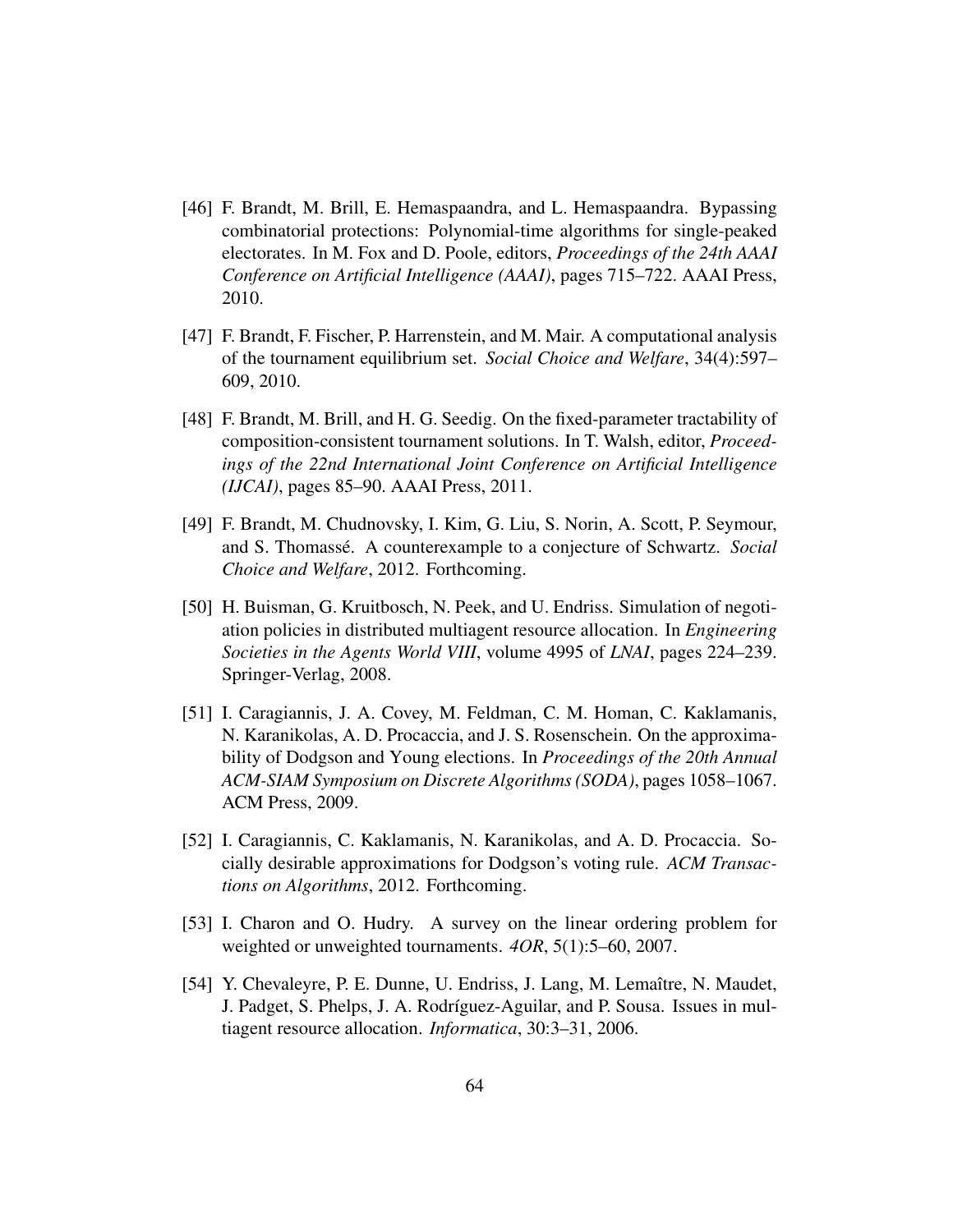[46] F. Brandt, M. Brill, E. Hemaspaandra, and L. Hemaspaandra. Bypassing combinatorial protections: Polynomial-time algorithms for single-peaked electorates. In M. Fox and D. Poole, editors, *Proceedings of the 24th AAAI Conference on Artificial Intelligence (AAAI)*, pages 715–722. AAAI Press, 2010.

[47] F. Brandt, F. Fischer, P. Harrenstein, and M. Mair. A computational analysis of the tournament equilibrium set. *Social Choice and Welfare*, 34(4):597–609, 2010.

[48] F. Brandt, M. Brill, and H. G. Seedig. On the fixed-parameter tractability of composition-consistent tournament solutions. In T. Walsh, editor, *Proceedings of the 22nd International Joint Conference on Artificial Intelligence (IJCAI)*, pages 85–90. AAAI Press, 2011.

[49] F. Brandt, M. Chudnovsky, I. Kim, G. Liu, S. Norin, A. Scott, P. Seymour, and S. Thomassé. A counterexample to a conjecture of Schwartz. *Social Choice and Welfare*, 2012. Forthcoming.

[50] H. Buisman, G. Kruitbosch, N. Peek, and U. Endriss. Simulation of negotiation policies in distributed multiagent resource allocation. In *Engineering Societies in the Agents World VIII*, volume 4995 of *LNAI*, pages 224–239. Springer-Verlag, 2008.

[51] I. Caragiannis, J. A. Covey, M. Feldman, C. M. Homan, C. Kaklamanis, N. Karanikolas, A. D. Procaccia, and J. S. Rosenschein. On the approximability of Dodgson and Young elections. In *Proceedings of the 20th Annual ACM-SIAM Symposium on Discrete Algorithms (SODA)*, pages 1058–1067. ACM Press, 2009.

[52] I. Caragiannis, C. Kaklamanis, N. Karanikolas, and A. D. Procaccia. Socially desirable approximations for Dodgson's voting rule. *ACM Transactions on Algorithms*, 2012. Forthcoming.

[53] I. Charon and O. Hudry. A survey on the linear ordering problem for weighted or unweighted tournaments. *4OR*, 5(1):5–60, 2007.

[54] Y. Chevaleyre, P. E. Dunne, U. Endriss, J. Lang, M. Lemaître, N. Maudet, J. Padget, S. Phelps, J. A. Rodríguez-Aguilar, and P. Sousa. Issues in multiagent resource allocation. *Informatica*, 30:3–31, 2006.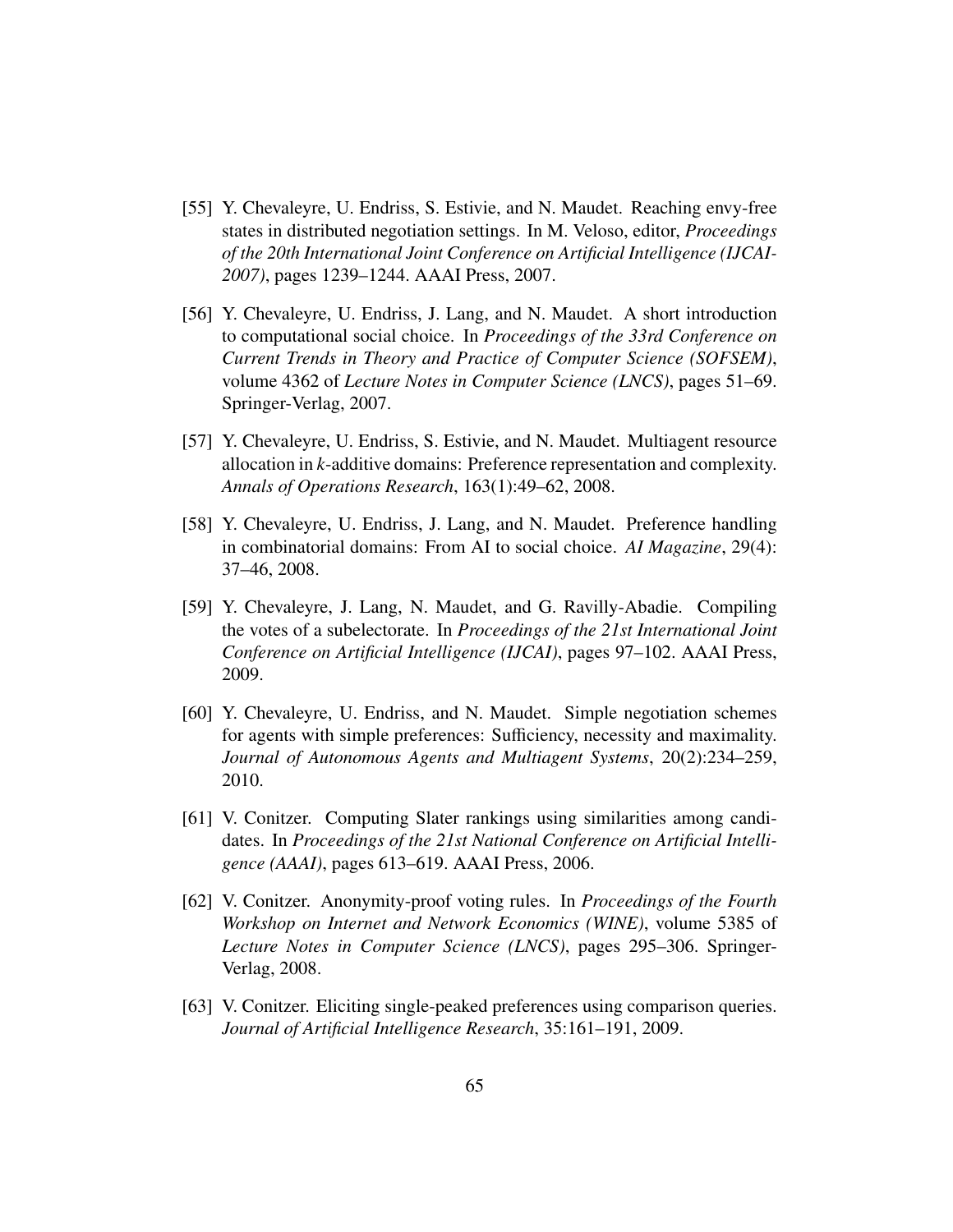[55] Y. Chevaleyre, U. Endriss, S. Estivie, and N. Maudet. Reaching envy-free states in distributed negotiation settings. In M. Veloso, editor, *Proceedings of the 20th International Joint Conference on Artificial Intelligence (IJCAI-2007)*, pages 1239–1244. AAAI Press, 2007.

[56] Y. Chevaleyre, U. Endriss, J. Lang, and N. Maudet. A short introduction to computational social choice. In *Proceedings of the 33rd Conference on Current Trends in Theory and Practice of Computer Science (SOFSEM)*, volume 4362 of *Lecture Notes in Computer Science (LNCS)*, pages 51–69. Springer-Verlag, 2007.

[57] Y. Chevaleyre, U. Endriss, S. Estivie, and N. Maudet. Multiagent resource allocation in *k*-additive domains: Preference representation and complexity. *Annals of Operations Research*, 163(1):49–62, 2008.

[58] Y. Chevaleyre, U. Endriss, J. Lang, and N. Maudet. Preference handling in combinatorial domains: From AI to social choice. *AI Magazine*, 29(4): 37–46, 2008.

[59] Y. Chevaleyre, J. Lang, N. Maudet, and G. Ravilly-Abadie. Compiling the votes of a subelectorate. In *Proceedings of the 21st International Joint Conference on Artificial Intelligence (IJCAI)*, pages 97–102. AAAI Press, 2009.

[60] Y. Chevaleyre, U. Endriss, and N. Maudet. Simple negotiation schemes for agents with simple preferences: Sufficiency, necessity and maximality. *Journal of Autonomous Agents and Multiagent Systems*, 20(2):234–259, 2010.

[61] V. Conitzer. Computing Slater rankings using similarities among candidates. In *Proceedings of the 21st National Conference on Artificial Intelligence (AAAI)*, pages 613–619. AAAI Press, 2006.

[62] V. Conitzer. Anonymity-proof voting rules. In *Proceedings of the Fourth Workshop on Internet and Network Economics (WINE)*, volume 5385 of *Lecture Notes in Computer Science (LNCS)*, pages 295–306. Springer-Verlag, 2008.

[63] V. Conitzer. Eliciting single-peaked preferences using comparison queries. *Journal of Artificial Intelligence Research*, 35:161–191, 2009.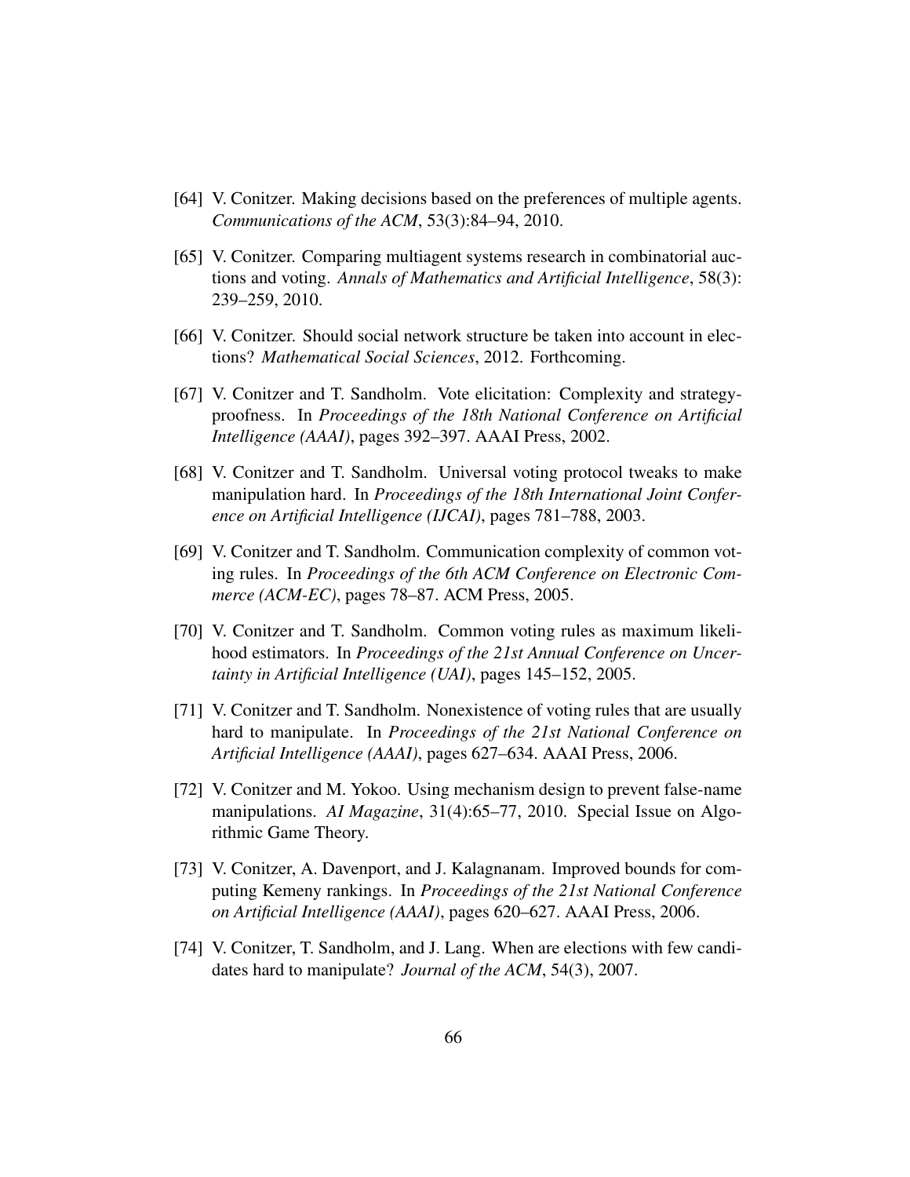[64] V. Conitzer. Making decisions based on the preferences of multiple agents. *Communications of the ACM*, 53(3):84–94, 2010.

[65] V. Conitzer. Comparing multiagent systems research in combinatorial auctions and voting. *Annals of Mathematics and Artificial Intelligence*, 58(3): 239–259, 2010.

[66] V. Conitzer. Should social network structure be taken into account in elections? *Mathematical Social Sciences*, 2012. Forthcoming.

[67] V. Conitzer and T. Sandholm. Vote elicitation: Complexity and strategy-proofness. In *Proceedings of the 18th National Conference on Artificial Intelligence (AAAI)*, pages 392–397. AAAI Press, 2002.

[68] V. Conitzer and T. Sandholm. Universal voting protocol tweaks to make manipulation hard. In *Proceedings of the 18th International Joint Conference on Artificial Intelligence (IJCAI)*, pages 781–788, 2003.

[69] V. Conitzer and T. Sandholm. Communication complexity of common voting rules. In *Proceedings of the 6th ACM Conference on Electronic Commerce (ACM-EC)*, pages 78–87. ACM Press, 2005.

[70] V. Conitzer and T. Sandholm. Common voting rules as maximum likelihood estimators. In *Proceedings of the 21st Annual Conference on Uncertainty in Artificial Intelligence (UAI)*, pages 145–152, 2005.

[71] V. Conitzer and T. Sandholm. Nonexistence of voting rules that are usually hard to manipulate. In *Proceedings of the 21st National Conference on Artificial Intelligence (AAAI)*, pages 627–634. AAAI Press, 2006.

[72] V. Conitzer and M. Yokoo. Using mechanism design to prevent false-name manipulations. *AI Magazine*, 31(4):65–77, 2010. Special Issue on Algorithmic Game Theory.

[73] V. Conitzer, A. Davenport, and J. Kalagnanam. Improved bounds for computing Kemeny rankings. In *Proceedings of the 21st National Conference on Artificial Intelligence (AAAI)*, pages 620–627. AAAI Press, 2006.

[74] V. Conitzer, T. Sandholm, and J. Lang. When are elections with few candidates hard to manipulate? *Journal of the ACM*, 54(3), 2007.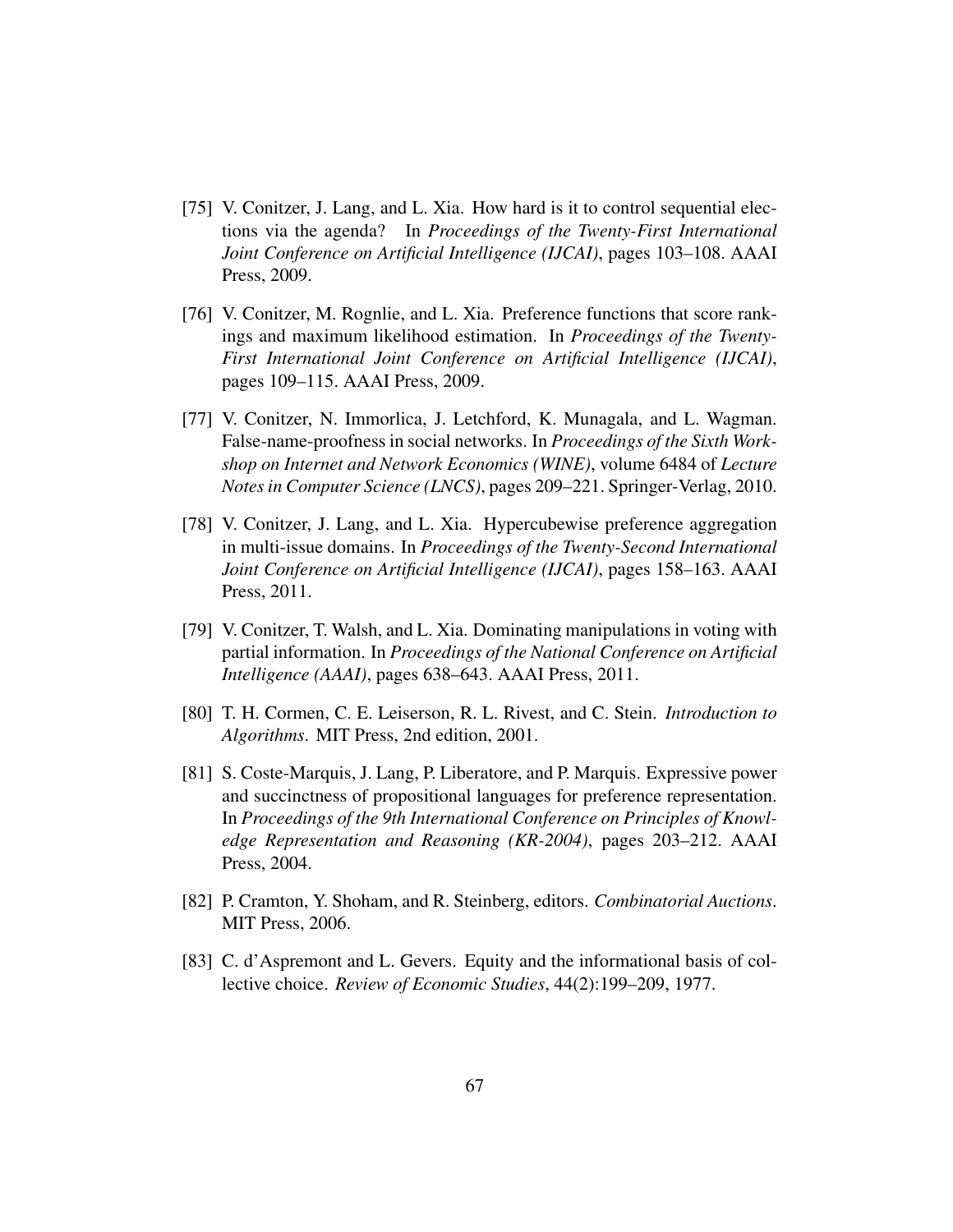[75] V. Conitzer, J. Lang, and L. Xia. How hard is it to control sequential elections via the agenda? In *Proceedings of the Twenty-First International Joint Conference on Artificial Intelligence (IJCAI)*, pages 103–108. AAAI Press, 2009.

[76] V. Conitzer, M. Rognlie, and L. Xia. Preference functions that score rankings and maximum likelihood estimation. In *Proceedings of the Twenty-First International Joint Conference on Artificial Intelligence (IJCAI)*, pages 109–115. AAAI Press, 2009.

[77] V. Conitzer, N. Immorlica, J. Letchford, K. Munagala, and L. Wagman. False-name-proofness in social networks. In *Proceedings of the Sixth Workshop on Internet and Network Economics (WINE)*, volume 6484 of *Lecture Notes in Computer Science (LNCS)*, pages 209–221. Springer-Verlag, 2010.

[78] V. Conitzer, J. Lang, and L. Xia. Hypercubewise preference aggregation in multi-issue domains. In *Proceedings of the Twenty-Second International Joint Conference on Artificial Intelligence (IJCAI)*, pages 158–163. AAAI Press, 2011.

[79] V. Conitzer, T. Walsh, and L. Xia. Dominating manipulations in voting with partial information. In *Proceedings of the National Conference on Artificial Intelligence (AAAI)*, pages 638–643. AAAI Press, 2011.

[80] T. H. Cormen, C. E. Leiserson, R. L. Rivest, and C. Stein. *Introduction to Algorithms*. MIT Press, 2nd edition, 2001.

[81] S. Coste-Marquis, J. Lang, P. Liberatore, and P. Marquis. Expressive power and succinctness of propositional languages for preference representation. In *Proceedings of the 9th International Conference on Principles of Knowledge Representation and Reasoning (KR-2004)*, pages 203–212. AAAI Press, 2004.

[82] P. Cramton, Y. Shoham, and R. Steinberg, editors. *Combinatorial Auctions*. MIT Press, 2006.

[83] C. d'Aspremont and L. Gevers. Equity and the informational basis of collective choice. *Review of Economic Studies*, 44(2):199–209, 1977.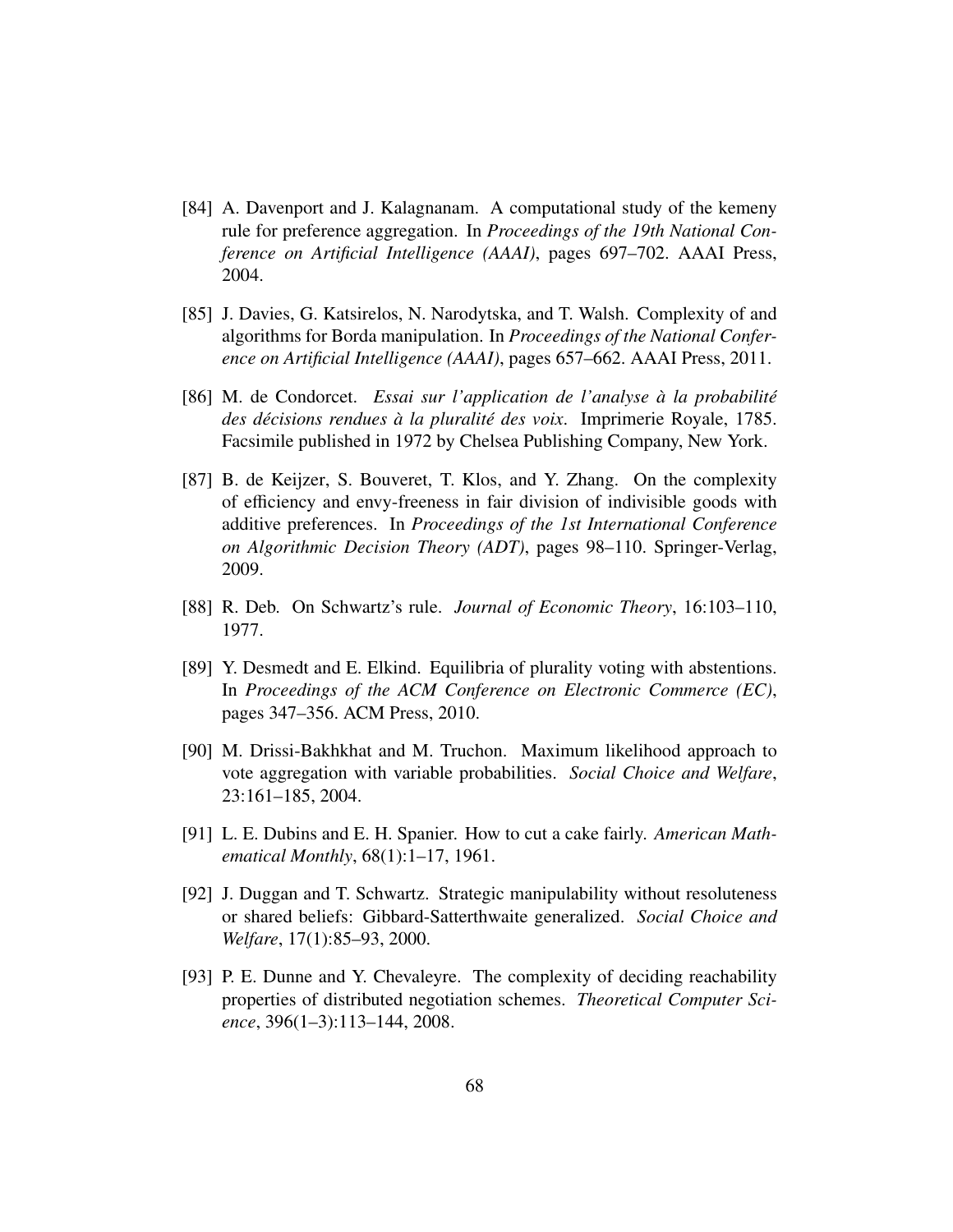[84] A. Davenport and J. Kalagnanam. A computational study of the kemeny rule for preference aggregation. In *Proceedings of the 19th National Conference on Artificial Intelligence (AAAI)*, pages 697–702. AAAI Press, 2004.

[85] J. Davies, G. Katsirelos, N. Narodytska, and T. Walsh. Complexity of and algorithms for Borda manipulation. In *Proceedings of the National Conference on Artificial Intelligence (AAAI)*, pages 657–662. AAAI Press, 2011.

[86] M. de Condorcet. *Essai sur l'application de l'analyse à la probabilité des décisions rendues à la pluralité des voix*. Imprimerie Royale, 1785. Facsimile published in 1972 by Chelsea Publishing Company, New York.

[87] B. de Keijzer, S. Bouveret, T. Klos, and Y. Zhang. On the complexity of efficiency and envy-freeness in fair division of indivisible goods with additive preferences. In *Proceedings of the 1st International Conference on Algorithmic Decision Theory (ADT)*, pages 98–110. Springer-Verlag, 2009.

[88] R. Deb. On Schwartz's rule. *Journal of Economic Theory*, 16:103–110, 1977.

[89] Y. Desmedt and E. Elkind. Equilibria of plurality voting with abstentions. In *Proceedings of the ACM Conference on Electronic Commerce (EC)*, pages 347–356. ACM Press, 2010.

[90] M. Drissi-Bakhkhat and M. Truchon. Maximum likelihood approach to vote aggregation with variable probabilities. *Social Choice and Welfare*, 23:161–185, 2004.

[91] L. E. Dubins and E. H. Spanier. How to cut a cake fairly. *American Mathematical Monthly*, 68(1):1–17, 1961.

[92] J. Duggan and T. Schwartz. Strategic manipulability without resoluteness or shared beliefs: Gibbard-Satterthwaite generalized. *Social Choice and Welfare*, 17(1):85–93, 2000.

[93] P. E. Dunne and Y. Chevaleyre. The complexity of deciding reachability properties of distributed negotiation schemes. *Theoretical Computer Science*, 396(1–3):113–144, 2008.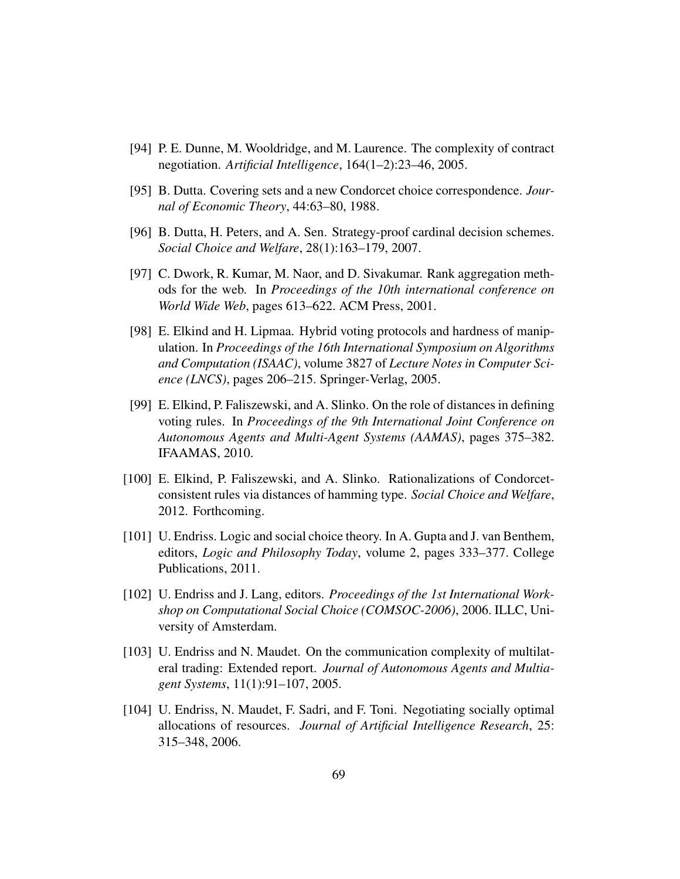[94] P. E. Dunne, M. Wooldridge, and M. Laurence. The complexity of contract negotiation. *Artificial Intelligence*, 164(1–2):23–46, 2005.

[95] B. Dutta. Covering sets and a new Condorcet choice correspondence. *Journal of Economic Theory*, 44:63–80, 1988.

[96] B. Dutta, H. Peters, and A. Sen. Strategy-proof cardinal decision schemes. *Social Choice and Welfare*, 28(1):163–179, 2007.

[97] C. Dwork, R. Kumar, M. Naor, and D. Sivakumar. Rank aggregation methods for the web. In *Proceedings of the 10th international conference on World Wide Web*, pages 613–622. ACM Press, 2001.

[98] E. Elkind and H. Lipmaa. Hybrid voting protocols and hardness of manipulation. In *Proceedings of the 16th International Symposium on Algorithms and Computation (ISAAC)*, volume 3827 of *Lecture Notes in Computer Science (LNCS)*, pages 206–215. Springer-Verlag, 2005.

[99] E. Elkind, P. Faliszewski, and A. Slinko. On the role of distances in defining voting rules. In *Proceedings of the 9th International Joint Conference on Autonomous Agents and Multi-Agent Systems (AAMAS)*, pages 375–382. IFAAMAS, 2010.

[100] E. Elkind, P. Faliszewski, and A. Slinko. Rationalizations of Condorcet-consistent rules via distances of hamming type. *Social Choice and Welfare*, 2012. Forthcoming.

[101] U. Endriss. Logic and social choice theory. In A. Gupta and J. van Benthem, editors, *Logic and Philosophy Today*, volume 2, pages 333–377. College Publications, 2011.

[102] U. Endriss and J. Lang, editors. *Proceedings of the 1st International Workshop on Computational Social Choice (COMSOC-2006)*, 2006. ILLC, University of Amsterdam.

[103] U. Endriss and N. Maudet. On the communication complexity of multilateral trading: Extended report. *Journal of Autonomous Agents and Multiagent Systems*, 11(1):91–107, 2005.

[104] U. Endriss, N. Maudet, F. Sadri, and F. Toni. Negotiating socially optimal allocations of resources. *Journal of Artificial Intelligence Research*, 25: 315–348, 2006.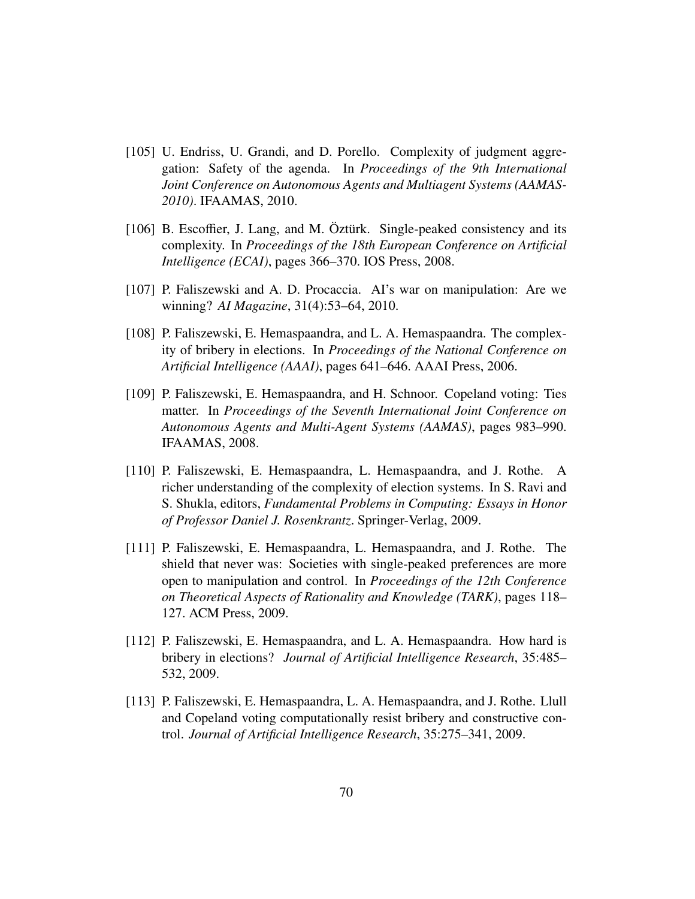[105] U. Endriss, U. Grandi, and D. Porello. Complexity of judgment aggregation: Safety of the agenda. In *Proceedings of the 9th International Joint Conference on Autonomous Agents and Multiagent Systems (AAMAS-2010)*. IFAAMAS, 2010.

[106] B. Escoffier, J. Lang, and M. Öztürk. Single-peaked consistency and its complexity. In *Proceedings of the 18th European Conference on Artificial Intelligence (ECAI)*, pages 366–370. IOS Press, 2008.

[107] P. Faliszewski and A. D. Procaccia. AI's war on manipulation: Are we winning? *AI Magazine*, 31(4):53–64, 2010.

[108] P. Faliszewski, E. Hemaspaandra, and L. A. Hemaspaandra. The complexity of bribery in elections. In *Proceedings of the National Conference on Artificial Intelligence (AAAI)*, pages 641–646. AAAI Press, 2006.

[109] P. Faliszewski, E. Hemaspaandra, and H. Schnoor. Copeland voting: Ties matter. In *Proceedings of the Seventh International Joint Conference on Autonomous Agents and Multi-Agent Systems (AAMAS)*, pages 983–990. IFAAMAS, 2008.

[110] P. Faliszewski, E. Hemaspaandra, L. Hemaspaandra, and J. Rothe. A richer understanding of the complexity of election systems. In S. Ravi and S. Shukla, editors, *Fundamental Problems in Computing: Essays in Honor of Professor Daniel J. Rosenkrantz*. Springer-Verlag, 2009.

[111] P. Faliszewski, E. Hemaspaandra, L. Hemaspaandra, and J. Rothe. The shield that never was: Societies with single-peaked preferences are more open to manipulation and control. In *Proceedings of the 12th Conference on Theoretical Aspects of Rationality and Knowledge (TARK)*, pages 118–127. ACM Press, 2009.

[112] P. Faliszewski, E. Hemaspaandra, and L. A. Hemaspaandra. How hard is bribery in elections? *Journal of Artificial Intelligence Research*, 35:485–532, 2009.

[113] P. Faliszewski, E. Hemaspaandra, L. A. Hemaspaandra, and J. Rothe. Llull and Copeland voting computationally resist bribery and constructive control. *Journal of Artificial Intelligence Research*, 35:275–341, 2009.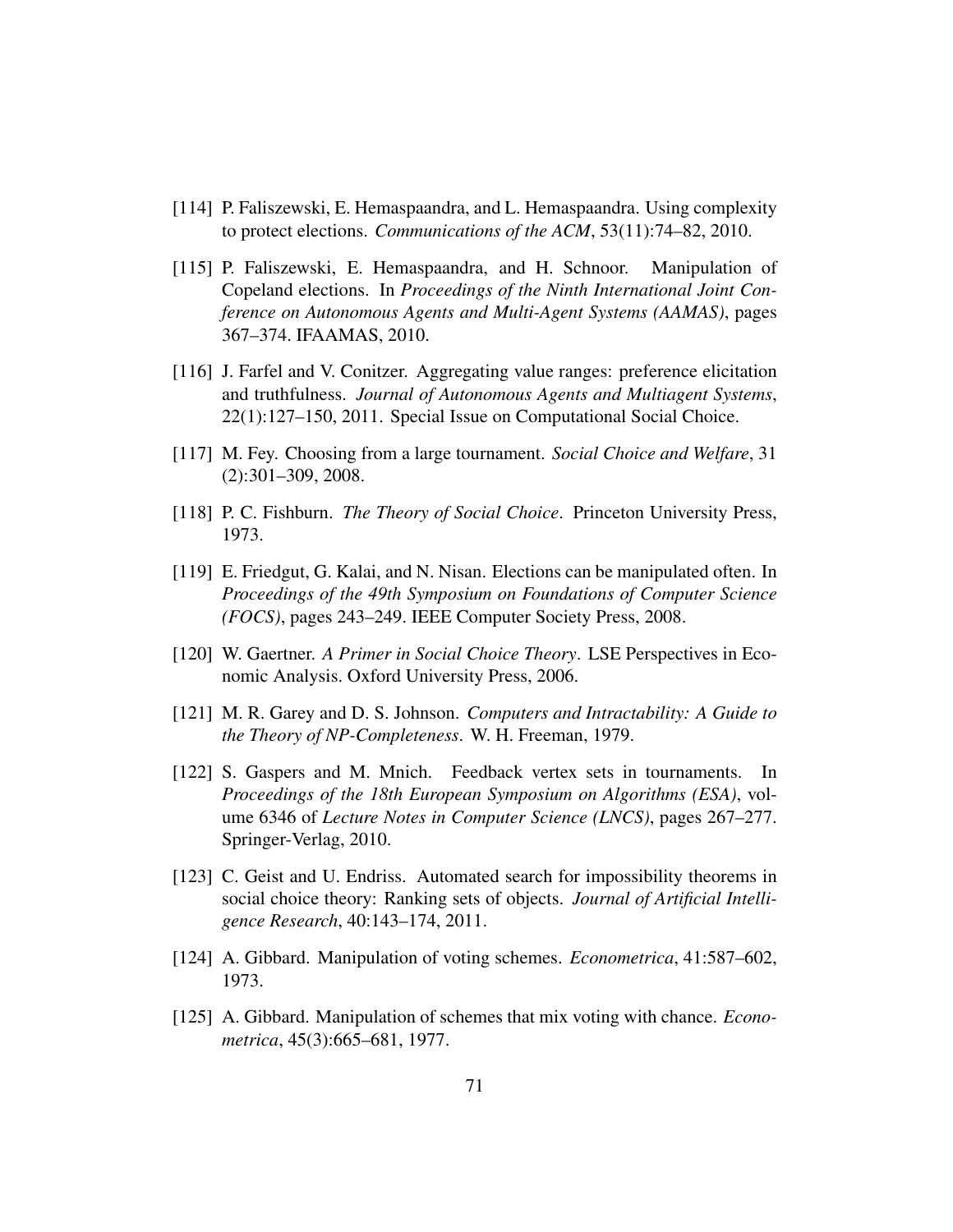[114] P. Faliszewski, E. Hemaspaandra, and L. Hemaspaandra. Using complexity to protect elections. *Communications of the ACM*, 53(11):74–82, 2010.

[115] P. Faliszewski, E. Hemaspaandra, and H. Schnoor. Manipulation of Copeland elections. In *Proceedings of the Ninth International Joint Conference on Autonomous Agents and Multi-Agent Systems (AAMAS)*, pages 367–374. IFAAMAS, 2010.

[116] J. Farfel and V. Conitzer. Aggregating value ranges: preference elicitation and truthfulness. *Journal of Autonomous Agents and Multiagent Systems*, 22(1):127–150, 2011. Special Issue on Computational Social Choice.

[117] M. Fey. Choosing from a large tournament. *Social Choice and Welfare*, 31 (2):301–309, 2008.

[118] P. C. Fishburn. *The Theory of Social Choice*. Princeton University Press, 1973.

[119] E. Friedgut, G. Kalai, and N. Nisan. Elections can be manipulated often. In *Proceedings of the 49th Symposium on Foundations of Computer Science (FOCS)*, pages 243–249. IEEE Computer Society Press, 2008.

[120] W. Gaertner. *A Primer in Social Choice Theory*. LSE Perspectives in Economic Analysis. Oxford University Press, 2006.

[121] M. R. Garey and D. S. Johnson. *Computers and Intractability: A Guide to the Theory of NP-Completeness*. W. H. Freeman, 1979.

[122] S. Gaspers and M. Mnich. Feedback vertex sets in tournaments. In *Proceedings of the 18th European Symposium on Algorithms (ESA)*, volume 6346 of *Lecture Notes in Computer Science (LNCS)*, pages 267–277. Springer-Verlag, 2010.

[123] C. Geist and U. Endriss. Automated search for impossibility theorems in social choice theory: Ranking sets of objects. *Journal of Artificial Intelligence Research*, 40:143–174, 2011.

[124] A. Gibbard. Manipulation of voting schemes. *Econometrica*, 41:587–602, 1973.

[125] A. Gibbard. Manipulation of schemes that mix voting with chance. *Econometrica*, 45(3):665–681, 1977.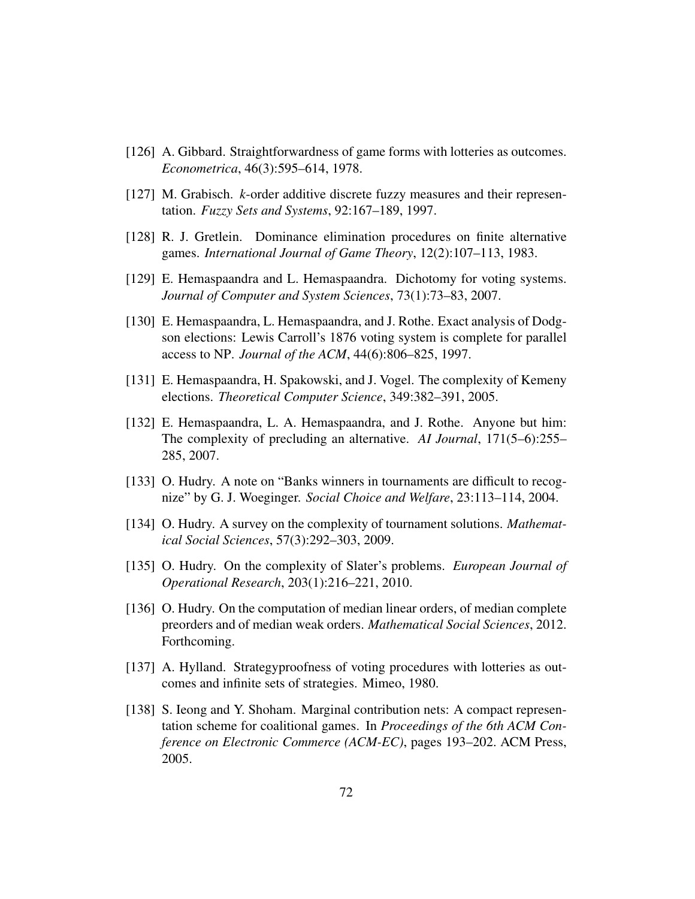[126] A. Gibbard. Straightforwardness of game forms with lotteries as outcomes. *Econometrica*, 46(3):595–614, 1978.

[127] M. Grabisch. *k*-order additive discrete fuzzy measures and their representation. *Fuzzy Sets and Systems*, 92:167–189, 1997.

[128] R. J. Gretlein. Dominance elimination procedures on finite alternative games. *International Journal of Game Theory*, 12(2):107–113, 1983.

[129] E. Hemaspaandra and L. Hemaspaandra. Dichotomy for voting systems. *Journal of Computer and System Sciences*, 73(1):73–83, 2007.

[130] E. Hemaspaandra, L. Hemaspaandra, and J. Rothe. Exact analysis of Dodgson elections: Lewis Carroll's 1876 voting system is complete for parallel access to NP. *Journal of the ACM*, 44(6):806–825, 1997.

[131] E. Hemaspaandra, H. Spakowski, and J. Vogel. The complexity of Kemeny elections. *Theoretical Computer Science*, 349:382–391, 2005.

[132] E. Hemaspaandra, L. A. Hemaspaandra, and J. Rothe. Anyone but him: The complexity of precluding an alternative. *AI Journal*, 171(5–6):255–285, 2007.

[133] O. Hudry. A note on "Banks winners in tournaments are difficult to recognize" by G. J. Woeginger. *Social Choice and Welfare*, 23:113–114, 2004.

[134] O. Hudry. A survey on the complexity of tournament solutions. *Mathematical Social Sciences*, 57(3):292–303, 2009.

[135] O. Hudry. On the complexity of Slater's problems. *European Journal of Operational Research*, 203(1):216–221, 2010.

[136] O. Hudry. On the computation of median linear orders, of median complete preorders and of median weak orders. *Mathematical Social Sciences*, 2012. Forthcoming.

[137] A. Hylland. Strategyproofness of voting procedures with lotteries as outcomes and infinite sets of strategies. Mimeo, 1980.

[138] S. Ieong and Y. Shoham. Marginal contribution nets: A compact representation scheme for coalitional games. In *Proceedings of the 6th ACM Conference on Electronic Commerce (ACM-EC)*, pages 193–202. ACM Press, 2005.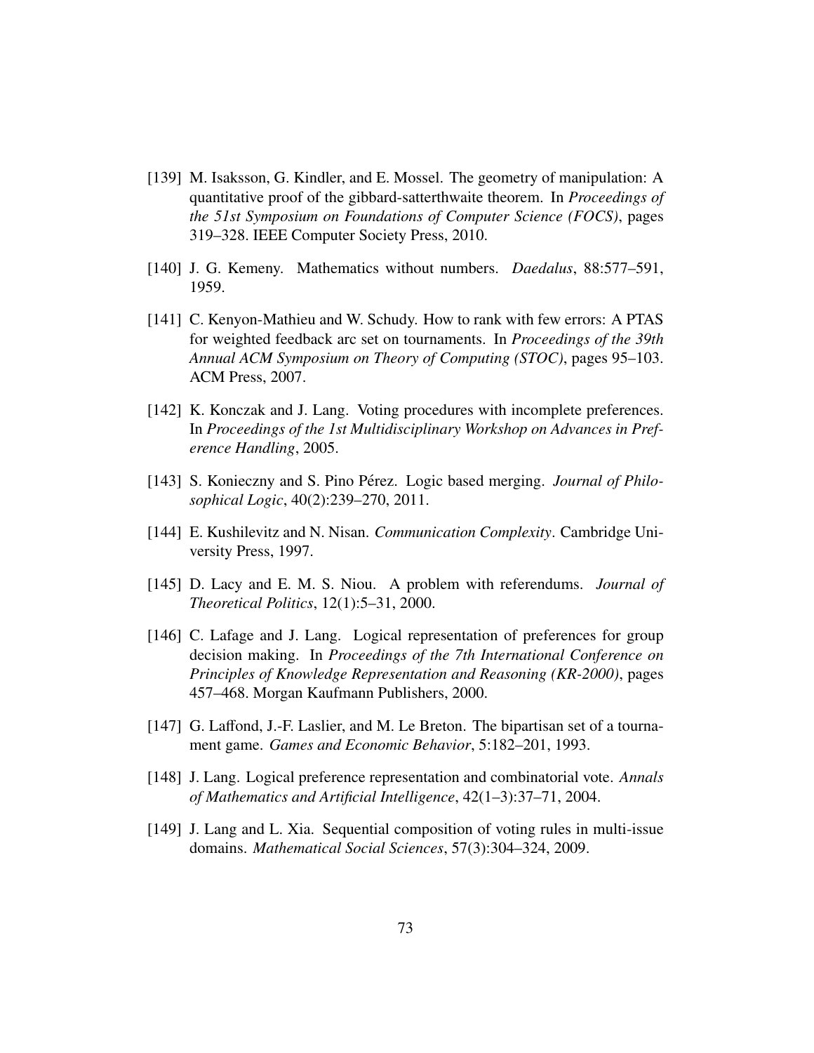[139] M. Isaksson, G. Kindler, and E. Mossel. The geometry of manipulation: A quantitative proof of the gibbard-satterthwaite theorem. In *Proceedings of the 51st Symposium on Foundations of Computer Science (FOCS)*, pages 319–328. IEEE Computer Society Press, 2010.

[140] J. G. Kemeny. Mathematics without numbers. *Daedalus*, 88:577–591, 1959.

[141] C. Kenyon-Mathieu and W. Schudy. How to rank with few errors: A PTAS for weighted feedback arc set on tournaments. In *Proceedings of the 39th Annual ACM Symposium on Theory of Computing (STOC)*, pages 95–103. ACM Press, 2007.

[142] K. Konczak and J. Lang. Voting procedures with incomplete preferences. In *Proceedings of the 1st Multidisciplinary Workshop on Advances in Preference Handling*, 2005.

[143] S. Konieczny and S. Pino Pérez. Logic based merging. *Journal of Philosophical Logic*, 40(2):239–270, 2011.

[144] E. Kushilevitz and N. Nisan. *Communication Complexity*. Cambridge University Press, 1997.

[145] D. Lacy and E. M. S. Niou. A problem with referendums. *Journal of Theoretical Politics*, 12(1):5–31, 2000.

[146] C. Lafage and J. Lang. Logical representation of preferences for group decision making. In *Proceedings of the 7th International Conference on Principles of Knowledge Representation and Reasoning (KR-2000)*, pages 457–468. Morgan Kaufmann Publishers, 2000.

[147] G. Laffond, J.-F. Laslier, and M. Le Breton. The bipartisan set of a tournament game. *Games and Economic Behavior*, 5:182–201, 1993.

[148] J. Lang. Logical preference representation and combinatorial vote. *Annals of Mathematics and Artificial Intelligence*, 42(1–3):37–71, 2004.

[149] J. Lang and L. Xia. Sequential composition of voting rules in multi-issue domains. *Mathematical Social Sciences*, 57(3):304–324, 2009.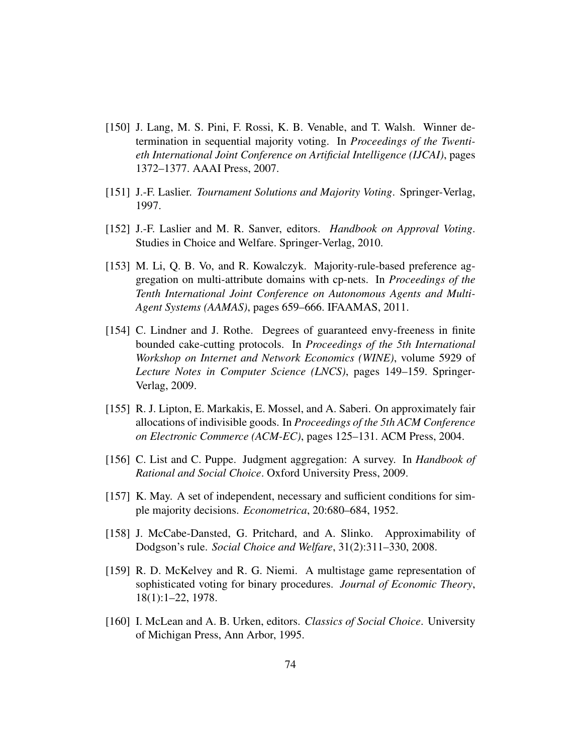[150] J. Lang, M. S. Pini, F. Rossi, K. B. Venable, and T. Walsh. Winner determination in sequential majority voting. In *Proceedings of the Twentieth International Joint Conference on Artificial Intelligence (IJCAI)*, pages 1372–1377. AAAI Press, 2007.

[151] J.-F. Laslier. *Tournament Solutions and Majority Voting*. Springer-Verlag, 1997.

[152] J.-F. Laslier and M. R. Sanver, editors. *Handbook on Approval Voting*. Studies in Choice and Welfare. Springer-Verlag, 2010.

[153] M. Li, Q. B. Vo, and R. Kowalczyk. Majority-rule-based preference aggregation on multi-attribute domains with cp-nets. In *Proceedings of the Tenth International Joint Conference on Autonomous Agents and Multi-Agent Systems (AAMAS)*, pages 659–666. IFAAMAS, 2011.

[154] C. Lindner and J. Rothe. Degrees of guaranteed envy-freeness in finite bounded cake-cutting protocols. In *Proceedings of the 5th International Workshop on Internet and Network Economics (WINE)*, volume 5929 of *Lecture Notes in Computer Science (LNCS)*, pages 149–159. Springer-Verlag, 2009.

[155] R. J. Lipton, E. Markakis, E. Mossel, and A. Saberi. On approximately fair allocations of indivisible goods. In *Proceedings of the 5th ACM Conference on Electronic Commerce (ACM-EC)*, pages 125–131. ACM Press, 2004.

[156] C. List and C. Puppe. Judgment aggregation: A survey. In *Handbook of Rational and Social Choice*. Oxford University Press, 2009.

[157] K. May. A set of independent, necessary and sufficient conditions for simple majority decisions. *Econometrica*, 20:680–684, 1952.

[158] J. McCabe-Dansted, G. Pritchard, and A. Slinko. Approximability of Dodgson's rule. *Social Choice and Welfare*, 31(2):311–330, 2008.

[159] R. D. McKelvey and R. G. Niemi. A multistage game representation of sophisticated voting for binary procedures. *Journal of Economic Theory*, 18(1):1–22, 1978.

[160] I. McLean and A. B. Urken, editors. *Classics of Social Choice*. University of Michigan Press, Ann Arbor, 1995.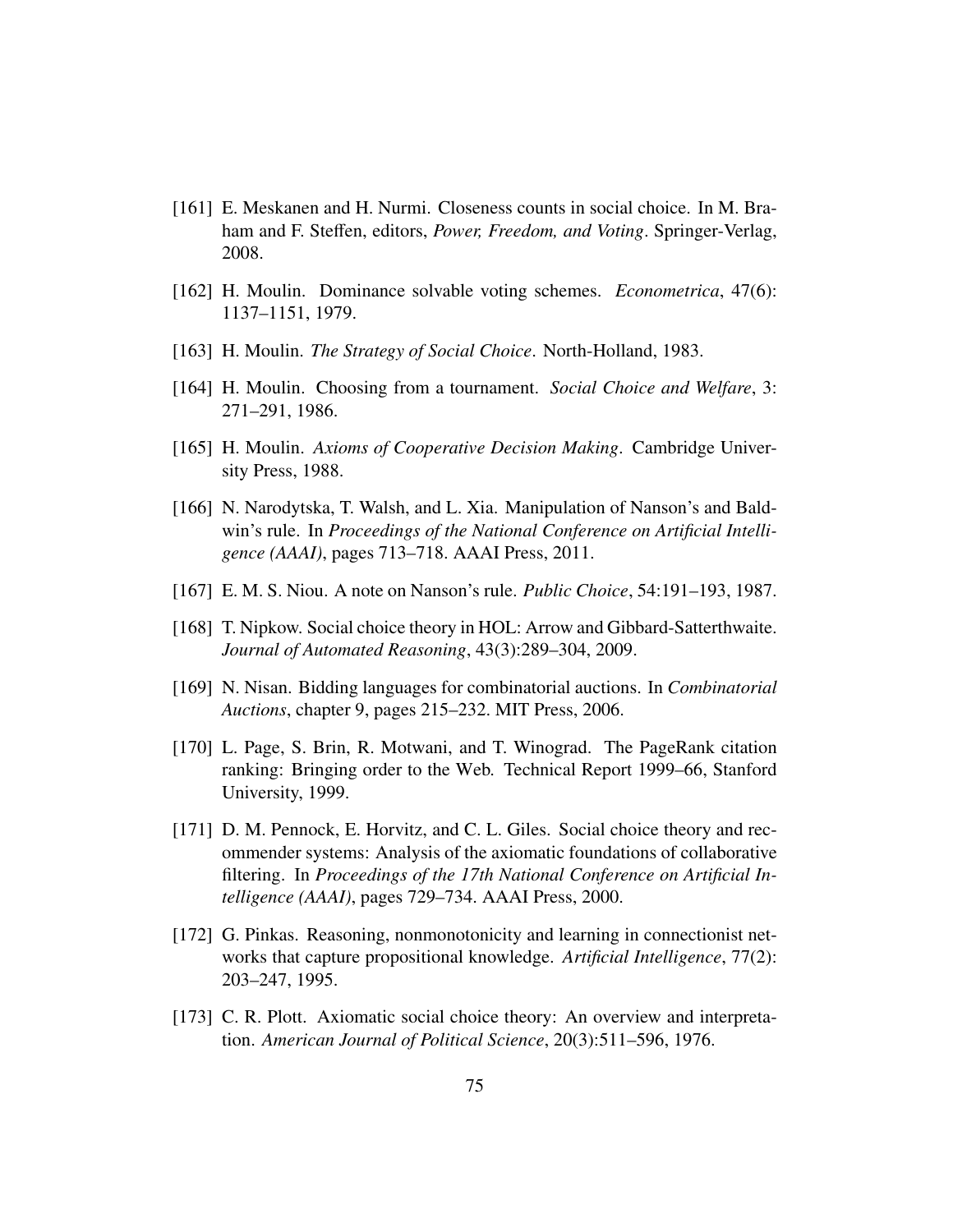[161] E. Meskanen and H. Nurmi. Closeness counts in social choice. In M. Braham and F. Steffen, editors, *Power, Freedom, and Voting*. Springer-Verlag, 2008.

[162] H. Moulin. Dominance solvable voting schemes. *Econometrica*, 47(6): 1137–1151, 1979.

[163] H. Moulin. *The Strategy of Social Choice*. North-Holland, 1983.

[164] H. Moulin. Choosing from a tournament. *Social Choice and Welfare*, 3: 271–291, 1986.

[165] H. Moulin. *Axioms of Cooperative Decision Making*. Cambridge University Press, 1988.

[166] N. Narodytska, T. Walsh, and L. Xia. Manipulation of Nanson's and Baldwin's rule. In *Proceedings of the National Conference on Artificial Intelligence (AAAI)*, pages 713–718. AAAI Press, 2011.

[167] E. M. S. Niou. A note on Nanson's rule. *Public Choice*, 54:191–193, 1987.

[168] T. Nipkow. Social choice theory in HOL: Arrow and Gibbard-Satterthwaite. *Journal of Automated Reasoning*, 43(3):289–304, 2009.

[169] N. Nisan. Bidding languages for combinatorial auctions. In *Combinatorial Auctions*, chapter 9, pages 215–232. MIT Press, 2006.

[170] L. Page, S. Brin, R. Motwani, and T. Winograd. The PageRank citation ranking: Bringing order to the Web. Technical Report 1999–66, Stanford University, 1999.

[171] D. M. Pennock, E. Horvitz, and C. L. Giles. Social choice theory and recommender systems: Analysis of the axiomatic foundations of collaborative filtering. In *Proceedings of the 17th National Conference on Artificial Intelligence (AAAI)*, pages 729–734. AAAI Press, 2000.

[172] G. Pinkas. Reasoning, nonmonotonicity and learning in connectionist networks that capture propositional knowledge. *Artificial Intelligence*, 77(2): 203–247, 1995.

[173] C. R. Plott. Axiomatic social choice theory: An overview and interpretation. *American Journal of Political Science*, 20(3):511–596, 1976.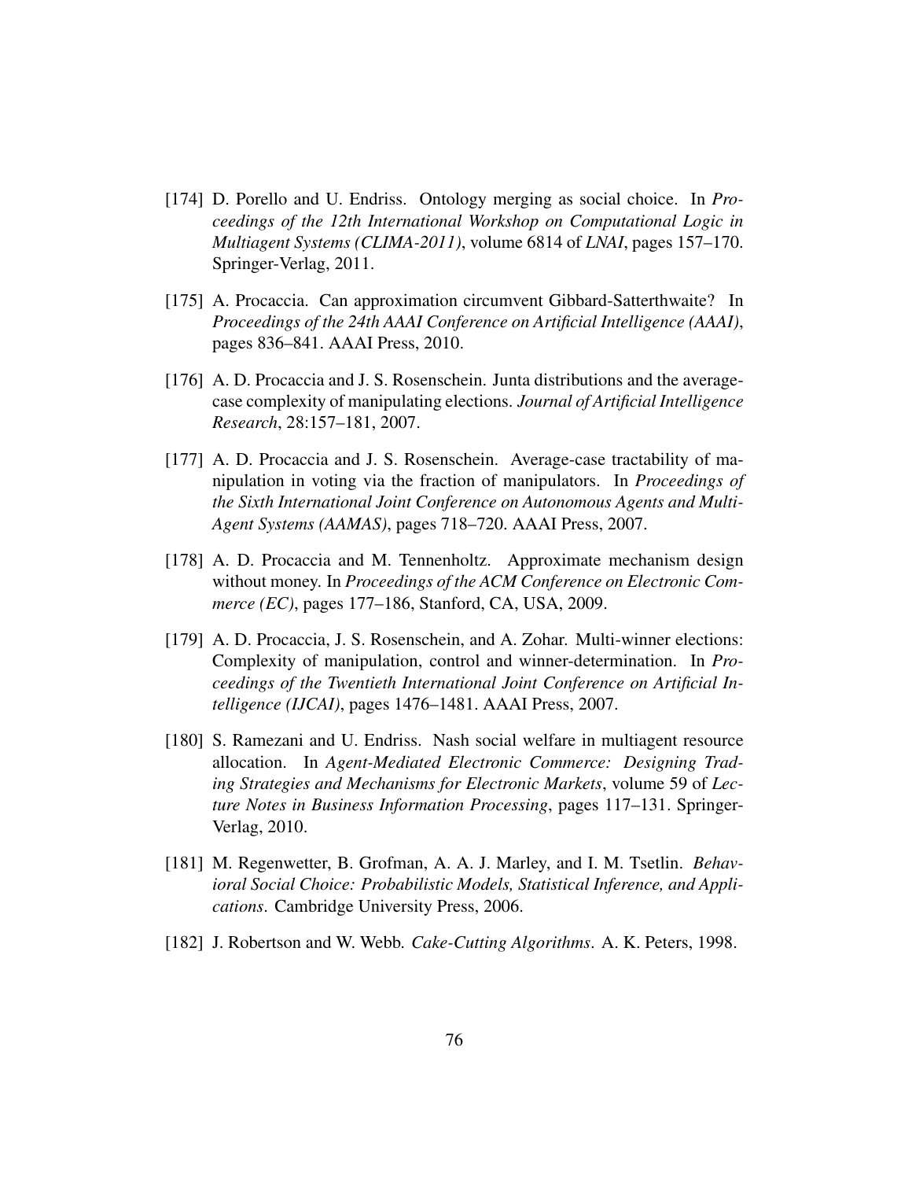[174] D. Porello and U. Endriss. Ontology merging as social choice. In *Proceedings of the 12th International Workshop on Computational Logic in Multiagent Systems (CLIMA-2011)*, volume 6814 of *LNAI*, pages 157–170. Springer-Verlag, 2011.

[175] A. Procaccia. Can approximation circumvent Gibbard-Satterthwaite? In *Proceedings of the 24th AAAI Conference on Artificial Intelligence (AAAI)*, pages 836–841. AAAI Press, 2010.

[176] A. D. Procaccia and J. S. Rosenschein. Junta distributions and the average-case complexity of manipulating elections. *Journal of Artificial Intelligence Research*, 28:157–181, 2007.

[177] A. D. Procaccia and J. S. Rosenschein. Average-case tractability of manipulation in voting via the fraction of manipulators. In *Proceedings of the Sixth International Joint Conference on Autonomous Agents and Multi-Agent Systems (AAMAS)*, pages 718–720. AAAI Press, 2007.

[178] A. D. Procaccia and M. Tennenholtz. Approximate mechanism design without money. In *Proceedings of the ACM Conference on Electronic Commerce (EC)*, pages 177–186, Stanford, CA, USA, 2009.

[179] A. D. Procaccia, J. S. Rosenschein, and A. Zohar. Multi-winner elections: Complexity of manipulation, control and winner-determination. In *Proceedings of the Twentieth International Joint Conference on Artificial Intelligence (IJCAI)*, pages 1476–1481. AAAI Press, 2007.

[180] S. Ramezani and U. Endriss. Nash social welfare in multiagent resource allocation. In *Agent-Mediated Electronic Commerce: Designing Trading Strategies and Mechanisms for Electronic Markets*, volume 59 of *Lecture Notes in Business Information Processing*, pages 117–131. Springer-Verlag, 2010.

[181] M. Regenwetter, B. Grofman, A. A. J. Marley, and I. M. Tsetlin. *Behavioral Social Choice: Probabilistic Models, Statistical Inference, and Applications*. Cambridge University Press, 2006.

[182] J. Robertson and W. Webb. *Cake-Cutting Algorithms*. A. K. Peters, 1998.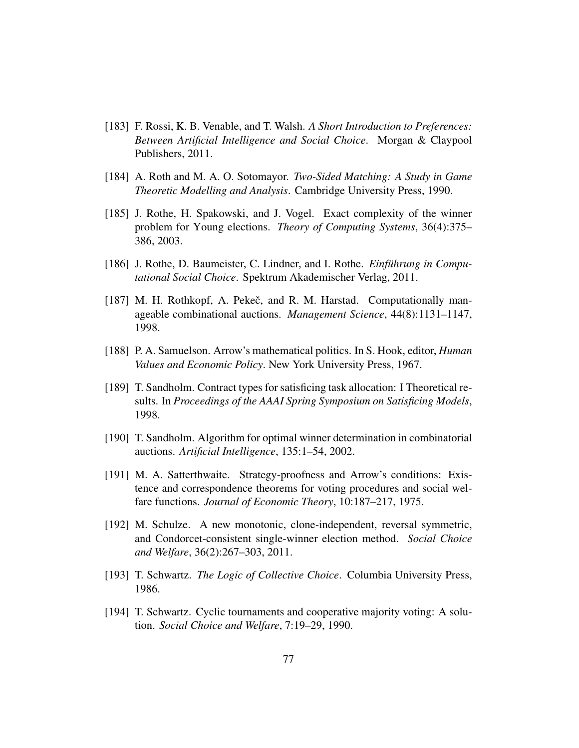[183] F. Rossi, K. B. Venable, and T. Walsh. *A Short Introduction to Preferences: Between Artificial Intelligence and Social Choice*. Morgan & Claypool Publishers, 2011.

[184] A. Roth and M. A. O. Sotomayor. *Two-Sided Matching: A Study in Game Theoretic Modelling and Analysis*. Cambridge University Press, 1990.

[185] J. Rothe, H. Spakowski, and J. Vogel. Exact complexity of the winner problem for Young elections. *Theory of Computing Systems*, 36(4):375–386, 2003.

[186] J. Rothe, D. Baumeister, C. Lindner, and I. Rothe. *Einführung in Computational Social Choice*. Spektrum Akademischer Verlag, 2011.

[187] M. H. Rothkopf, A. Pekeč, and R. M. Harstad. Computationally manageable combinational auctions. *Management Science*, 44(8):1131–1147, 1998.

[188] P. A. Samuelson. Arrow's mathematical politics. In S. Hook, editor, *Human Values and Economic Policy*. New York University Press, 1967.

[189] T. Sandholm. Contract types for satisficing task allocation: I Theoretical results. In *Proceedings of the AAAI Spring Symposium on Satisficing Models*, 1998.

[190] T. Sandholm. Algorithm for optimal winner determination in combinatorial auctions. *Artificial Intelligence*, 135:1–54, 2002.

[191] M. A. Satterthwaite. Strategy-proofness and Arrow's conditions: Existence and correspondence theorems for voting procedures and social welfare functions. *Journal of Economic Theory*, 10:187–217, 1975.

[192] M. Schulze. A new monotonic, clone-independent, reversal symmetric, and Condorcet-consistent single-winner election method. *Social Choice and Welfare*, 36(2):267–303, 2011.

[193] T. Schwartz. *The Logic of Collective Choice*. Columbia University Press, 1986.

[194] T. Schwartz. Cyclic tournaments and cooperative majority voting: A solution. *Social Choice and Welfare*, 7:19–29, 1990.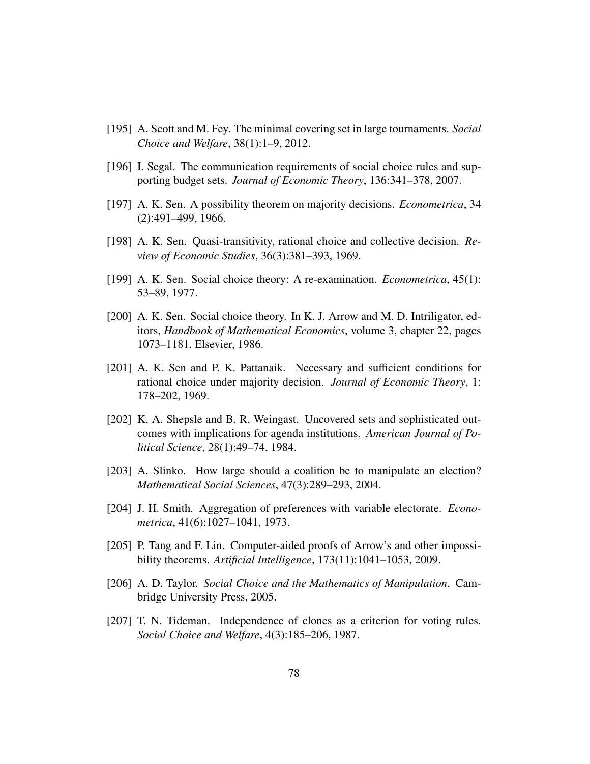[195] A. Scott and M. Fey. The minimal covering set in large tournaments. *Social Choice and Welfare*, 38(1):1–9, 2012.

[196] I. Segal. The communication requirements of social choice rules and supporting budget sets. *Journal of Economic Theory*, 136:341–378, 2007.

[197] A. K. Sen. A possibility theorem on majority decisions. *Econometrica*, 34 (2):491–499, 1966.

[198] A. K. Sen. Quasi-transitivity, rational choice and collective decision. *Review of Economic Studies*, 36(3):381–393, 1969.

[199] A. K. Sen. Social choice theory: A re-examination. *Econometrica*, 45(1): 53–89, 1977.

[200] A. K. Sen. Social choice theory. In K. J. Arrow and M. D. Intriligator, editors, *Handbook of Mathematical Economics*, volume 3, chapter 22, pages 1073–1181. Elsevier, 1986.

[201] A. K. Sen and P. K. Pattanaik. Necessary and sufficient conditions for rational choice under majority decision. *Journal of Economic Theory*, 1: 178–202, 1969.

[202] K. A. Shepsle and B. R. Weingast. Uncovered sets and sophisticated outcomes with implications for agenda institutions. *American Journal of Political Science*, 28(1):49–74, 1984.

[203] A. Slinko. How large should a coalition be to manipulate an election? *Mathematical Social Sciences*, 47(3):289–293, 2004.

[204] J. H. Smith. Aggregation of preferences with variable electorate. *Econometrica*, 41(6):1027–1041, 1973.

[205] P. Tang and F. Lin. Computer-aided proofs of Arrow's and other impossibility theorems. *Artificial Intelligence*, 173(11):1041–1053, 2009.

[206] A. D. Taylor. *Social Choice and the Mathematics of Manipulation*. Cambridge University Press, 2005.

[207] T. N. Tideman. Independence of clones as a criterion for voting rules. *Social Choice and Welfare*, 4(3):185–206, 1987.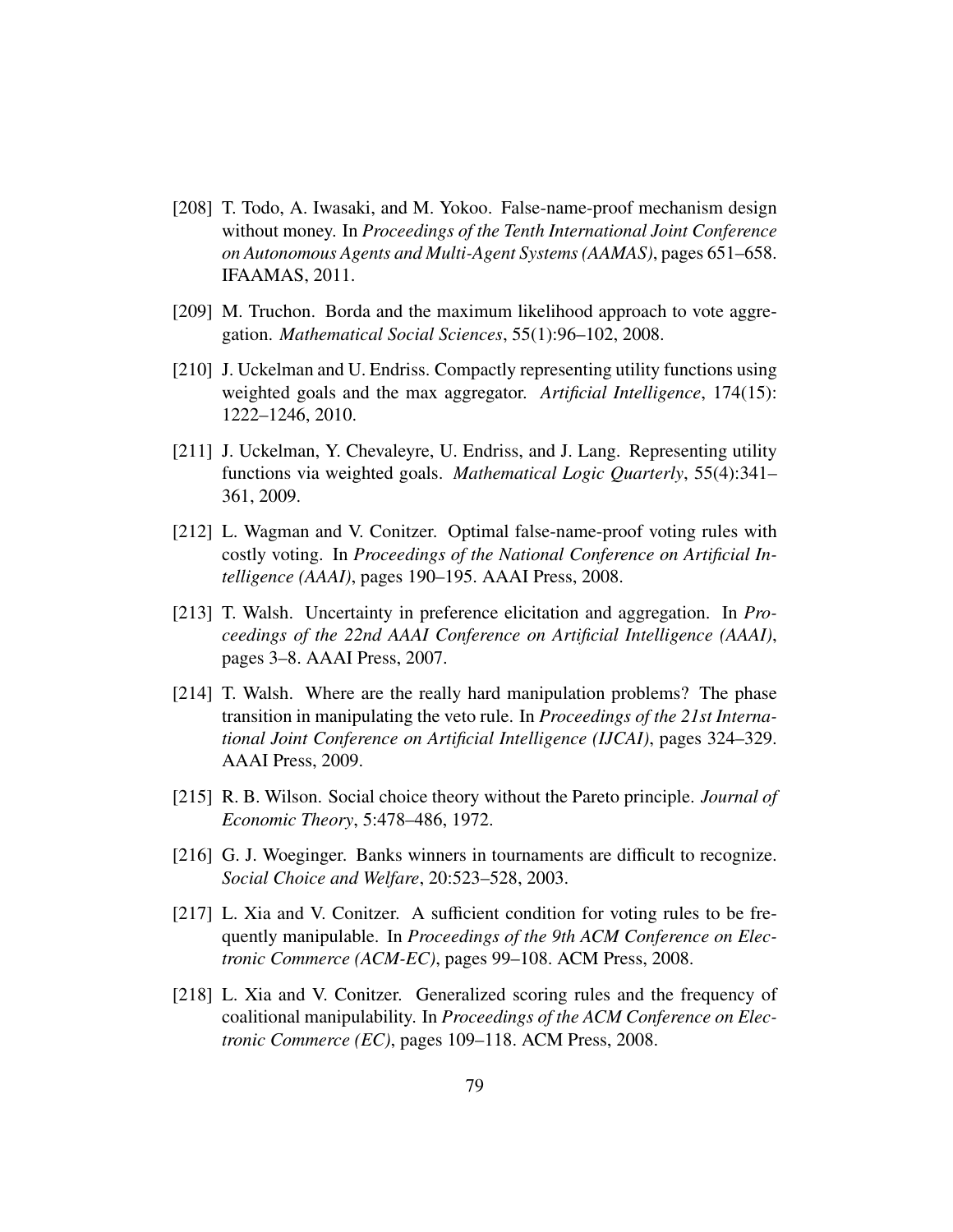[208] T. Todo, A. Iwasaki, and M. Yokoo. False-name-proof mechanism design without money. In *Proceedings of the Tenth International Joint Conference on Autonomous Agents and Multi-Agent Systems (AAMAS)*, pages 651–658. IFAAMAS, 2011.

[209] M. Truchon. Borda and the maximum likelihood approach to vote aggregation. *Mathematical Social Sciences*, 55(1):96–102, 2008.

[210] J. Uckelman and U. Endriss. Compactly representing utility functions using weighted goals and the max aggregator. *Artificial Intelligence*, 174(15): 1222–1246, 2010.

[211] J. Uckelman, Y. Chevaleyre, U. Endriss, and J. Lang. Representing utility functions via weighted goals. *Mathematical Logic Quarterly*, 55(4):341–361, 2009.

[212] L. Wagman and V. Conitzer. Optimal false-name-proof voting rules with costly voting. In *Proceedings of the National Conference on Artificial Intelligence (AAAI)*, pages 190–195. AAAI Press, 2008.

[213] T. Walsh. Uncertainty in preference elicitation and aggregation. In *Proceedings of the 22nd AAAI Conference on Artificial Intelligence (AAAI)*, pages 3–8. AAAI Press, 2007.

[214] T. Walsh. Where are the really hard manipulation problems? The phase transition in manipulating the veto rule. In *Proceedings of the 21st International Joint Conference on Artificial Intelligence (IJCAI)*, pages 324–329. AAAI Press, 2009.

[215] R. B. Wilson. Social choice theory without the Pareto principle. *Journal of Economic Theory*, 5:478–486, 1972.

[216] G. J. Woeginger. Banks winners in tournaments are difficult to recognize. *Social Choice and Welfare*, 20:523–528, 2003.

[217] L. Xia and V. Conitzer. A sufficient condition for voting rules to be frequently manipulable. In *Proceedings of the 9th ACM Conference on Electronic Commerce (ACM-EC)*, pages 99–108. ACM Press, 2008.

[218] L. Xia and V. Conitzer. Generalized scoring rules and the frequency of coalitional manipulability. In *Proceedings of the ACM Conference on Electronic Commerce (EC)*, pages 109–118. ACM Press, 2008.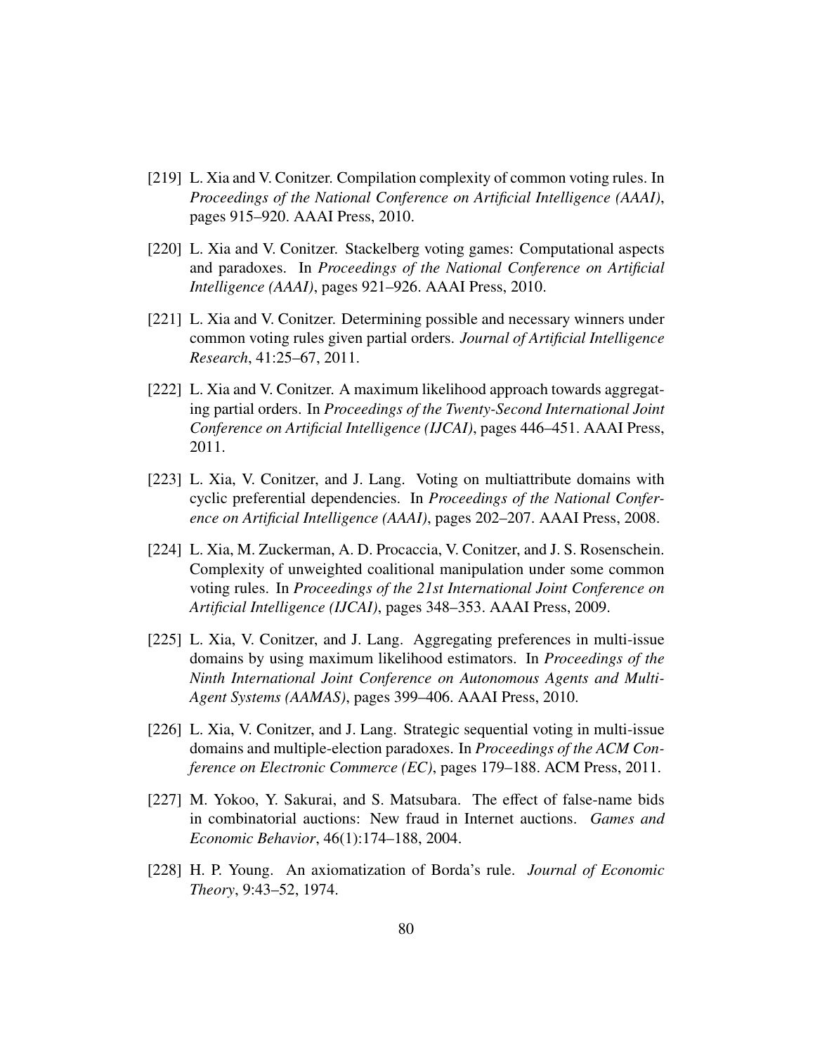[219] L. Xia and V. Conitzer. Compilation complexity of common voting rules. In *Proceedings of the National Conference on Artificial Intelligence (AAAI)*, pages 915–920. AAAI Press, 2010.

[220] L. Xia and V. Conitzer. Stackelberg voting games: Computational aspects and paradoxes. In *Proceedings of the National Conference on Artificial Intelligence (AAAI)*, pages 921–926. AAAI Press, 2010.

[221] L. Xia and V. Conitzer. Determining possible and necessary winners under common voting rules given partial orders. *Journal of Artificial Intelligence Research*, 41:25–67, 2011.

[222] L. Xia and V. Conitzer. A maximum likelihood approach towards aggregating partial orders. In *Proceedings of the Twenty-Second International Joint Conference on Artificial Intelligence (IJCAI)*, pages 446–451. AAAI Press, 2011.

[223] L. Xia, V. Conitzer, and J. Lang. Voting on multiattribute domains with cyclic preferential dependencies. In *Proceedings of the National Conference on Artificial Intelligence (AAAI)*, pages 202–207. AAAI Press, 2008.

[224] L. Xia, M. Zuckerman, A. D. Procaccia, V. Conitzer, and J. S. Rosenschein. Complexity of unweighted coalitional manipulation under some common voting rules. In *Proceedings of the 21st International Joint Conference on Artificial Intelligence (IJCAI)*, pages 348–353. AAAI Press, 2009.

[225] L. Xia, V. Conitzer, and J. Lang. Aggregating preferences in multi-issue domains by using maximum likelihood estimators. In *Proceedings of the Ninth International Joint Conference on Autonomous Agents and Multi-Agent Systems (AAMAS)*, pages 399–406. AAAI Press, 2010.

[226] L. Xia, V. Conitzer, and J. Lang. Strategic sequential voting in multi-issue domains and multiple-election paradoxes. In *Proceedings of the ACM Conference on Electronic Commerce (EC)*, pages 179–188. ACM Press, 2011.

[227] M. Yokoo, Y. Sakurai, and S. Matsubara. The effect of false-name bids in combinatorial auctions: New fraud in Internet auctions. *Games and Economic Behavior*, 46(1):174–188, 2004.

[228] H. P. Young. An axiomatization of Borda's rule. *Journal of Economic Theory*, 9:43–52, 1974.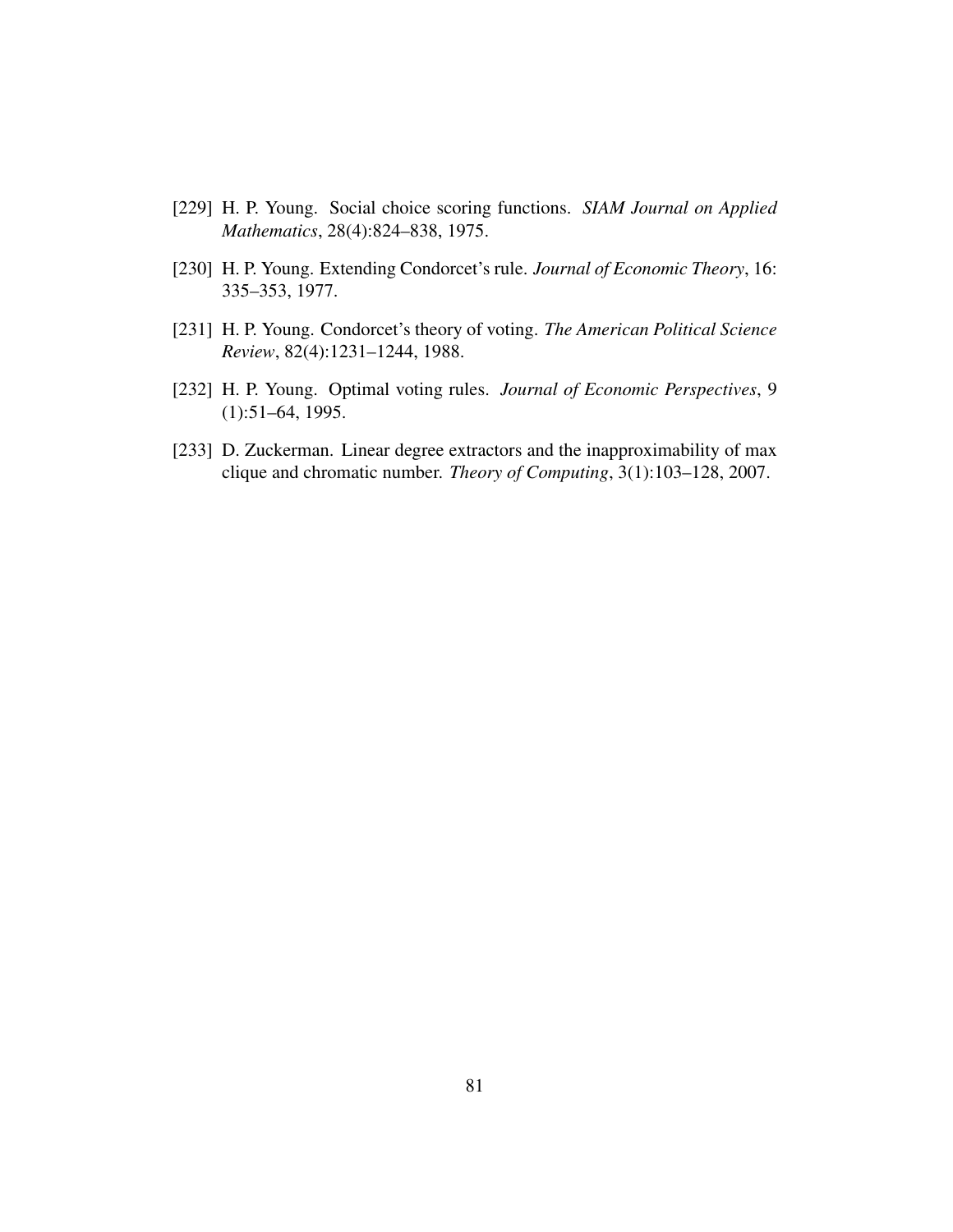[229] H. P. Young. Social choice scoring functions. *SIAM Journal on Applied Mathematics*, 28(4):824–838, 1975.

[230] H. P. Young. Extending Condorcet's rule. *Journal of Economic Theory*, 16: 335–353, 1977.

[231] H. P. Young. Condorcet's theory of voting. *The American Political Science Review*, 82(4):1231–1244, 1988.

[232] H. P. Young. Optimal voting rules. *Journal of Economic Perspectives*, 9 (1):51–64, 1995.

[233] D. Zuckerman. Linear degree extractors and the inapproximability of max clique and chromatic number. *Theory of Computing*, 3(1):103–128, 2007.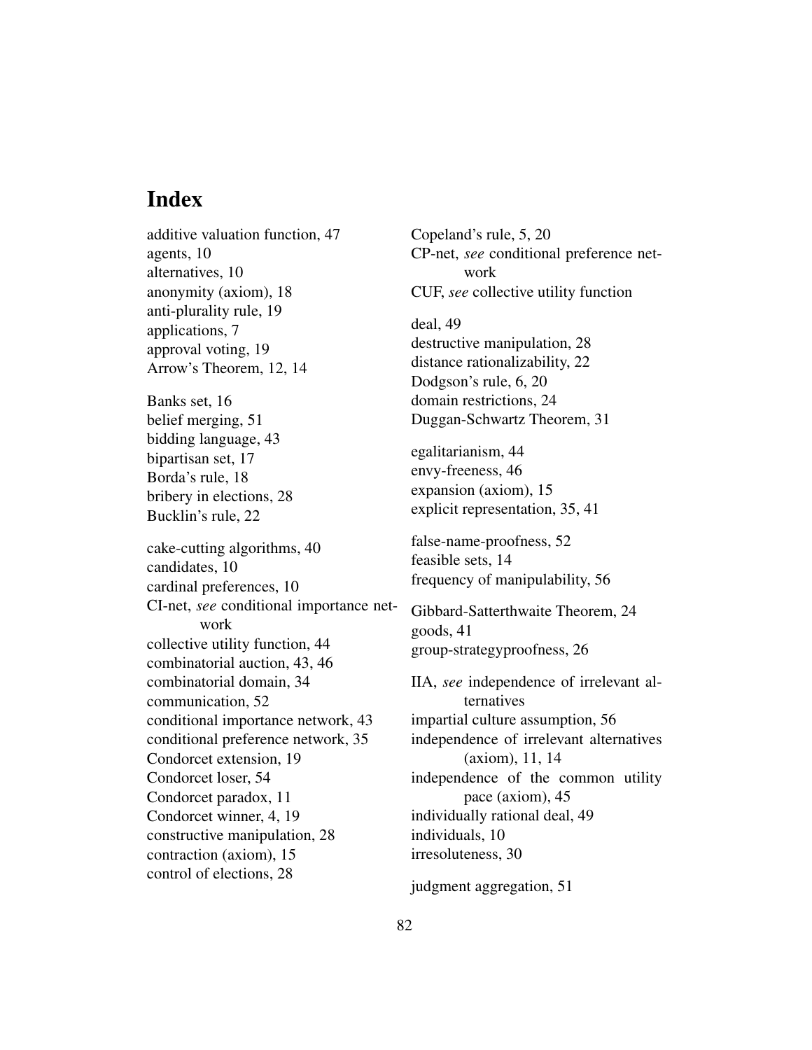# Index

additive valuation function, 47
agents, 10
alternatives, 10
anonymity (axiom), 18
anti-plurality rule, 19
applications, 7
approval voting, 19
Arrow's Theorem, 12, 14

Banks set, 16
belief merging, 51
bidding language, 43
bipartisan set, 17
Borda's rule, 18
bribery in elections, 28
Bucklin's rule, 22

cake-cutting algorithms, 40
candidates, 10
cardinal preferences, 10
CI-net, *see* conditional importance network
collective utility function, 44
combinatorial auction, 43, 46
combinatorial domain, 34
communication, 52
conditional importance network, 43
conditional preference network, 35
Condorcet extension, 19
Condorcet loser, 54
Condorcet paradox, 11
Condorcet winner, 4, 19
constructive manipulation, 28
contraction (axiom), 15
control of elections, 28

Copeland's rule, 5, 20
CP-net, *see* conditional preference network
CUF, *see* collective utility function

deal, 49
destructive manipulation, 28
distance rationalizability, 22
Dodgson's rule, 6, 20
domain restrictions, 24
Duggan-Schwartz Theorem, 31

egalitarianism, 44
envy-freeness, 46
expansion (axiom), 15
explicit representation, 35, 41

false-name-proofness, 52
feasible sets, 14
frequency of manipulability, 56

Gibbard-Satterthwaite Theorem, 24
goods, 41
group-strategyproofness, 26

IIA, *see* independence of irrelevant alternatives
impartial culture assumption, 56
independence of irrelevant alternatives (axiom), 11, 14
independence of the common utility pace (axiom), 45
individually rational deal, 49
individuals, 10
irresoluteness, 30

judgment aggregation, 51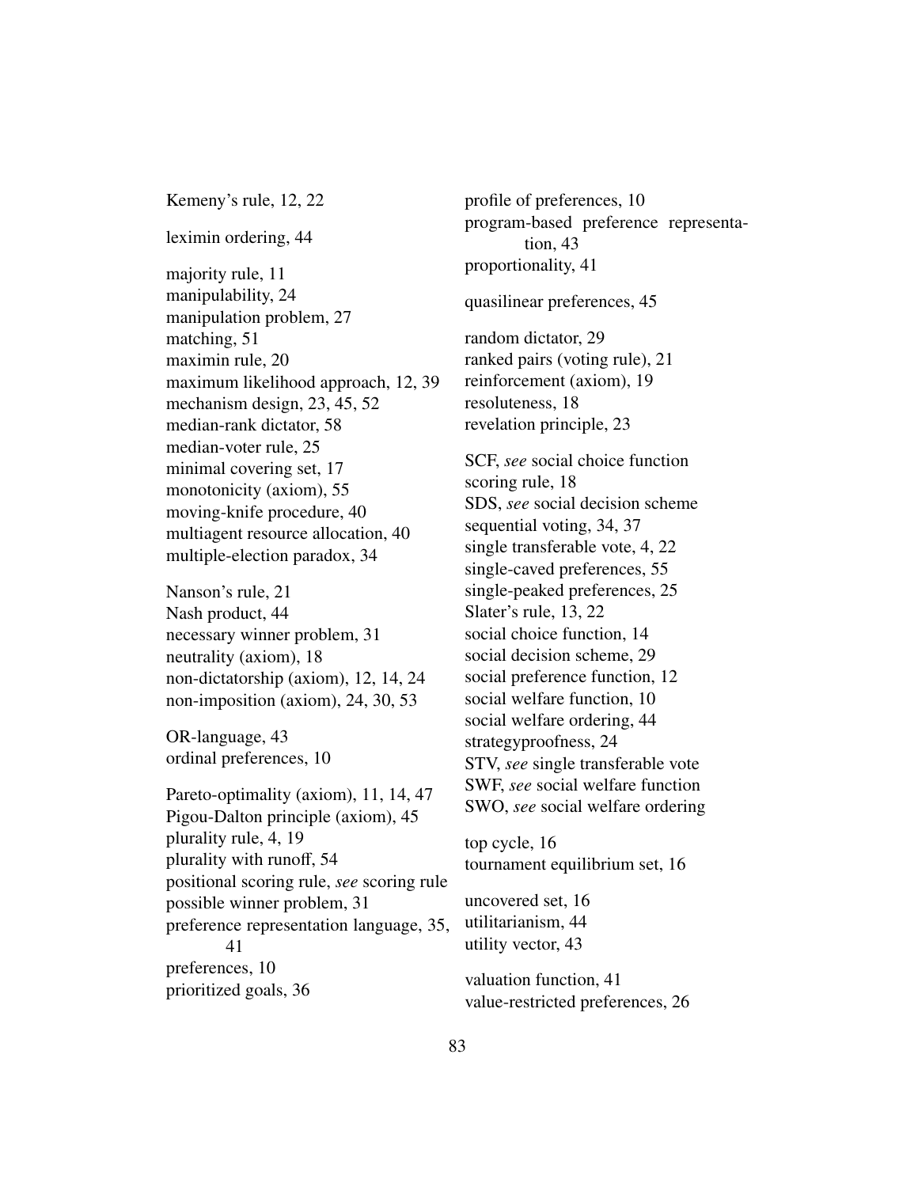Kemeny's rule, 12, 22

leximin ordering, 44

majority rule, 11
manipulability, 24
manipulation problem, 27
matching, 51
maximin rule, 20
maximum likelihood approach, 12, 39
mechanism design, 23, 45, 52
median-rank dictator, 58
median-voter rule, 25
minimal covering set, 17
monotonicity (axiom), 55
moving-knife procedure, 40
multiagent resource allocation, 40
multiple-election paradox, 34

Nanson's rule, 21
Nash product, 44
necessary winner problem, 31
neutrality (axiom), 18
non-dictatorship (axiom), 12, 14, 24
non-imposition (axiom), 24, 30, 53

OR-language, 43
ordinal preferences, 10

Pareto-optimality (axiom), 11, 14, 47
Pigou-Dalton principle (axiom), 45
plurality rule, 4, 19
plurality with runoff, 54
positional scoring rule, *see* scoring rule
possible winner problem, 31
preference representation language, 35, 41
preferences, 10
prioritized goals, 36
profile of preferences, 10
program-based preference representation, 43
proportionality, 41

quasilinear preferences, 45

random dictator, 29
ranked pairs (voting rule), 21
reinforcement (axiom), 19
resoluteness, 18
revelation principle, 23

SCF, *see* social choice function
scoring rule, 18
SDS, *see* social decision scheme
sequential voting, 34, 37
single transferable vote, 4, 22
single-caved preferences, 55
single-peaked preferences, 25
Slater's rule, 13, 22
social choice function, 14
social decision scheme, 29
social preference function, 12
social welfare function, 10
social welfare ordering, 44
strategyproofness, 24
STV, *see* single transferable vote
SWF, *see* social welfare function
SWO, *see* social welfare ordering

top cycle, 16
tournament equilibrium set, 16

uncovered set, 16
utilitarianism, 44
utility vector, 43

valuation function, 41
value-restricted preferences, 26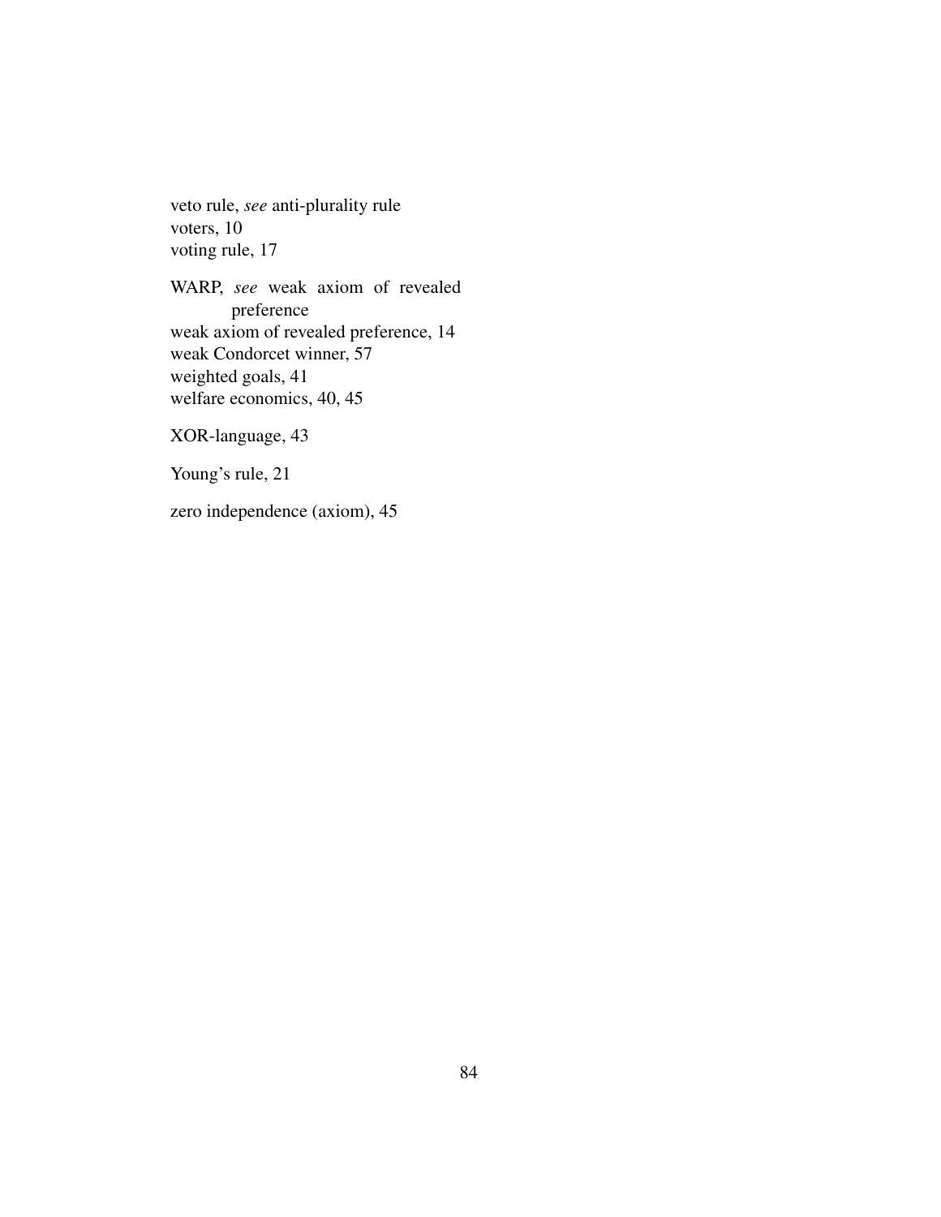veto rule, *see* anti-plurality rule  
voters, 10  
voting rule, 17

WARP, *see* weak axiom of revealed preference  
weak axiom of revealed preference, 14  
weak Condorcet winner, 57  
weighted goals, 41  
welfare economics, 40, 45

XOR-language, 43

Young's rule, 21

zero independence (axiom), 45